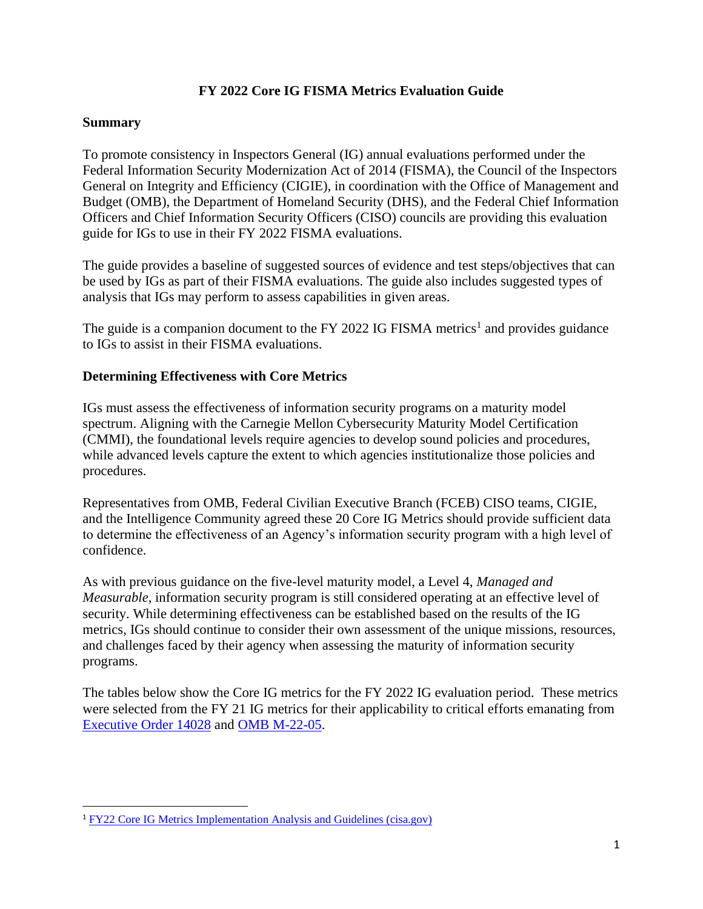# FY 2022 Core IG FISMA Metrics Evaluation Guide

## Summary

To promote consistency in Inspectors General (IG) annual evaluations performed under the Federal Information Security Modernization Act of 2014 (FISMA), the Council of the Inspectors General on Integrity and Efficiency (CIGIE), in coordination with the Office of Management and Budget (OMB), the Department of Homeland Security (DHS), and the Federal Chief Information Officers and Chief Information Security Officers (CISO) councils are providing this evaluation guide for IGs to use in their FY 2022 FISMA evaluations.

The guide provides a baseline of suggested sources of evidence and test steps/objectives that can be used by IGs as part of their FISMA evaluations. The guide also includes suggested types of analysis that IGs may perform to assess capabilities in given areas.

The guide is a companion document to the FY 2022 IG FISMA metrics[1] and provides guidance to IGs to assist in their FISMA evaluations.

## Determining Effectiveness with Core Metrics

IGs must assess the effectiveness of information security programs on a maturity model spectrum. Aligning with the Carnegie Mellon Cybersecurity Maturity Model Certification (CMMI), the foundational levels require agencies to develop sound policies and procedures, while advanced levels capture the extent to which agencies institutionalize those policies and procedures.

Representatives from OMB, Federal Civilian Executive Branch (FCEB) CISO teams, CIGIE, and the Intelligence Community agreed these 20 Core IG Metrics should provide sufficient data to determine the effectiveness of an Agency's information security program with a high level of confidence.

As with previous guidance on the five-level maturity model, a Level 4, *Managed and Measurable*, information security program is still considered operating at an effective level of security. While determining effectiveness can be established based on the results of the IG metrics, IGs should continue to consider their own assessment of the unique missions, resources, and challenges faced by their agency when assessing the maturity of information security programs.

The tables below show the Core IG metrics for the FY 2022 IG evaluation period. These metrics were selected from the FY 21 IG metrics for their applicability to critical efforts emanating from [Executive Order 14028](#) and [OMB M-22-05](#).

---

[1] [FY22 Core IG Metrics Implementation Analysis and Guidelines (cisa.gov)](#)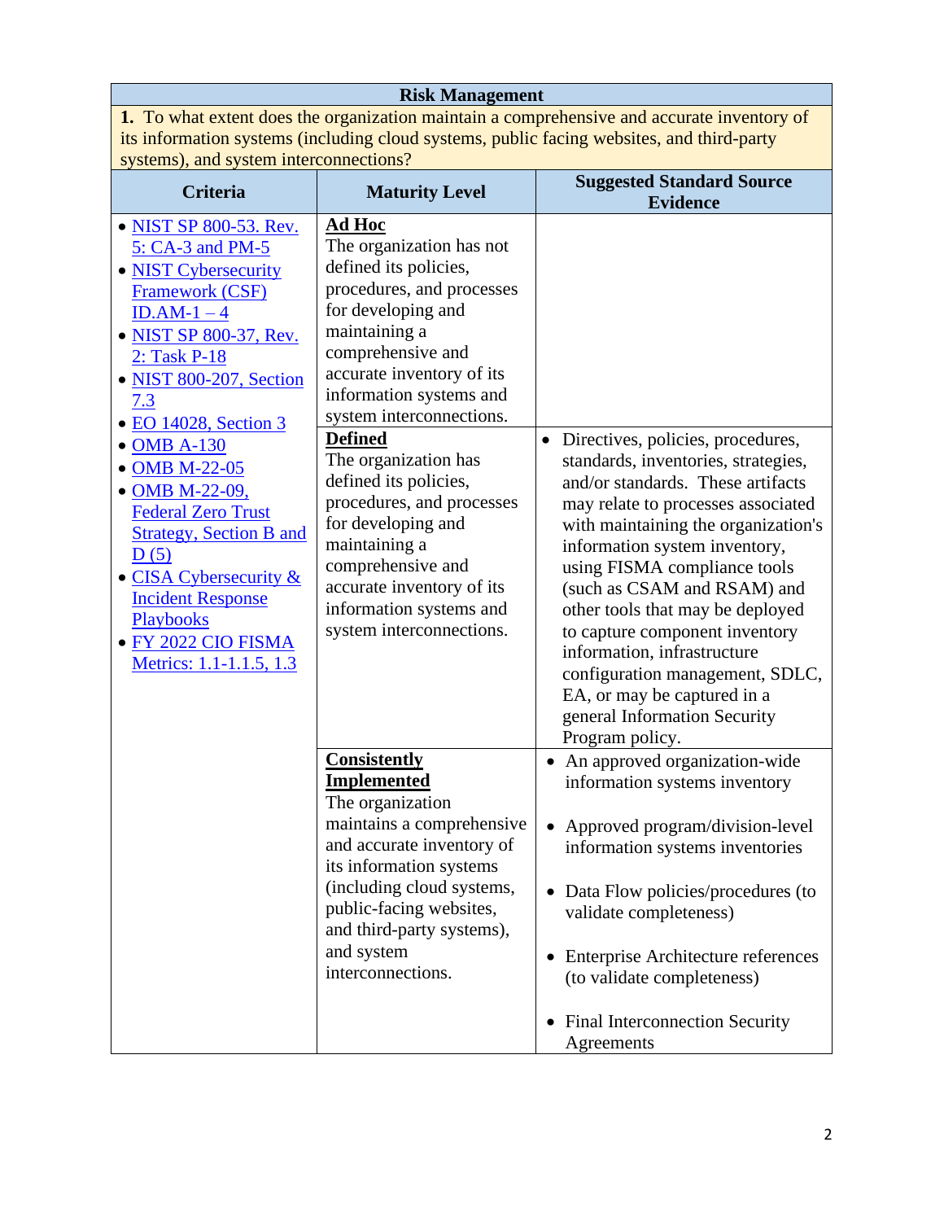| Risk Management | | |
|---|---|---|
| **1.** To what extent does the organization maintain a comprehensive and accurate inventory of its information systems (including cloud systems, public facing websites, and third-party systems), and system interconnections? | | |
| **Criteria** | **Maturity Level** | **Suggested Standard Source Evidence** |
| • NIST SP 800-53. Rev. 5: CA-3 and PM-5<br>• NIST Cybersecurity Framework (CSF) ID.AM-1 – 4<br>• NIST SP 800-37, Rev. 2: Task P-18<br>• NIST 800-207, Section 7.3<br>• EO 14028, Section 3<br>• OMB A-130<br>• OMB M-22-05<br>• OMB M-22-09, Federal Zero Trust Strategy, Section B and D (5)<br>• CISA Cybersecurity & Incident Response Playbooks<br>• FY 2022 CIO FISMA Metrics: 1.1-1.1.5, 1.3 | **Ad Hoc**<br>The organization has not defined its policies, procedures, and processes for developing and maintaining a comprehensive and accurate inventory of its information systems and system interconnections. | |
| | **Defined**<br>The organization has defined its policies, procedures, and processes for developing and maintaining a comprehensive and accurate inventory of its information systems and system interconnections. | • Directives, policies, procedures, standards, inventories, strategies, and/or standards. These artifacts may relate to processes associated with maintaining the organization's information system inventory, using FISMA compliance tools (such as CSAM and RSAM) and other tools that may be deployed to capture component inventory information, infrastructure configuration management, SDLC, EA, or may be captured in a general Information Security Program policy. |
| | **Consistently Implemented**<br>The organization maintains a comprehensive and accurate inventory of its information systems (including cloud systems, public-facing websites, and third-party systems), and system interconnections. | • An approved organization-wide information systems inventory<br>• Approved program/division-level information systems inventories<br>• Data Flow policies/procedures (to validate completeness)<br>• Enterprise Architecture references (to validate completeness)<br>• Final Interconnection Security Agreements |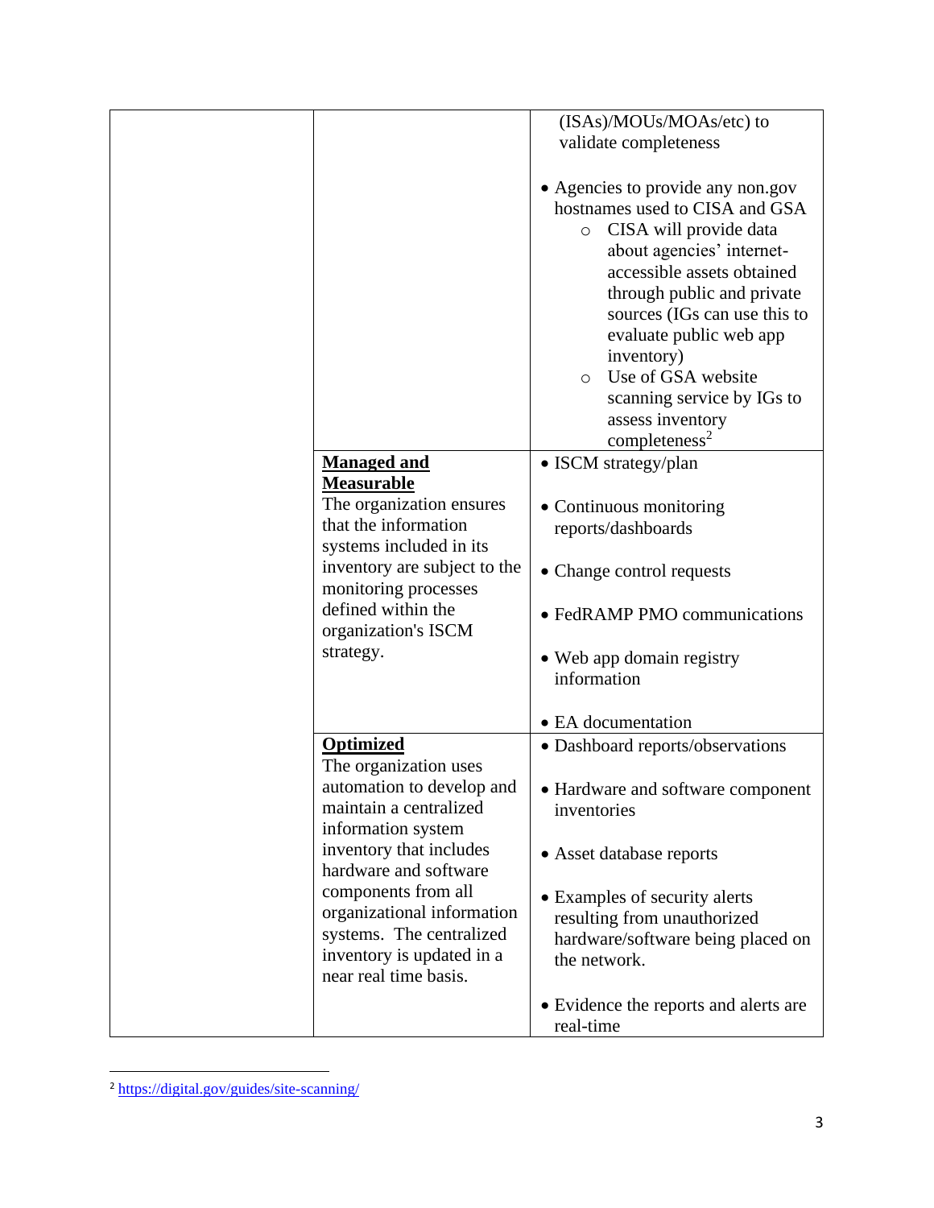| | | |
|---|---|---|
| | | (ISAs)/MOUs/MOAs/etc) to validate completeness<br><br>• Agencies to provide any non.gov hostnames used to CISA and GSA<br>  ○ CISA will provide data about agencies' internet-accessible assets obtained through public and private sources (IGs can use this to evaluate public web app inventory)<br>  ○ Use of GSA website scanning service by IGs to assess inventory completeness[2] |
| | **Managed and Measurable**<br>The organization ensures that the information systems included in its inventory are subject to the monitoring processes defined within the organization's ISCM strategy. | • ISCM strategy/plan<br><br>• Continuous monitoring reports/dashboards<br><br>• Change control requests<br><br>• FedRAMP PMO communications<br><br>• Web app domain registry information<br><br>• EA documentation |
| | **Optimized**<br>The organization uses automation to develop and maintain a centralized information system inventory that includes hardware and software components from all organizational information systems. The centralized inventory is updated in a near real time basis. | • Dashboard reports/observations<br><br>• Hardware and software component inventories<br><br>• Asset database reports<br><br>• Examples of security alerts resulting from unauthorized hardware/software being placed on the network.<br><br>• Evidence the reports and alerts are real-time |

[2] https://digital.gov/guides/site-scanning/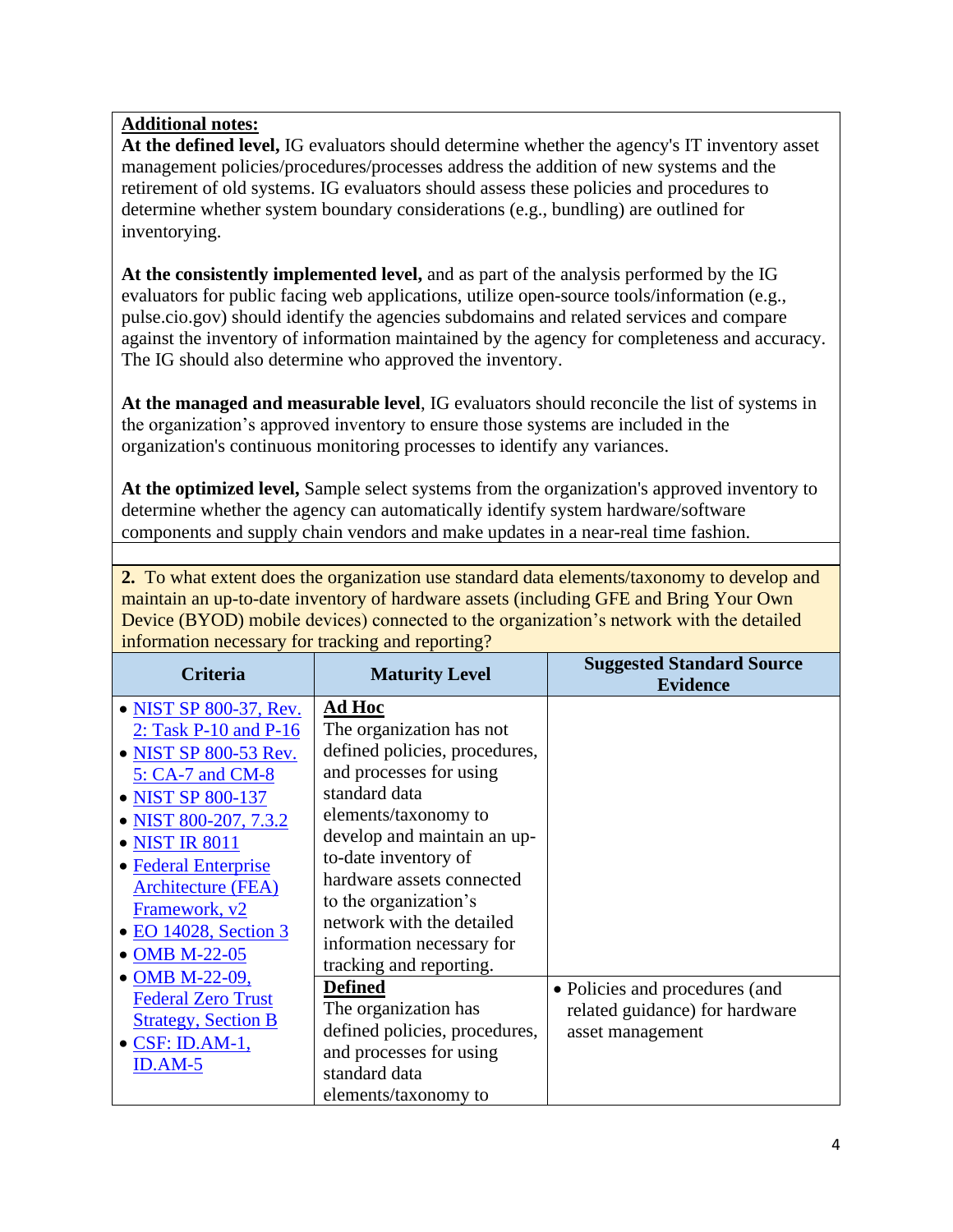**Additional notes:**

**At the defined level,** IG evaluators should determine whether the agency's IT inventory asset management policies/procedures/processes address the addition of new systems and the retirement of old systems. IG evaluators should assess these policies and procedures to determine whether system boundary considerations (e.g., bundling) are outlined for inventorying.

**At the consistently implemented level,** and as part of the analysis performed by the IG evaluators for public facing web applications, utilize open-source tools/information (e.g., pulse.cio.gov) should identify the agencies subdomains and related services and compare against the inventory of information maintained by the agency for completeness and accuracy. The IG should also determine who approved the inventory.

**At the managed and measurable level**, IG evaluators should reconcile the list of systems in the organization's approved inventory to ensure those systems are included in the organization's continuous monitoring processes to identify any variances.

**At the optimized level,** Sample select systems from the organization's approved inventory to determine whether the agency can automatically identify system hardware/software components and supply chain vendors and make updates in a near-real time fashion.

**2.** To what extent does the organization use standard data elements/taxonomy to develop and maintain an up-to-date inventory of hardware assets (including GFE and Bring Your Own Device (BYOD) mobile devices) connected to the organization's network with the detailed information necessary for tracking and reporting?

| Criteria | Maturity Level | Suggested Standard Source Evidence |
|---|---|---|
| • NIST SP 800-37, Rev. 2: Task P-10 and P-16<br>• NIST SP 800-53 Rev. 5: CA-7 and CM-8<br>• NIST SP 800-137<br>• NIST 800-207, 7.3.2<br>• NIST IR 8011<br>• Federal Enterprise Architecture (FEA) Framework, v2<br>• EO 14028, Section 3<br>• OMB M-22-05<br>• OMB M-22-09, Federal Zero Trust Strategy, Section B<br>• CSF: ID.AM-1, ID.AM-5 | **Ad Hoc**<br>The organization has not defined policies, procedures, and processes for using standard data elements/taxonomy to develop and maintain an up-to-date inventory of hardware assets connected to the organization's network with the detailed information necessary for tracking and reporting. | |
| | **Defined**<br>The organization has defined policies, procedures, and processes for using standard data elements/taxonomy to | • Policies and procedures (and related guidance) for hardware asset management |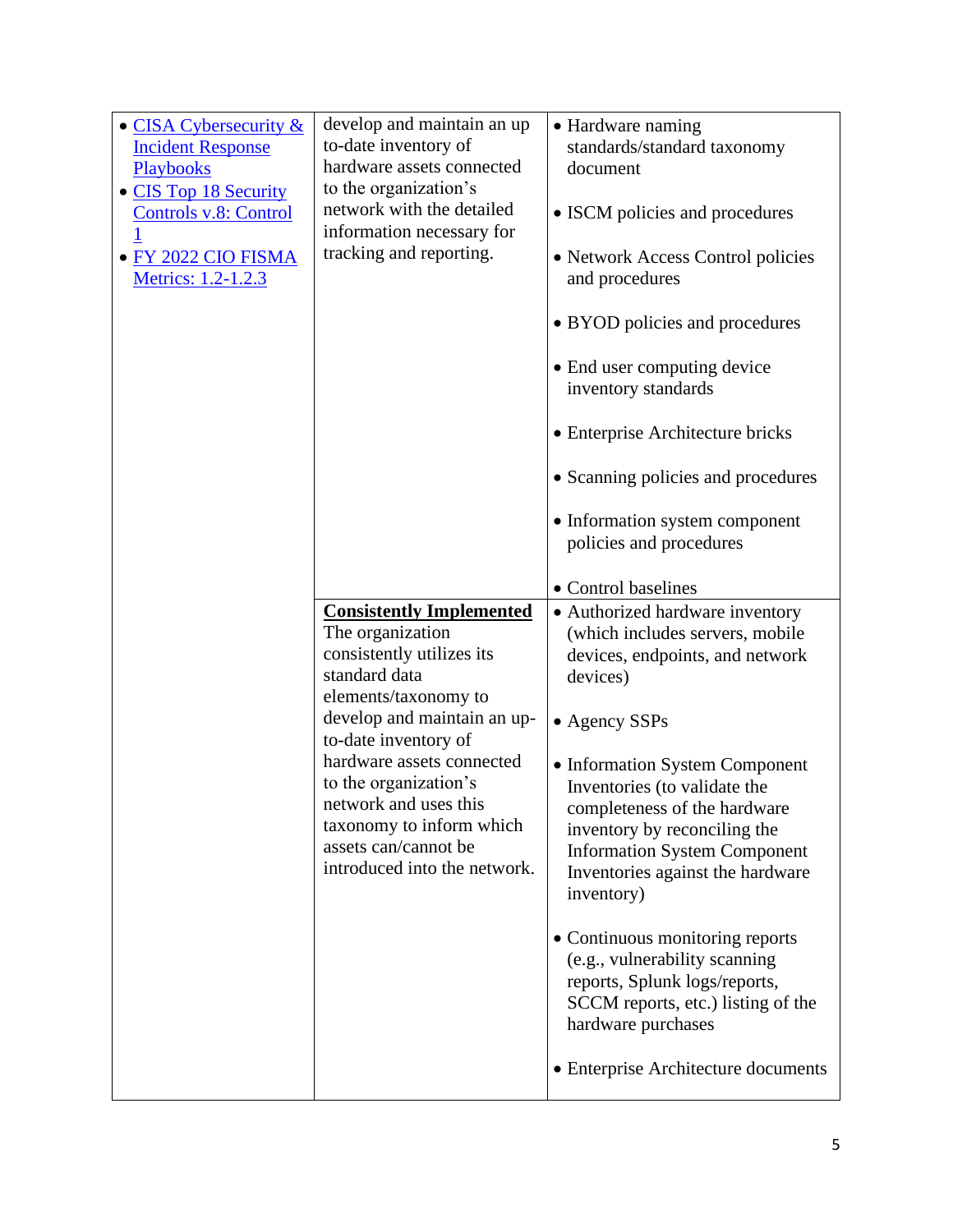| | | |
|---|---|---|
| • [CISA Cybersecurity & Incident Response Playbooks]<br>• [CIS Top 18 Security Controls v.8: Control 1]<br>• [FY 2022 CIO FISMA Metrics: 1.2-1.2.3] | develop and maintain an up to-date inventory of hardware assets connected to the organization's network with the detailed information necessary for tracking and reporting. | • Hardware naming standards/standard taxonomy document<br>• ISCM policies and procedures<br>• Network Access Control policies and procedures<br>• BYOD policies and procedures<br>• End user computing device inventory standards<br>• Enterprise Architecture bricks<br>• Scanning policies and procedures<br>• Information system component policies and procedures<br>• Control baselines |
| | **Consistently Implemented**<br>The organization consistently utilizes its standard data elements/taxonomy to develop and maintain an up-to-date inventory of hardware assets connected to the organization's network and uses this taxonomy to inform which assets can/cannot be introduced into the network. | • Authorized hardware inventory (which includes servers, mobile devices, endpoints, and network devices)<br>• Agency SSPs<br>• Information System Component Inventories (to validate the completeness of the hardware inventory by reconciling the Information System Component Inventories against the hardware inventory)<br>• Continuous monitoring reports (e.g., vulnerability scanning reports, Splunk logs/reports, SCCM reports, etc.) listing of the hardware purchases<br>• Enterprise Architecture documents |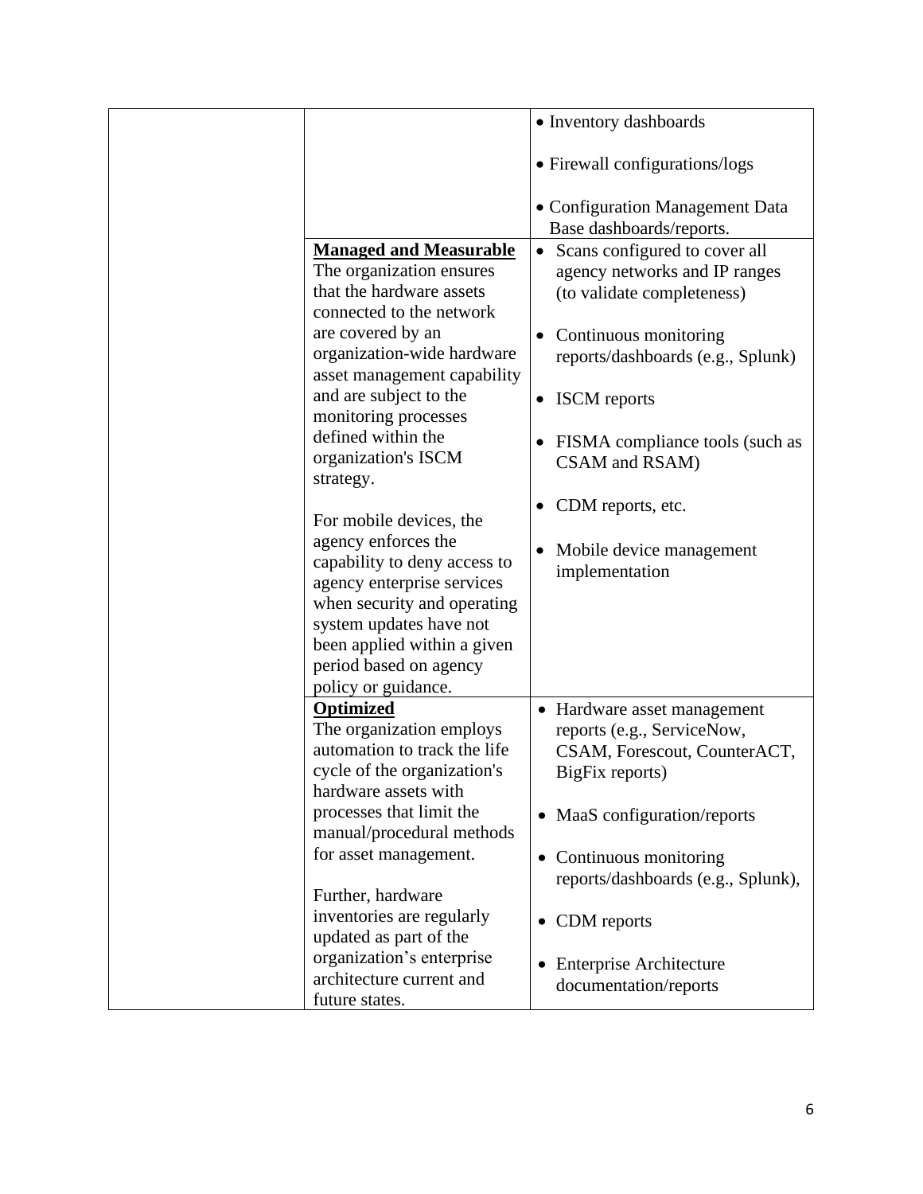| | | |
|---|---|---|
| | | • Inventory dashboards<br><br>• Firewall configurations/logs<br><br>• Configuration Management Data Base dashboards/reports. |
| | **Managed and Measurable**<br>The organization ensures that the hardware assets connected to the network are covered by an organization-wide hardware asset management capability and are subject to the monitoring processes defined within the organization's ISCM strategy.<br><br>For mobile devices, the agency enforces the capability to deny access to agency enterprise services when security and operating system updates have not been applied within a given period based on agency policy or guidance. | • Scans configured to cover all agency networks and IP ranges (to validate completeness)<br><br>• Continuous monitoring reports/dashboards (e.g., Splunk)<br><br>• ISCM reports<br><br>• FISMA compliance tools (such as CSAM and RSAM)<br><br>• CDM reports, etc.<br><br>• Mobile device management implementation |
| | **Optimized**<br>The organization employs automation to track the life cycle of the organization's hardware assets with processes that limit the manual/procedural methods for asset management.<br><br>Further, hardware inventories are regularly updated as part of the organization's enterprise architecture current and future states. | • Hardware asset management reports (e.g., ServiceNow, CSAM, Forescout, CounterACT, BigFix reports)<br><br>• MaaS configuration/reports<br><br>• Continuous monitoring reports/dashboards (e.g., Splunk),<br><br>• CDM reports<br><br>• Enterprise Architecture documentation/reports |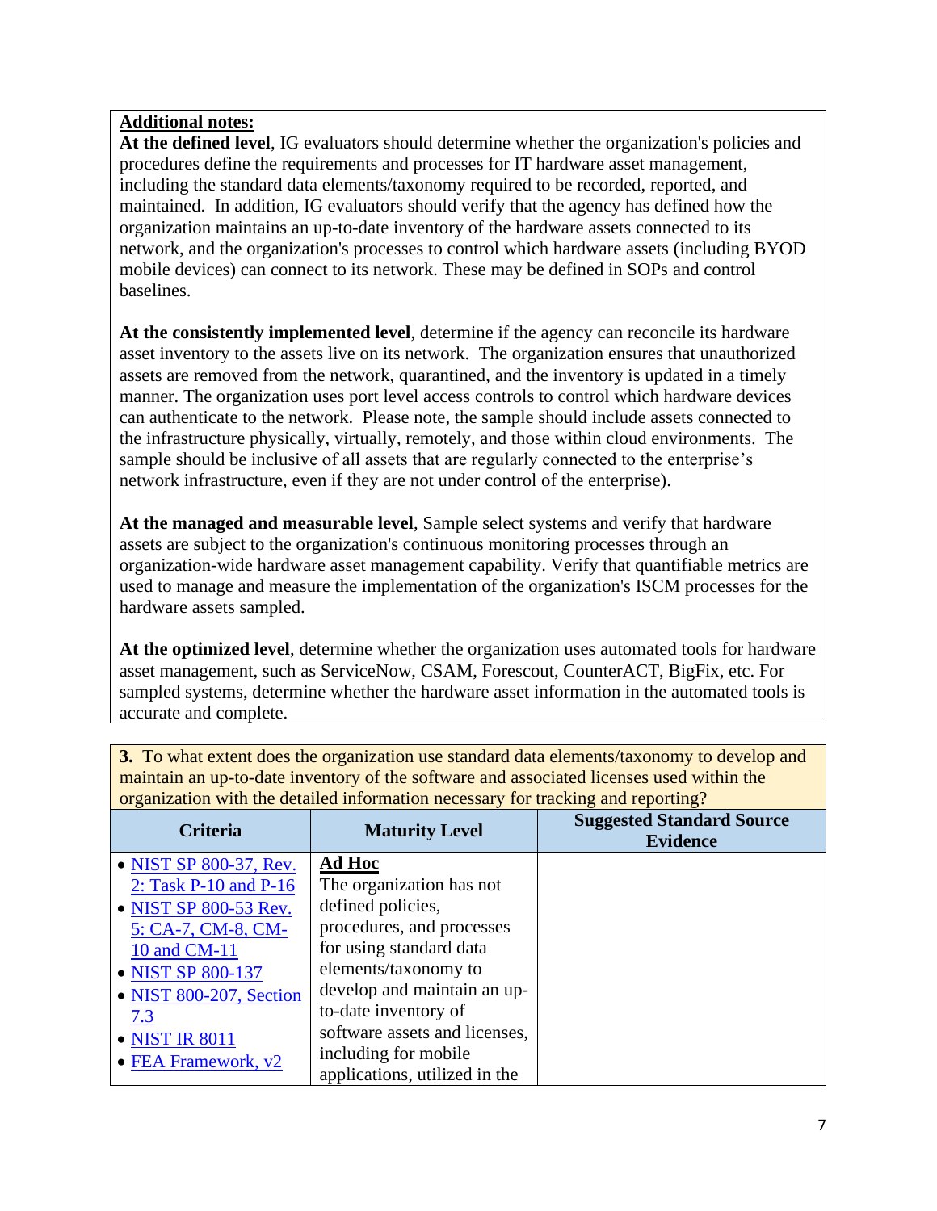**Additional notes:**

**At the defined level**, IG evaluators should determine whether the organization's policies and procedures define the requirements and processes for IT hardware asset management, including the standard data elements/taxonomy required to be recorded, reported, and maintained. In addition, IG evaluators should verify that the agency has defined how the organization maintains an up-to-date inventory of the hardware assets connected to its network, and the organization's processes to control which hardware assets (including BYOD mobile devices) can connect to its network. These may be defined in SOPs and control baselines.

**At the consistently implemented level**, determine if the agency can reconcile its hardware asset inventory to the assets live on its network. The organization ensures that unauthorized assets are removed from the network, quarantined, and the inventory is updated in a timely manner. The organization uses port level access controls to control which hardware devices can authenticate to the network. Please note, the sample should include assets connected to the infrastructure physically, virtually, remotely, and those within cloud environments. The sample should be inclusive of all assets that are regularly connected to the enterprise's network infrastructure, even if they are not under control of the enterprise).

**At the managed and measurable level**, Sample select systems and verify that hardware assets are subject to the organization's continuous monitoring processes through an organization-wide hardware asset management capability. Verify that quantifiable metrics are used to manage and measure the implementation of the organization's ISCM processes for the hardware assets sampled.

**At the optimized level**, determine whether the organization uses automated tools for hardware asset management, such as ServiceNow, CSAM, Forescout, CounterACT, BigFix, etc. For sampled systems, determine whether the hardware asset information in the automated tools is accurate and complete.

**3.** To what extent does the organization use standard data elements/taxonomy to develop and maintain an up-to-date inventory of the software and associated licenses used within the organization with the detailed information necessary for tracking and reporting?

| Criteria | Maturity Level | Suggested Standard Source Evidence |
|---|---|---|
| • NIST SP 800-37, Rev. 2: Task P-10 and P-16<br>• NIST SP 800-53 Rev. 5: CA-7, CM-8, CM-10 and CM-11<br>• NIST SP 800-137<br>• NIST 800-207, Section 7.3<br>• NIST IR 8011<br>• FEA Framework, v2 | **Ad Hoc**<br>The organization has not defined policies, procedures, and processes for using standard data elements/taxonomy to develop and maintain an up-to-date inventory of software assets and licenses, including for mobile applications, utilized in the | |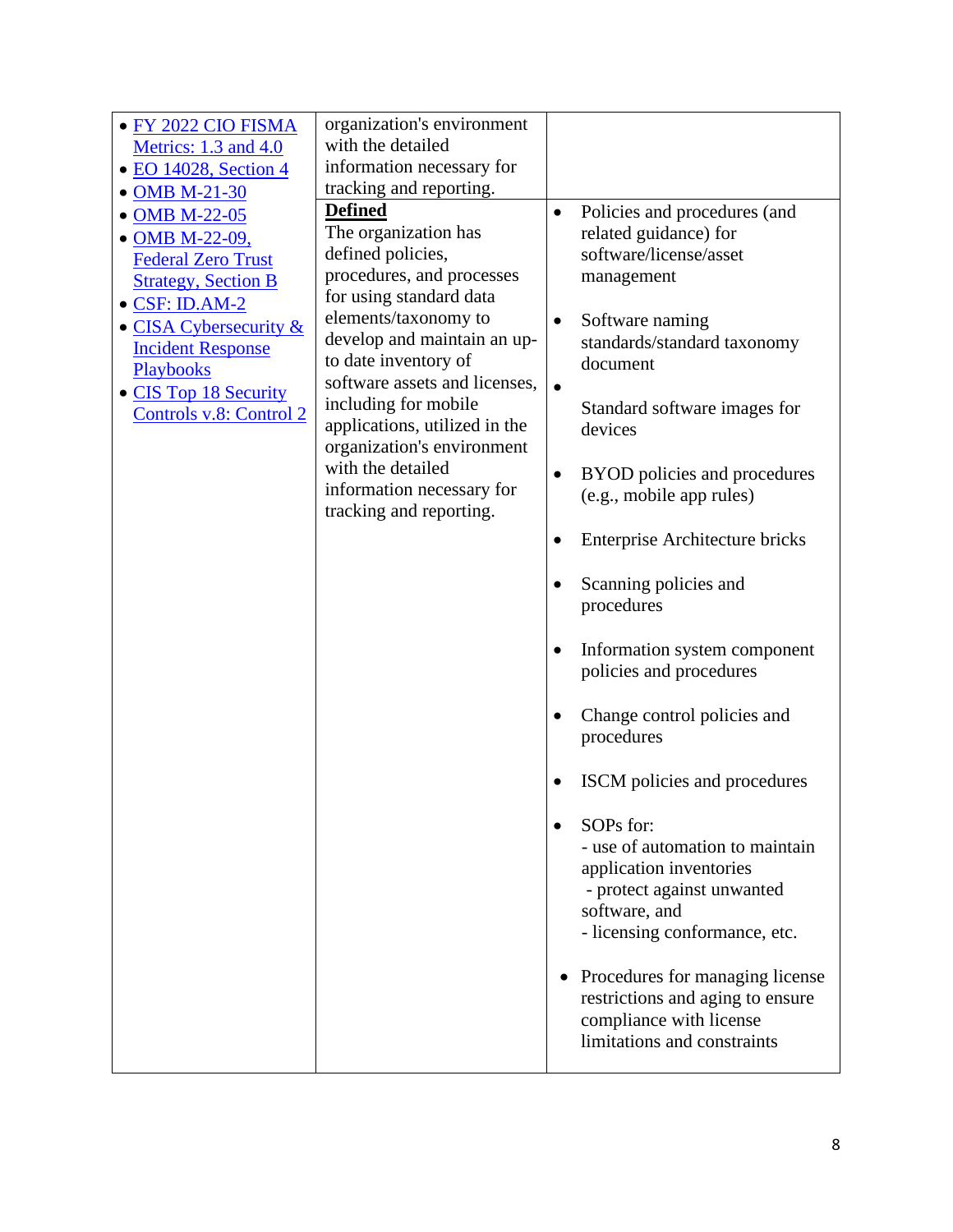| | | |
|---|---|---|
| • FY 2022 CIO FISMA Metrics: 1.3 and 4.0<br>• EO 14028, Section 4<br>• OMB M-21-30<br>• OMB M-22-05<br>• OMB M-22-09, Federal Zero Trust Strategy, Section B<br>• CSF: ID.AM-2<br>• CISA Cybersecurity & Incident Response Playbooks<br>• CIS Top 18 Security Controls v.8: Control 2 | organization's environment with the detailed information necessary for tracking and reporting. | |
| | **Defined**<br>The organization has defined policies, procedures, and processes for using standard data elements/taxonomy to develop and maintain an up-to date inventory of software assets and licenses, including for mobile applications, utilized in the organization's environment with the detailed information necessary for tracking and reporting. | • Policies and procedures (and related guidance) for software/license/asset management<br>• Software naming standards/standard taxonomy document<br>• Standard software images for devices<br>• BYOD policies and procedures (e.g., mobile app rules)<br>• Enterprise Architecture bricks<br>• Scanning policies and procedures<br>• Information system component policies and procedures<br>• Change control policies and procedures<br>• ISCM policies and procedures<br>• SOPs for:<br>- use of automation to maintain application inventories<br>- protect against unwanted software, and<br>- licensing conformance, etc.<br>• Procedures for managing license restrictions and aging to ensure compliance with license limitations and constraints |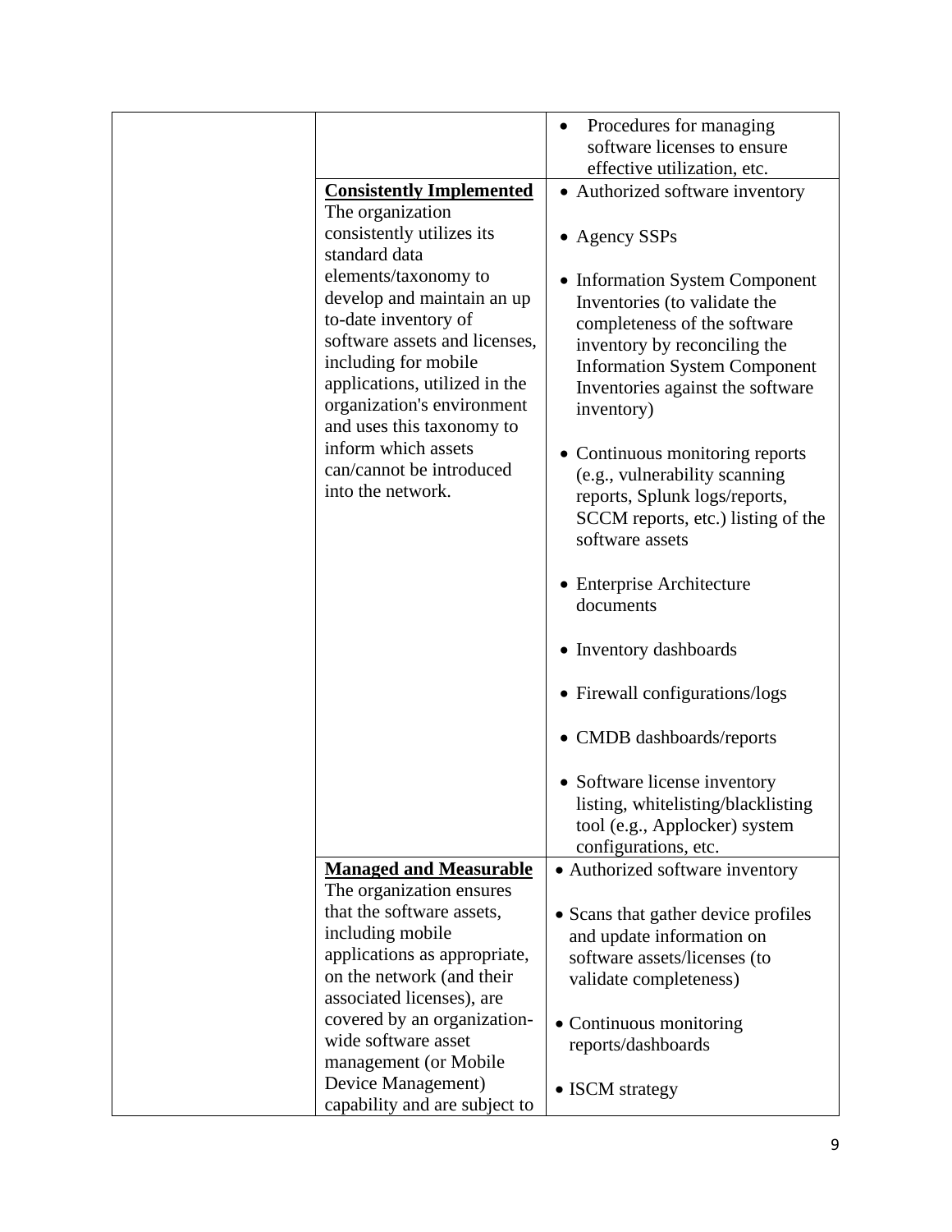| | | |
|---|---|---|
| | | • Procedures for managing software licenses to ensure effective utilization, etc. |
| | **<u>Consistently Implemented</u>** The organization consistently utilizes its standard data elements/taxonomy to develop and maintain an up to-date inventory of software assets and licenses, including for mobile applications, utilized in the organization's environment and uses this taxonomy to inform which assets can/cannot be introduced into the network. | • Authorized software inventory<br><br>• Agency SSPs<br><br>• Information System Component Inventories (to validate the completeness of the software inventory by reconciling the Information System Component Inventories against the software inventory)<br><br>• Continuous monitoring reports (e.g., vulnerability scanning reports, Splunk logs/reports, SCCM reports, etc.) listing of the software assets<br><br>• Enterprise Architecture documents<br><br>• Inventory dashboards<br><br>• Firewall configurations/logs<br><br>• CMDB dashboards/reports<br><br>• Software license inventory listing, whitelisting/blacklisting tool (e.g., Applocker) system configurations, etc. |
| | **<u>Managed and Measurable</u>** The organization ensures that the software assets, including mobile applications as appropriate, on the network (and their associated licenses), are covered by an organization-wide software asset management (or Mobile Device Management) capability and are subject to | • Authorized software inventory<br><br>• Scans that gather device profiles and update information on software assets/licenses (to validate completeness)<br><br>• Continuous monitoring reports/dashboards<br><br>• ISCM strategy |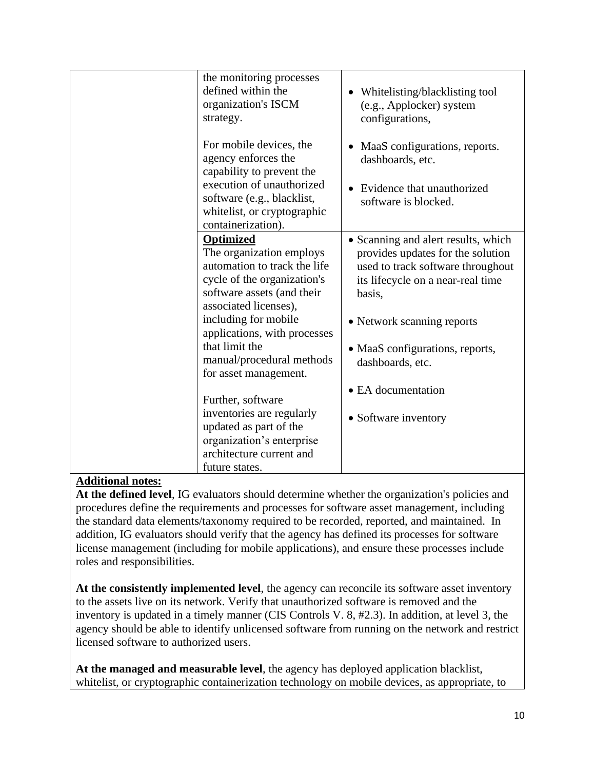| | | |
|---|---|---|
| | the monitoring processes defined within the organization's ISCM strategy.<br><br>For mobile devices, the agency enforces the capability to prevent the execution of unauthorized software (e.g., blacklist, whitelist, or cryptographic containerization). | • Whitelisting/blacklisting tool (e.g., Applocker) system configurations,<br><br>• MaaS configurations, reports. dashboards, etc.<br><br>• Evidence that unauthorized software is blocked. |
| | **Optimized**<br>The organization employs automation to track the life cycle of the organization's software assets (and their associated licenses), including for mobile applications, with processes that limit the manual/procedural methods for asset management.<br><br>Further, software inventories are regularly updated as part of the organization's enterprise architecture current and future states. | • Scanning and alert results, which provides updates for the solution used to track software throughout its lifecycle on a near-real time basis,<br><br>• Network scanning reports<br><br>• MaaS configurations, reports, dashboards, etc.<br><br>• EA documentation<br><br>• Software inventory |

**Additional notes:**

**At the defined level**, IG evaluators should determine whether the organization's policies and procedures define the requirements and processes for software asset management, including the standard data elements/taxonomy required to be recorded, reported, and maintained. In addition, IG evaluators should verify that the agency has defined its processes for software license management (including for mobile applications), and ensure these processes include roles and responsibilities.

**At the consistently implemented level**, the agency can reconcile its software asset inventory to the assets live on its network. Verify that unauthorized software is removed and the inventory is updated in a timely manner (CIS Controls V. 8, #2.3). In addition, at level 3, the agency should be able to identify unlicensed software from running on the network and restrict licensed software to authorized users.

**At the managed and measurable level**, the agency has deployed application blacklist, whitelist, or cryptographic containerization technology on mobile devices, as appropriate, to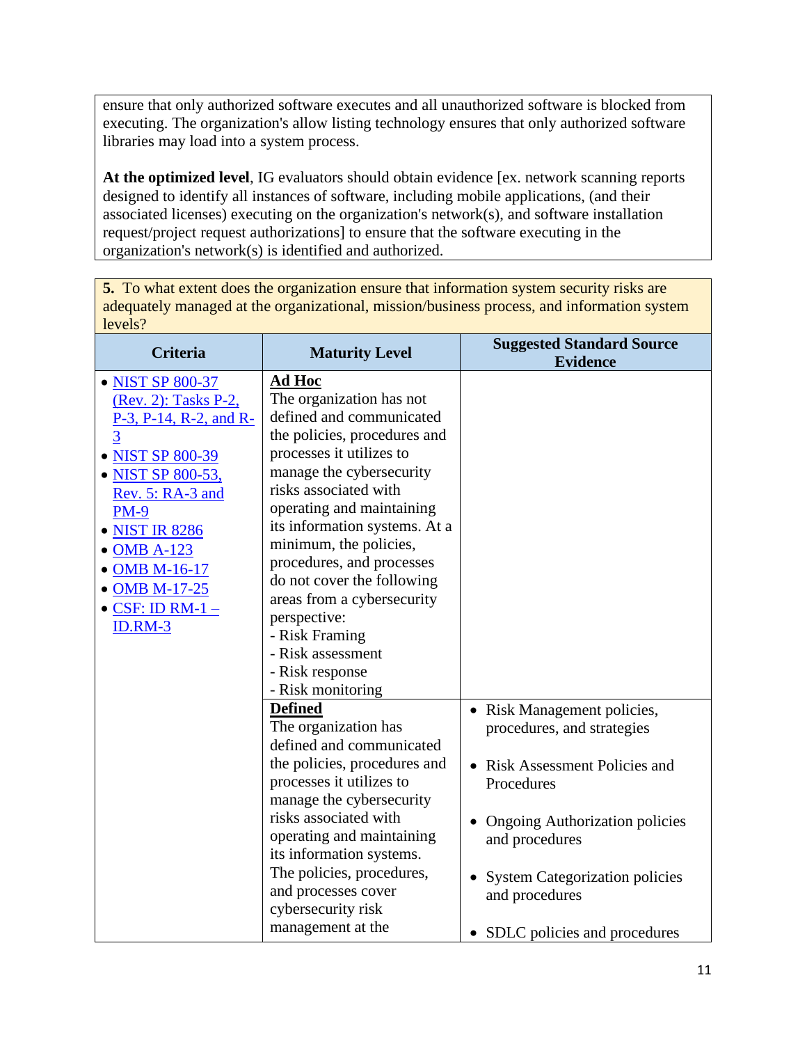ensure that only authorized software executes and all unauthorized software is blocked from executing. The organization's allow listing technology ensures that only authorized software libraries may load into a system process.

**At the optimized level**, IG evaluators should obtain evidence [ex. network scanning reports designed to identify all instances of software, including mobile applications, (and their associated licenses) executing on the organization's network(s), and software installation request/project request authorizations] to ensure that the software executing in the organization's network(s) is identified and authorized.

**5.** To what extent does the organization ensure that information system security risks are adequately managed at the organizational, mission/business process, and information system levels?

| Criteria | Maturity Level | Suggested Standard Source Evidence |
|---|---|---|
| • NIST SP 800-37 (Rev. 2): Tasks P-2, P-3, P-14, R-2, and R-3<br>• NIST SP 800-39<br>• NIST SP 800-53, Rev. 5: RA-3 and PM-9<br>• NIST IR 8286<br>• OMB A-123<br>• OMB M-16-17<br>• OMB M-17-25<br>• CSF: ID RM-1 – ID.RM-3 | **Ad Hoc**<br>The organization has not defined and communicated the policies, procedures and processes it utilizes to manage the cybersecurity risks associated with operating and maintaining its information systems. At a minimum, the policies, procedures, and processes do not cover the following areas from a cybersecurity perspective:<br>- Risk Framing<br>- Risk assessment<br>- Risk response<br>- Risk monitoring | |
| | **Defined**<br>The organization has defined and communicated the policies, procedures and processes it utilizes to manage the cybersecurity risks associated with operating and maintaining its information systems. The policies, procedures, and processes cover cybersecurity risk management at the | • Risk Management policies, procedures, and strategies<br>• Risk Assessment Policies and Procedures<br>• Ongoing Authorization policies and procedures<br>• System Categorization policies and procedures<br>• SDLC policies and procedures |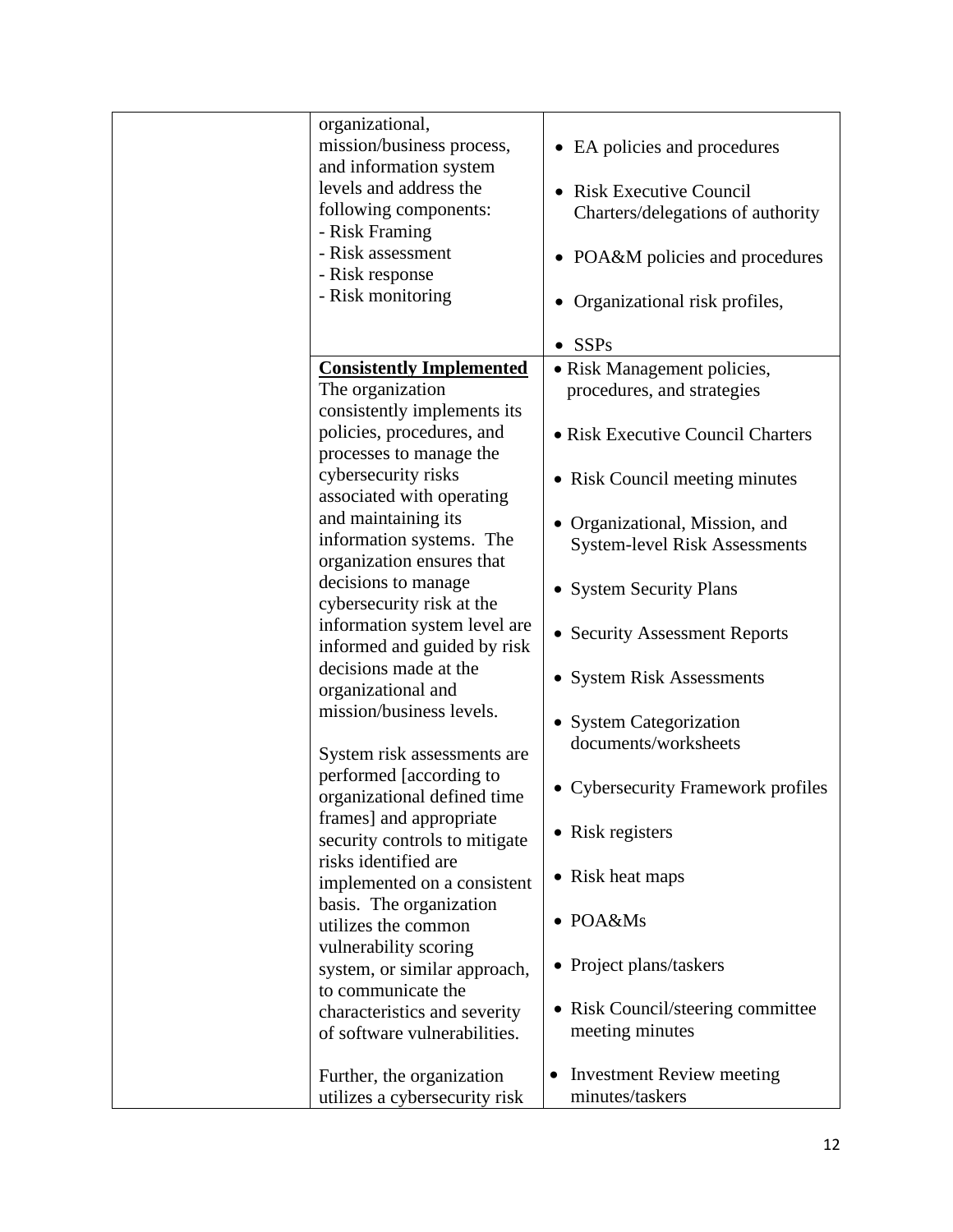| | | |
|---|---|---|
| | organizational, mission/business process, and information system levels and address the following components:<br>- Risk Framing<br>- Risk assessment<br>- Risk response<br>- Risk monitoring | • EA policies and procedures<br>• Risk Executive Council Charters/delegations of authority<br>• POA&M policies and procedures<br>• Organizational risk profiles,<br>• SSPs |
| | **<u>Consistently Implemented</u>**<br>The organization consistently implements its policies, procedures, and processes to manage the cybersecurity risks associated with operating and maintaining its information systems. The organization ensures that decisions to manage cybersecurity risk at the information system level are informed and guided by risk decisions made at the organizational and mission/business levels.<br><br>System risk assessments are performed [according to organizational defined time frames] and appropriate security controls to mitigate risks identified are implemented on a consistent basis. The organization utilizes the common vulnerability scoring system, or similar approach, to communicate the characteristics and severity of software vulnerabilities.<br><br>Further, the organization utilizes a cybersecurity risk | • Risk Management policies, procedures, and strategies<br>• Risk Executive Council Charters<br>• Risk Council meeting minutes<br>• Organizational, Mission, and System-level Risk Assessments<br>• System Security Plans<br>• Security Assessment Reports<br>• System Risk Assessments<br>• System Categorization documents/worksheets<br>• Cybersecurity Framework profiles<br>• Risk registers<br>• Risk heat maps<br>• POA&Ms<br>• Project plans/taskers<br>• Risk Council/steering committee meeting minutes<br>• Investment Review meeting minutes/taskers |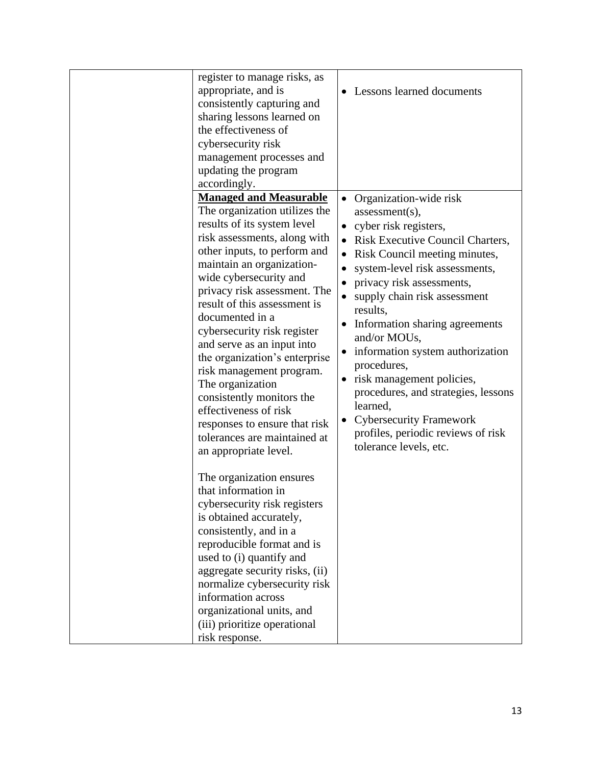| | | |
|---|---|---|
| | register to manage risks, as appropriate, and is consistently capturing and sharing lessons learned on the effectiveness of cybersecurity risk management processes and updating the program accordingly. | • Lessons learned documents |
| | **Managed and Measurable** The organization utilizes the results of its system level risk assessments, along with other inputs, to perform and maintain an organization-wide cybersecurity and privacy risk assessment. The result of this assessment is documented in a cybersecurity risk register and serve as an input into the organization's enterprise risk management program. The organization consistently monitors the effectiveness of risk responses to ensure that risk tolerances are maintained at an appropriate level.<br><br>The organization ensures that information in cybersecurity risk registers is obtained accurately, consistently, and in a reproducible format and is used to (i) quantify and aggregate security risks, (ii) normalize cybersecurity risk information across organizational units, and (iii) prioritize operational risk response. | • Organization-wide risk assessment(s),<br>• cyber risk registers,<br>• Risk Executive Council Charters,<br>• Risk Council meeting minutes,<br>• system-level risk assessments,<br>• privacy risk assessments,<br>• supply chain risk assessment results,<br>• Information sharing agreements and/or MOUs,<br>• information system authorization procedures,<br>• risk management policies, procedures, and strategies, lessons learned,<br>• Cybersecurity Framework profiles, periodic reviews of risk tolerance levels, etc. |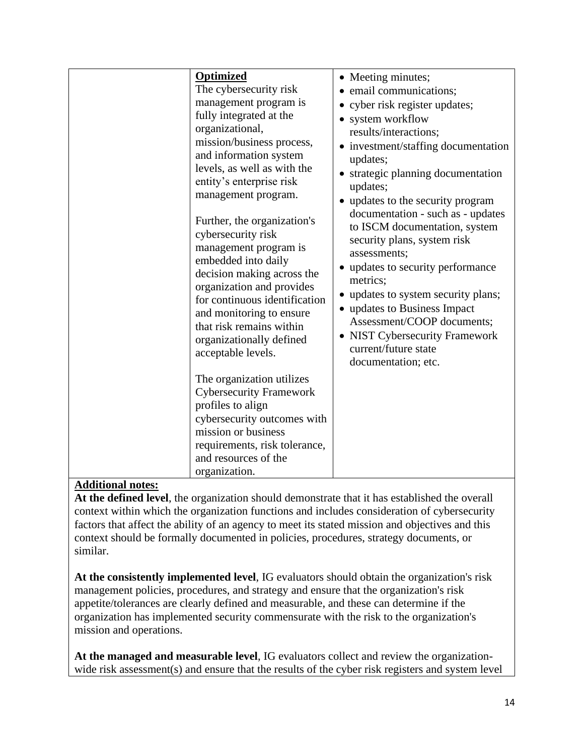| | | |
|---|---|---|
| | **Optimized**<br>The cybersecurity risk management program is fully integrated at the organizational, mission/business process, and information system levels, as well as with the entity's enterprise risk management program.<br><br>Further, the organization's cybersecurity risk management program is embedded into daily decision making across the organization and provides for continuous identification and monitoring to ensure that risk remains within organizationally defined acceptable levels.<br><br>The organization utilizes Cybersecurity Framework profiles to align cybersecurity outcomes with mission or business requirements, risk tolerance, and resources of the organization. | • Meeting minutes;<br>• email communications;<br>• cyber risk register updates;<br>• system workflow results/interactions;<br>• investment/staffing documentation updates;<br>• strategic planning documentation updates;<br>• updates to the security program documentation - such as - updates to ISCM documentation, system security plans, system risk assessments;<br>• updates to security performance metrics;<br>• updates to system security plans;<br>• updates to Business Impact Assessment/COOP documents;<br>• NIST Cybersecurity Framework current/future state documentation; etc. |

**Additional notes:**

**At the defined level**, the organization should demonstrate that it has established the overall context within which the organization functions and includes consideration of cybersecurity factors that affect the ability of an agency to meet its stated mission and objectives and this context should be formally documented in policies, procedures, strategy documents, or similar.

**At the consistently implemented level**, IG evaluators should obtain the organization's risk management policies, procedures, and strategy and ensure that the organization's risk appetite/tolerances are clearly defined and measurable, and these can determine if the organization has implemented security commensurate with the risk to the organization's mission and operations.

**At the managed and measurable level**, IG evaluators collect and review the organization-wide risk assessment(s) and ensure that the results of the cyber risk registers and system level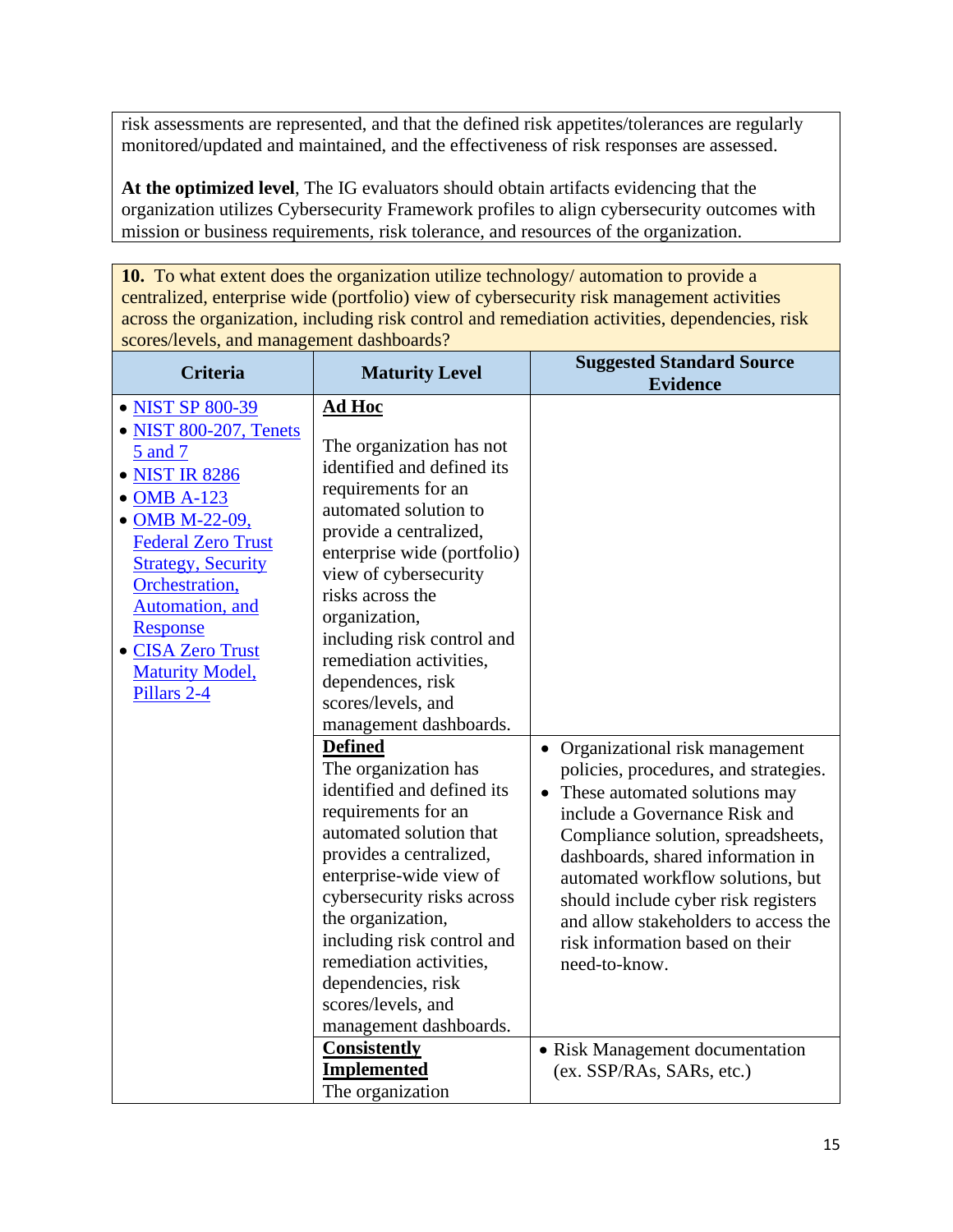risk assessments are represented, and that the defined risk appetites/tolerances are regularly monitored/updated and maintained, and the effectiveness of risk responses are assessed.

**At the optimized level**, The IG evaluators should obtain artifacts evidencing that the organization utilizes Cybersecurity Framework profiles to align cybersecurity outcomes with mission or business requirements, risk tolerance, and resources of the organization.

**10.** To what extent does the organization utilize technology/ automation to provide a centralized, enterprise wide (portfolio) view of cybersecurity risk management activities across the organization, including risk control and remediation activities, dependencies, risk scores/levels, and management dashboards?

| Criteria | Maturity Level | Suggested Standard Source Evidence |
|---|---|---|
| • NIST SP 800-39<br>• NIST 800-207, Tenets 5 and 7<br>• NIST IR 8286<br>• OMB A-123<br>• OMB M-22-09, Federal Zero Trust Strategy, Security Orchestration, Automation, and Response<br>• CISA Zero Trust Maturity Model, Pillars 2-4 | **Ad Hoc**<br><br>The organization has not identified and defined its requirements for an automated solution to provide a centralized, enterprise wide (portfolio) view of cybersecurity risks across the organization, including risk control and remediation activities, dependences, risk scores/levels, and management dashboards. | |
| | **Defined**<br>The organization has identified and defined its requirements for an automated solution that provides a centralized, enterprise-wide view of cybersecurity risks across the organization, including risk control and remediation activities, dependencies, risk scores/levels, and management dashboards. | • Organizational risk management policies, procedures, and strategies.<br>• These automated solutions may include a Governance Risk and Compliance solution, spreadsheets, dashboards, shared information in automated workflow solutions, but should include cyber risk registers and allow stakeholders to access the risk information based on their need-to-know. |
| | **Consistently Implemented**<br>The organization | • Risk Management documentation (ex. SSP/RAs, SARs, etc.) |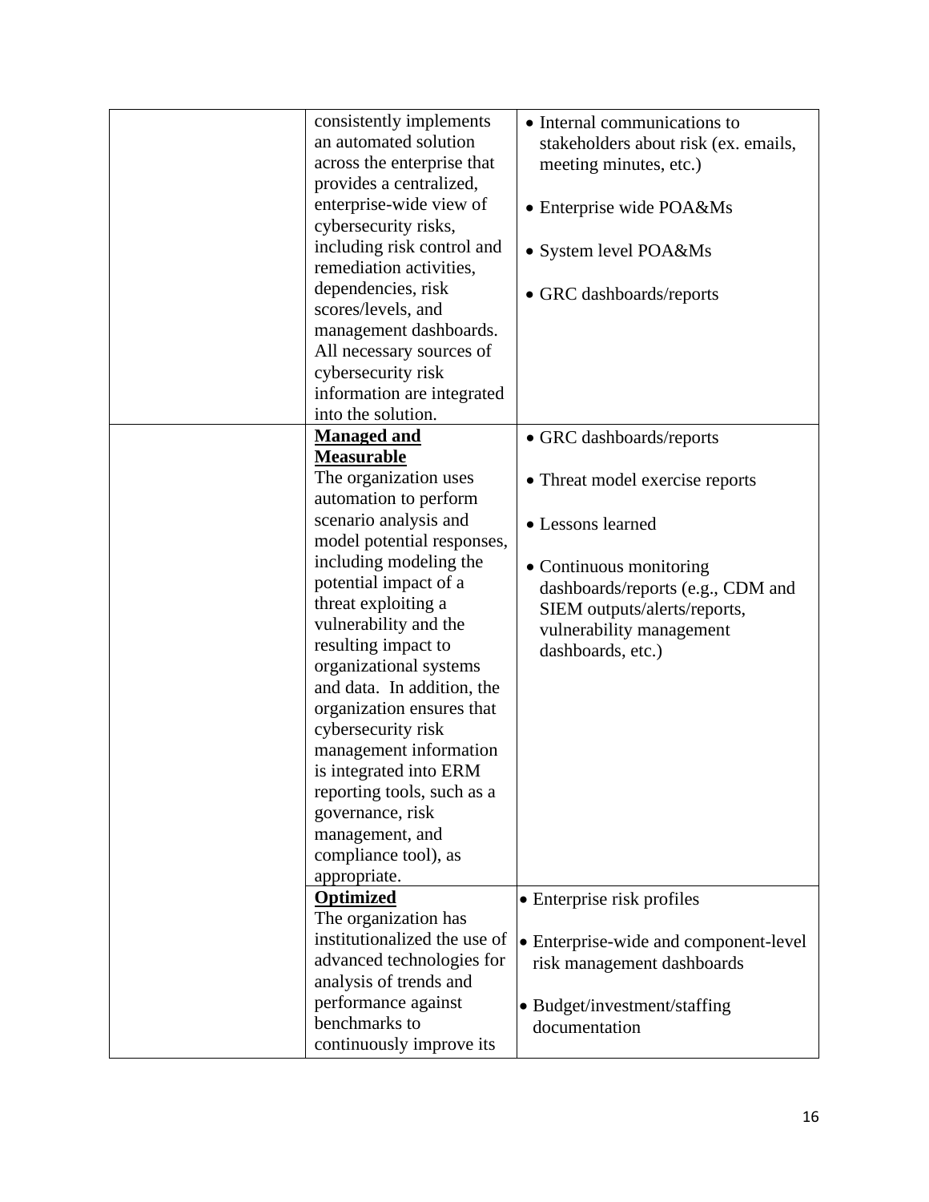| | | |
|---|---|---|
| | consistently implements an automated solution across the enterprise that provides a centralized, enterprise-wide view of cybersecurity risks, including risk control and remediation activities, dependencies, risk scores/levels, and management dashboards. All necessary sources of cybersecurity risk information are integrated into the solution. | • Internal communications to stakeholders about risk (ex. emails, meeting minutes, etc.)<br><br>• Enterprise wide POA&Ms<br><br>• System level POA&Ms<br><br>• GRC dashboards/reports |
| | **Managed and Measurable**<br>The organization uses automation to perform scenario analysis and model potential responses, including modeling the potential impact of a threat exploiting a vulnerability and the resulting impact to organizational systems and data. In addition, the organization ensures that cybersecurity risk management information is integrated into ERM reporting tools, such as a governance, risk management, and compliance tool), as appropriate. | • GRC dashboards/reports<br><br>• Threat model exercise reports<br><br>• Lessons learned<br><br>• Continuous monitoring dashboards/reports (e.g., CDM and SIEM outputs/alerts/reports, vulnerability management dashboards, etc.) |
| | **Optimized**<br>The organization has institutionalized the use of advanced technologies for analysis of trends and performance against benchmarks to continuously improve its | • Enterprise risk profiles<br><br>• Enterprise-wide and component-level risk management dashboards<br><br>• Budget/investment/staffing documentation |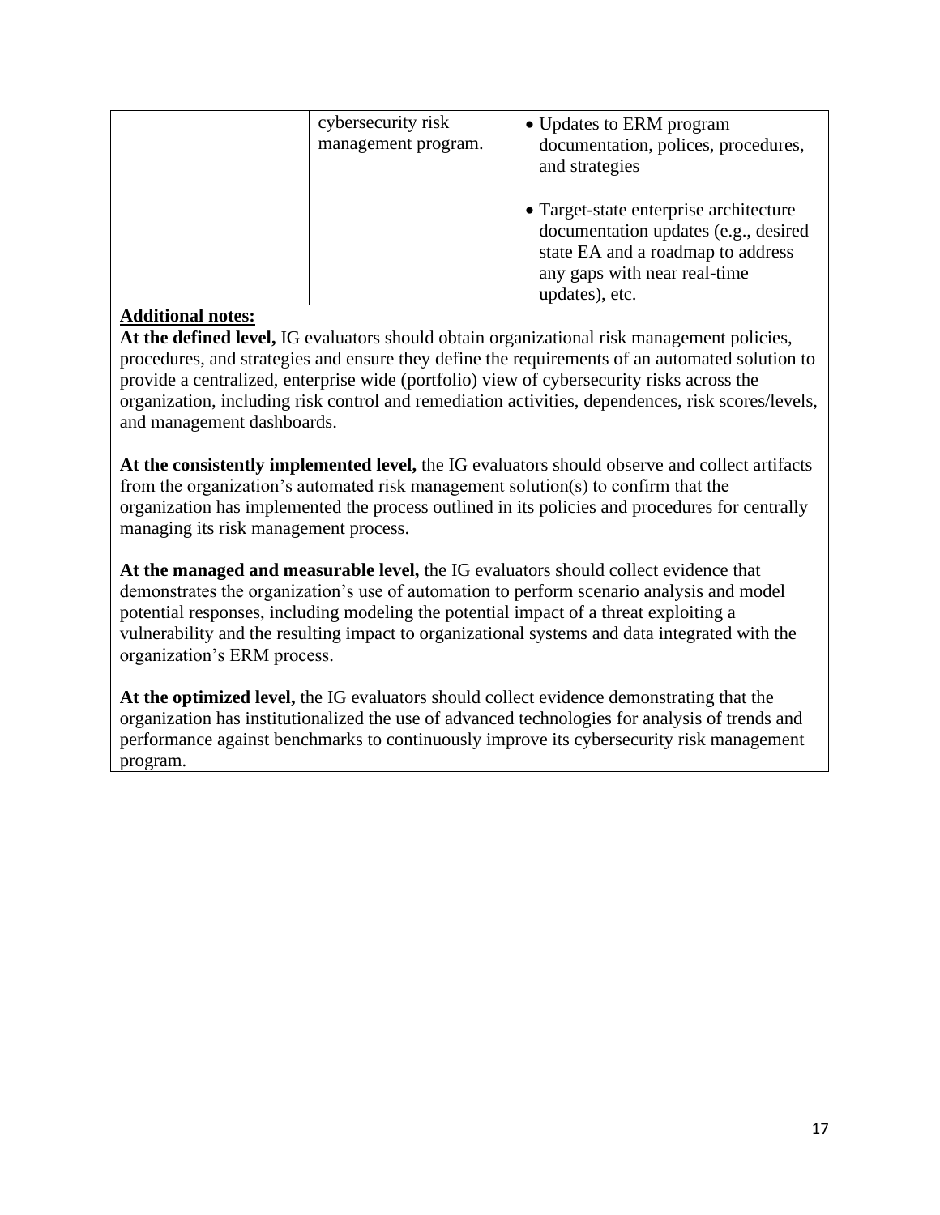| | | |
|---|---|---|
| | cybersecurity risk management program. | • Updates to ERM program documentation, polices, procedures, and strategies<br><br>• Target-state enterprise architecture documentation updates (e.g., desired state EA and a roadmap to address any gaps with near real-time updates), etc. |

**Additional notes:**

**At the defined level,** IG evaluators should obtain organizational risk management policies, procedures, and strategies and ensure they define the requirements of an automated solution to provide a centralized, enterprise wide (portfolio) view of cybersecurity risks across the organization, including risk control and remediation activities, dependences, risk scores/levels, and management dashboards.

**At the consistently implemented level,** the IG evaluators should observe and collect artifacts from the organization's automated risk management solution(s) to confirm that the organization has implemented the process outlined in its policies and procedures for centrally managing its risk management process.

**At the managed and measurable level,** the IG evaluators should collect evidence that demonstrates the organization's use of automation to perform scenario analysis and model potential responses, including modeling the potential impact of a threat exploiting a vulnerability and the resulting impact to organizational systems and data integrated with the organization's ERM process.

**At the optimized level,** the IG evaluators should collect evidence demonstrating that the organization has institutionalized the use of advanced technologies for analysis of trends and performance against benchmarks to continuously improve its cybersecurity risk management program.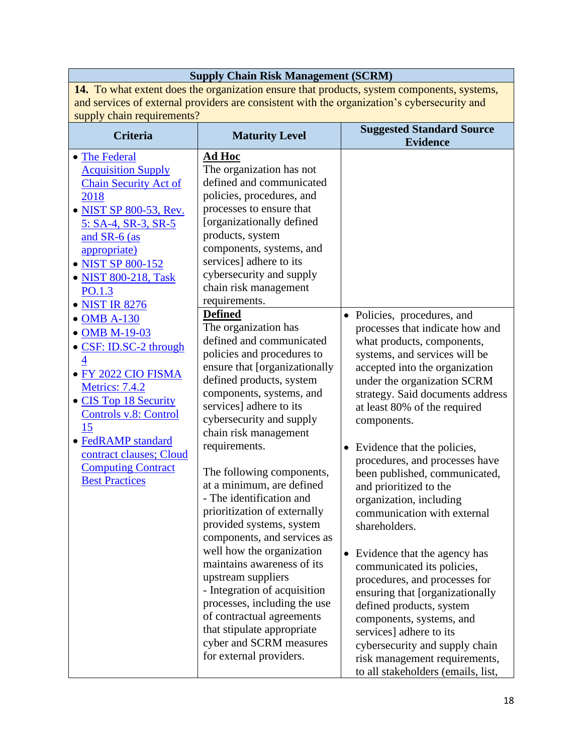| Supply Chain Risk Management (SCRM) | | |
|---|---|---|
| **14.** To what extent does the organization ensure that products, system components, systems, and services of external providers are consistent with the organization's cybersecurity and supply chain requirements? | | |
| **Criteria** | **Maturity Level** | **Suggested Standard Source Evidence** |
| • The Federal Acquisition Supply Chain Security Act of 2018<br>• NIST SP 800-53, Rev. 5: SA-4, SR-3, SR-5 and SR-6 (as appropriate)<br>• NIST SP 800-152<br>• NIST 800-218, Task PO.1.3<br>• NIST IR 8276<br>• OMB A-130<br>• OMB M-19-03<br>• CSF: ID.SC-2 through 4<br>• FY 2022 CIO FISMA Metrics: 7.4.2<br>• CIS Top 18 Security Controls v.8: Control 15<br>• FedRAMP standard contract clauses; Cloud Computing Contract Best Practices | **Ad Hoc**<br>The organization has not defined and communicated policies, procedures, and processes to ensure that [organizationally defined products, system components, systems, and services] adhere to its cybersecurity and supply chain risk management requirements. | |
| | **Defined**<br>The organization has defined and communicated policies and procedures to ensure that [organizationally defined products, system components, systems, and services] adhere to its cybersecurity and supply chain risk management requirements.<br><br>The following components, at a minimum, are defined<br>- The identification and prioritization of externally provided systems, system components, and services as well how the organization maintains awareness of its upstream suppliers<br>- Integration of acquisition processes, including the use of contractual agreements that stipulate appropriate cyber and SCRM measures for external providers. | • Policies, procedures, and processes that indicate how and what products, components, systems, and services will be accepted into the organization under the organization SCRM strategy. Said documents address at least 80% of the required components.<br><br>• Evidence that the policies, procedures, and processes have been published, communicated, and prioritized to the organization, including communication with external shareholders.<br><br>• Evidence that the agency has communicated its policies, procedures, and processes for ensuring that [organizationally defined products, system components, systems, and services] adhere to its cybersecurity and supply chain risk management requirements, to all stakeholders (emails, list, |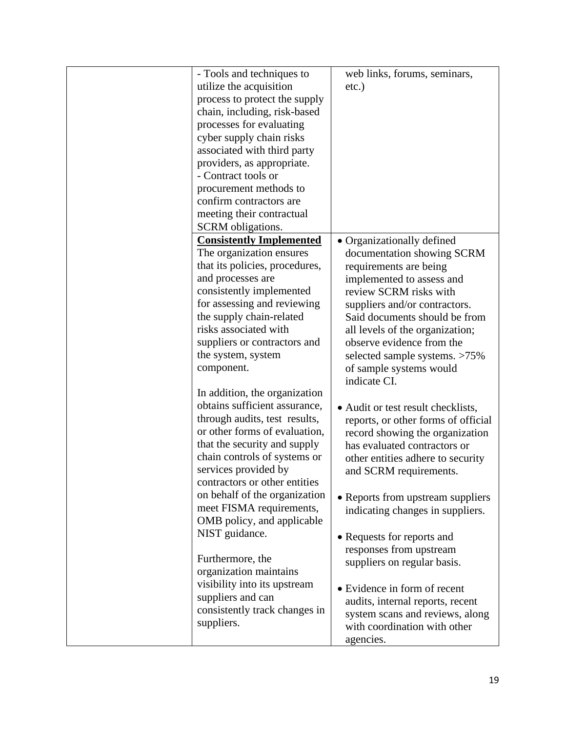| | | |
|---|---|---|
| | - Tools and techniques to utilize the acquisition process to protect the supply chain, including, risk-based processes for evaluating cyber supply chain risks associated with third party providers, as appropriate.<br>- Contract tools or procurement methods to confirm contractors are meeting their contractual SCRM obligations. | web links, forums, seminars, etc.) |
| | **<u>Consistently Implemented</u>**<br>The organization ensures that its policies, procedures, and processes are consistently implemented for assessing and reviewing the supply chain-related risks associated with suppliers or contractors and the system, system component.<br><br>In addition, the organization obtains sufficient assurance, through audits, test results, or other forms of evaluation, that the security and supply chain controls of systems or services provided by contractors or other entities on behalf of the organization meet FISMA requirements, OMB policy, and applicable NIST guidance.<br><br>Furthermore, the organization maintains visibility into its upstream suppliers and can consistently track changes in suppliers. | • Organizationally defined documentation showing SCRM requirements are being implemented to assess and review SCRM risks with suppliers and/or contractors. Said documents should be from all levels of the organization; observe evidence from the selected sample systems. >75% of sample systems would indicate CI.<br><br>• Audit or test result checklists, reports, or other forms of official record showing the organization has evaluated contractors or other entities adhere to security and SCRM requirements.<br><br>• Reports from upstream suppliers indicating changes in suppliers.<br><br>• Requests for reports and responses from upstream suppliers on regular basis.<br><br>• Evidence in form of recent audits, internal reports, recent system scans and reviews, along with coordination with other agencies. |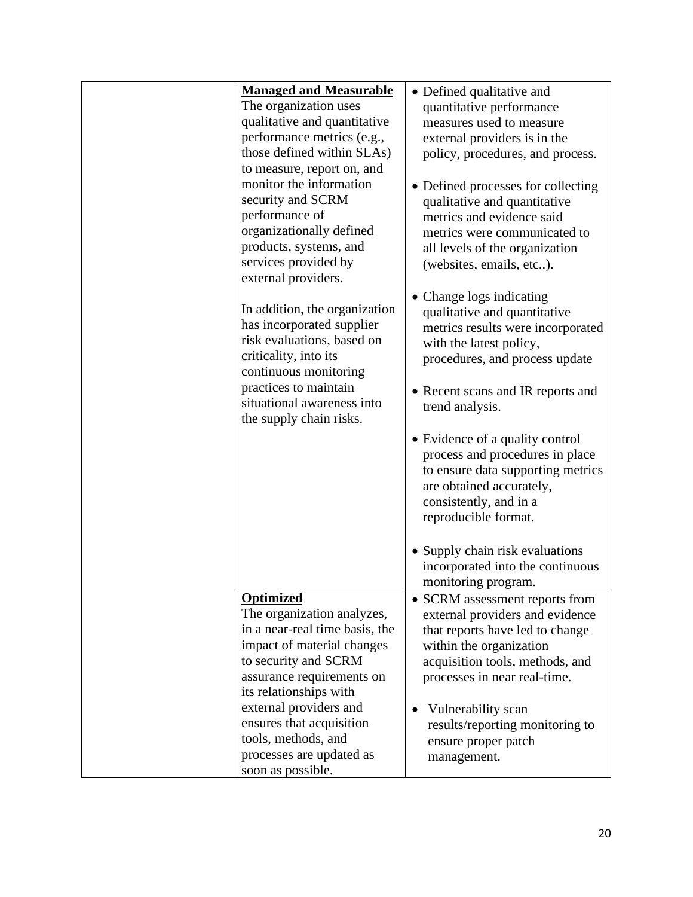|  |  |  |
|---|---|---|
|  | **Managed and Measurable**<br>The organization uses qualitative and quantitative performance metrics (e.g., those defined within SLAs) to measure, report on, and monitor the information security and SCRM performance of organizationally defined products, systems, and services provided by external providers.<br><br>In addition, the organization has incorporated supplier risk evaluations, based on criticality, into its continuous monitoring practices to maintain situational awareness into the supply chain risks. | • Defined qualitative and quantitative performance measures used to measure external providers is in the policy, procedures, and process.<br><br>• Defined processes for collecting qualitative and quantitative metrics and evidence said metrics were communicated to all levels of the organization (websites, emails, etc..).<br><br>• Change logs indicating qualitative and quantitative metrics results were incorporated with the latest policy, procedures, and process update<br><br>• Recent scans and IR reports and trend analysis.<br><br>• Evidence of a quality control process and procedures in place to ensure data supporting metrics are obtained accurately, consistently, and in a reproducible format.<br><br>• Supply chain risk evaluations incorporated into the continuous monitoring program. |
|  | **Optimized**<br>The organization analyzes, in a near-real time basis, the impact of material changes to security and SCRM assurance requirements on its relationships with external providers and ensures that acquisition tools, methods, and processes are updated as soon as possible. | • SCRM assessment reports from external providers and evidence that reports have led to change within the organization acquisition tools, methods, and processes in near real-time.<br><br>• Vulnerability scan results/reporting monitoring to ensure proper patch management. |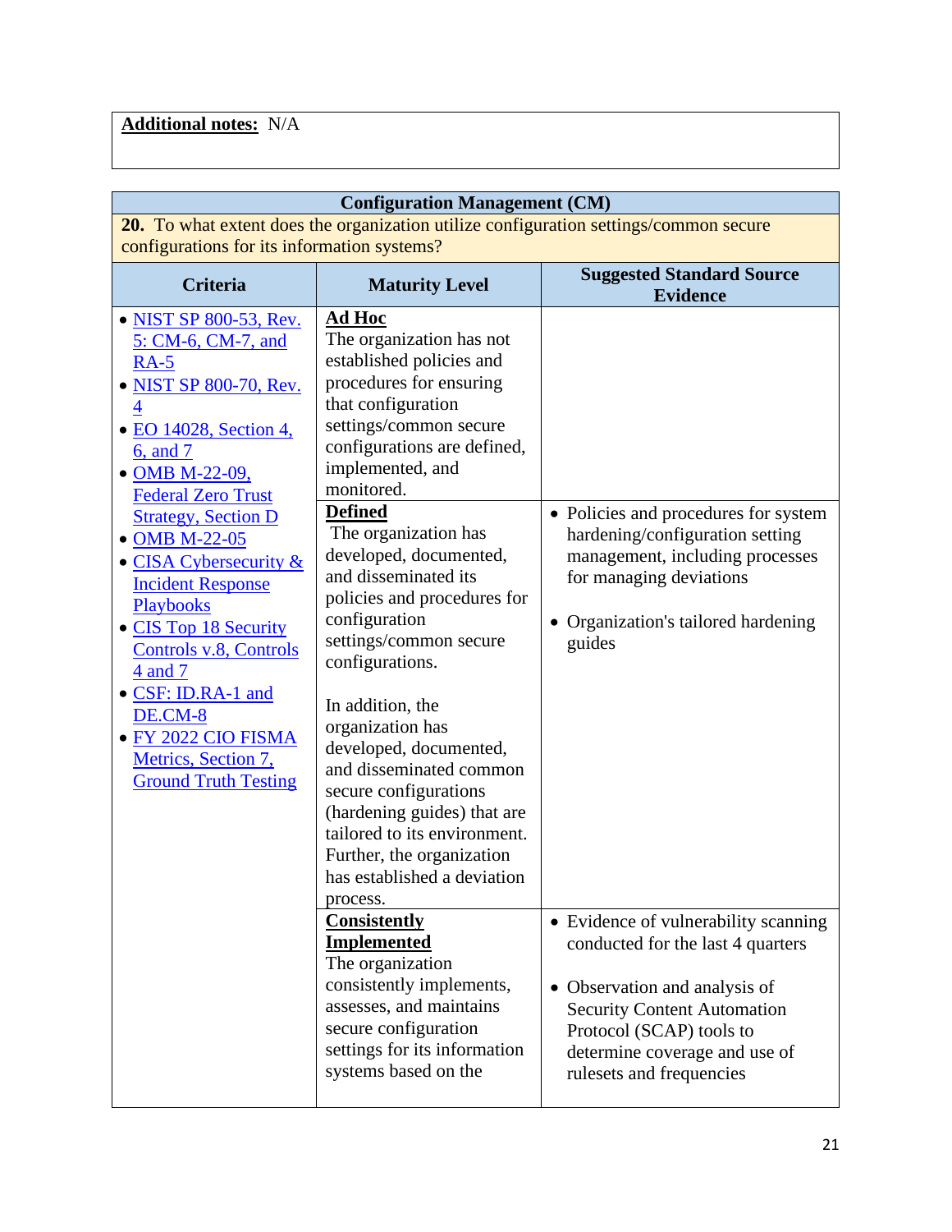**Additional notes:** N/A

| Configuration Management (CM) | | |
|---|---|---|
| **20.** To what extent does the organization utilize configuration settings/common secure configurations for its information systems? | | |
| **Criteria** | **Maturity Level** | **Suggested Standard Source Evidence** |
| • NIST SP 800-53, Rev. 5: CM-6, CM-7, and RA-5<br>• NIST SP 800-70, Rev. 4<br>• EO 14028, Section 4, 6, and 7<br>• OMB M-22-09, Federal Zero Trust Strategy, Section D<br>• OMB M-22-05<br>• CISA Cybersecurity & Incident Response Playbooks<br>• CIS Top 18 Security Controls v.8, Controls 4 and 7<br>• CSF: ID.RA-1 and DE.CM-8<br>• FY 2022 CIO FISMA Metrics, Section 7, Ground Truth Testing | **Ad Hoc**<br>The organization has not established policies and procedures for ensuring that configuration settings/common secure configurations are defined, implemented, and monitored. | |
| | **Defined**<br>The organization has developed, documented, and disseminated its policies and procedures for configuration settings/common secure configurations.<br><br>In addition, the organization has developed, documented, and disseminated common secure configurations (hardening guides) that are tailored to its environment. Further, the organization has established a deviation process. | • Policies and procedures for system hardening/configuration setting management, including processes for managing deviations<br><br>• Organization's tailored hardening guides |
| | **Consistently Implemented**<br>The organization consistently implements, assesses, and maintains secure configuration settings for its information systems based on the | • Evidence of vulnerability scanning conducted for the last 4 quarters<br><br>• Observation and analysis of Security Content Automation Protocol (SCAP) tools to determine coverage and use of rulesets and frequencies |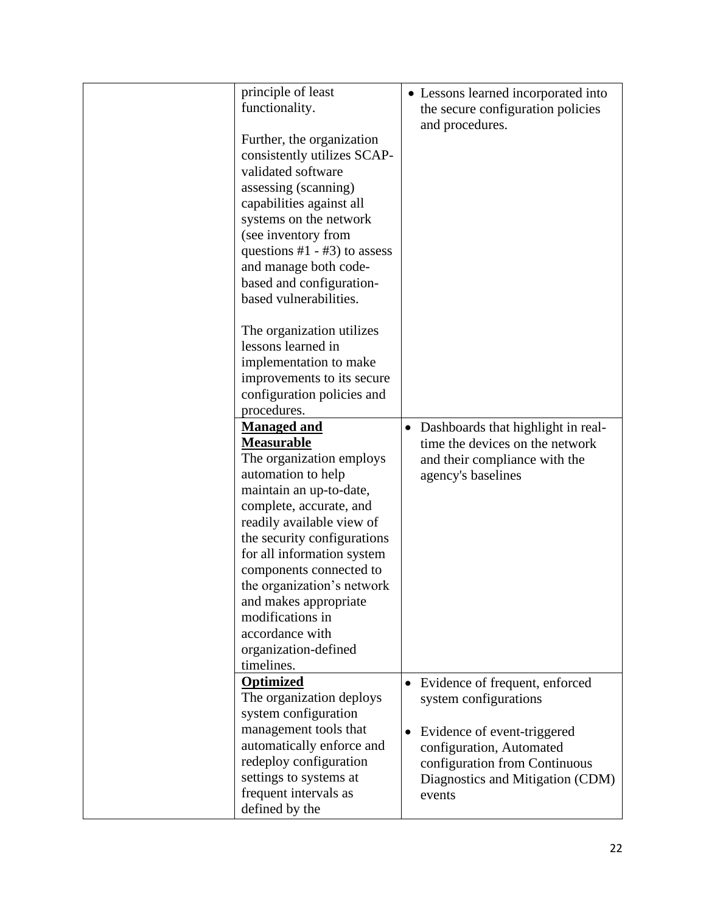| | | |
|---|---|---|
| | principle of least functionality.<br><br>Further, the organization consistently utilizes SCAP-validated software assessing (scanning) capabilities against all systems on the network (see inventory from questions #1 - #3) to assess and manage both code-based and configuration-based vulnerabilities.<br><br>The organization utilizes lessons learned in implementation to make improvements to its secure configuration policies and procedures. | • Lessons learned incorporated into the secure configuration policies and procedures. |
| | **Managed and Measurable**<br>The organization employs automation to help maintain an up-to-date, complete, accurate, and readily available view of the security configurations for all information system components connected to the organization's network and makes appropriate modifications in accordance with organization-defined timelines. | • Dashboards that highlight in real-time the devices on the network and their compliance with the agency's baselines |
| | **Optimized**<br>The organization deploys system configuration management tools that automatically enforce and redeploy configuration settings to systems at frequent intervals as defined by the | • Evidence of frequent, enforced system configurations<br><br>• Evidence of event-triggered configuration, Automated configuration from Continuous Diagnostics and Mitigation (CDM) events |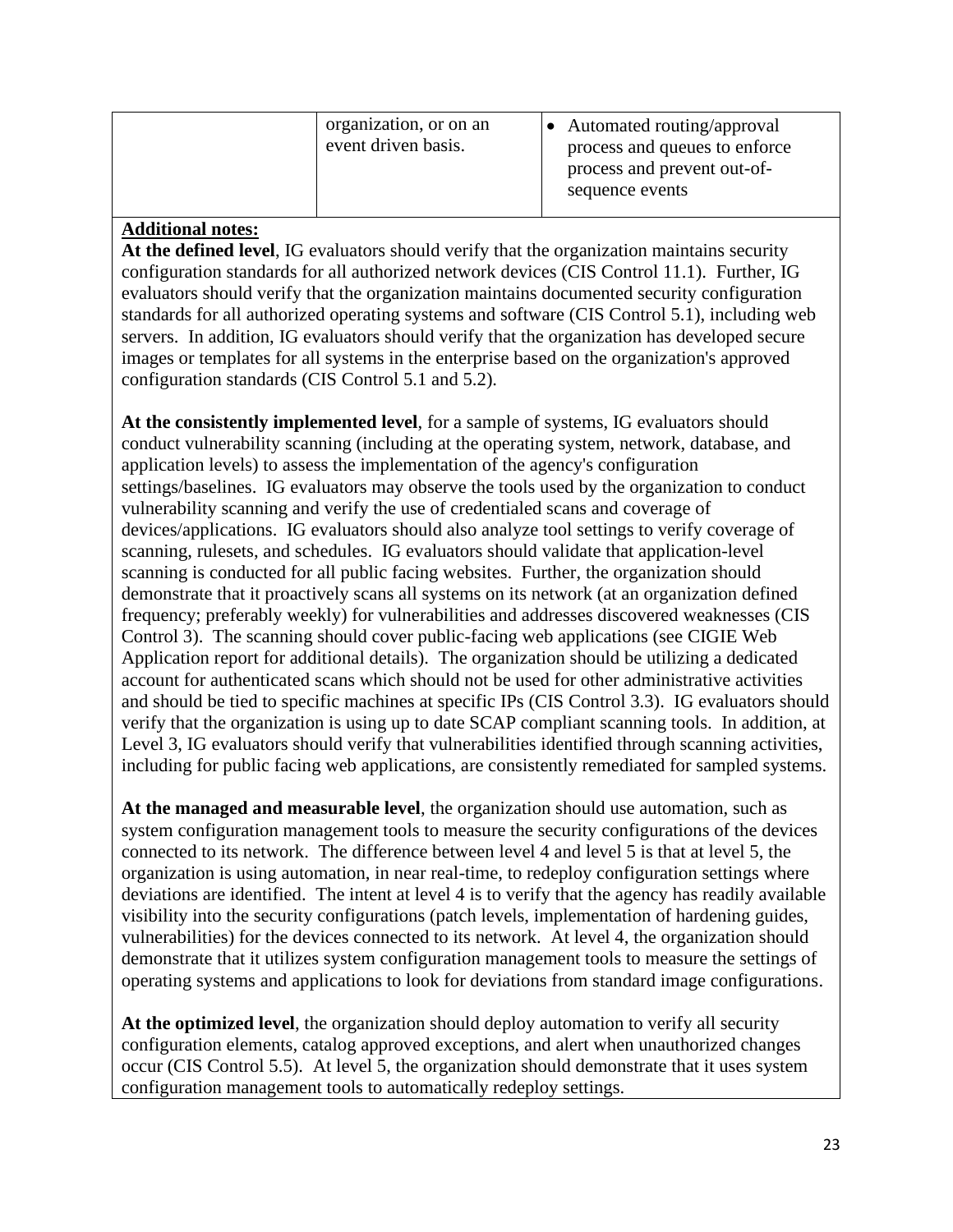| | | |
|---|---|---|
| | organization, or on an event driven basis. | • Automated routing/approval process and queues to enforce process and prevent out-of-sequence events |

**Additional notes:**

**At the defined level**, IG evaluators should verify that the organization maintains security configuration standards for all authorized network devices (CIS Control 11.1). Further, IG evaluators should verify that the organization maintains documented security configuration standards for all authorized operating systems and software (CIS Control 5.1), including web servers. In addition, IG evaluators should verify that the organization has developed secure images or templates for all systems in the enterprise based on the organization's approved configuration standards (CIS Control 5.1 and 5.2).

**At the consistently implemented level**, for a sample of systems, IG evaluators should conduct vulnerability scanning (including at the operating system, network, database, and application levels) to assess the implementation of the agency's configuration settings/baselines. IG evaluators may observe the tools used by the organization to conduct vulnerability scanning and verify the use of credentialed scans and coverage of devices/applications. IG evaluators should also analyze tool settings to verify coverage of scanning, rulesets, and schedules. IG evaluators should validate that application-level scanning is conducted for all public facing websites. Further, the organization should demonstrate that it proactively scans all systems on its network (at an organization defined frequency; preferably weekly) for vulnerabilities and addresses discovered weaknesses (CIS Control 3). The scanning should cover public-facing web applications (see CIGIE Web Application report for additional details). The organization should be utilizing a dedicated account for authenticated scans which should not be used for other administrative activities and should be tied to specific machines at specific IPs (CIS Control 3.3). IG evaluators should verify that the organization is using up to date SCAP compliant scanning tools. In addition, at Level 3, IG evaluators should verify that vulnerabilities identified through scanning activities, including for public facing web applications, are consistently remediated for sampled systems.

**At the managed and measurable level**, the organization should use automation, such as system configuration management tools to measure the security configurations of the devices connected to its network. The difference between level 4 and level 5 is that at level 5, the organization is using automation, in near real-time, to redeploy configuration settings where deviations are identified. The intent at level 4 is to verify that the agency has readily available visibility into the security configurations (patch levels, implementation of hardening guides, vulnerabilities) for the devices connected to its network. At level 4, the organization should demonstrate that it utilizes system configuration management tools to measure the settings of operating systems and applications to look for deviations from standard image configurations.

**At the optimized level**, the organization should deploy automation to verify all security configuration elements, catalog approved exceptions, and alert when unauthorized changes occur (CIS Control 5.5). At level 5, the organization should demonstrate that it uses system configuration management tools to automatically redeploy settings.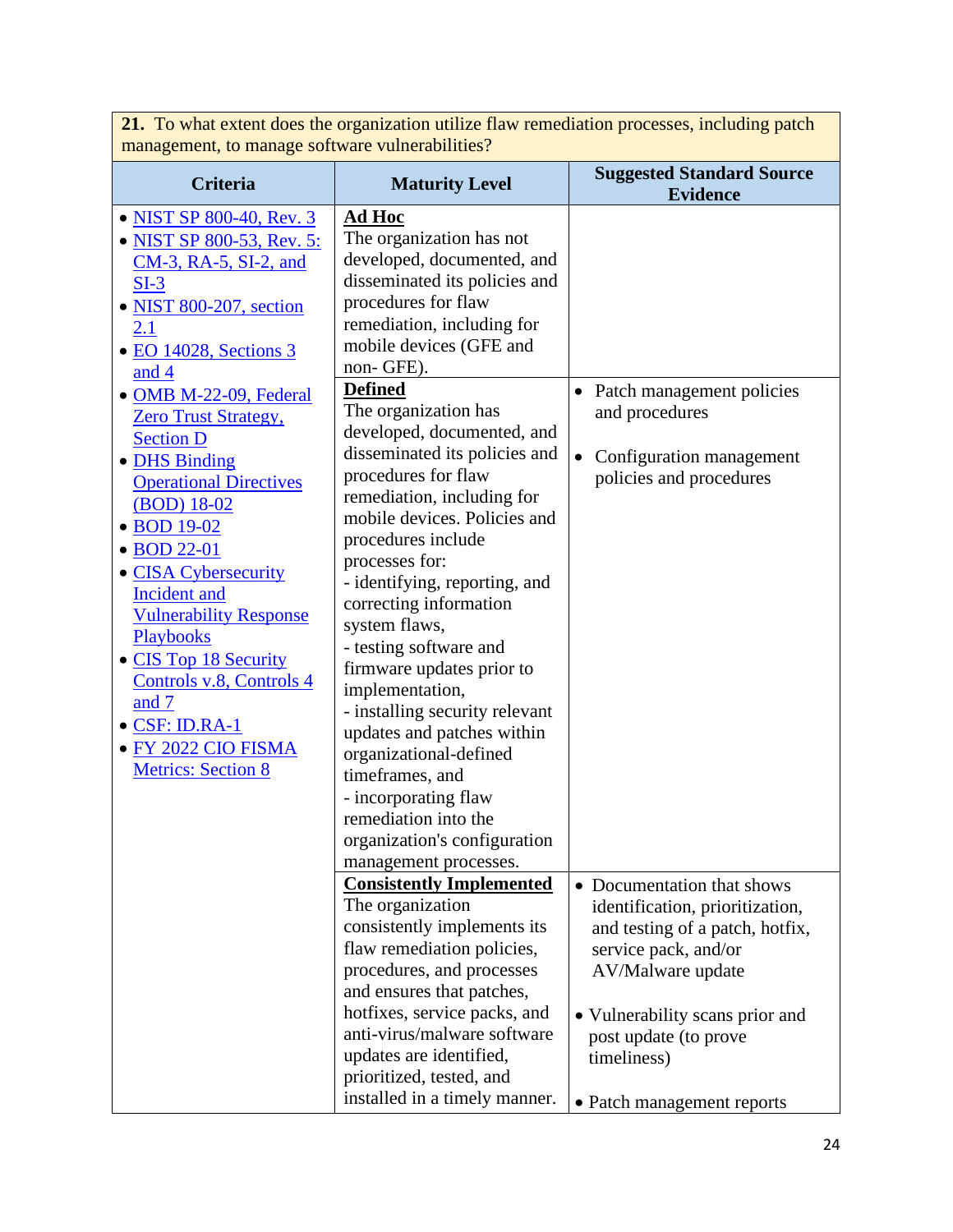| **21.** To what extent does the organization utilize flaw remediation processes, including patch management, to manage software vulnerabilities? | | |
|---|---|---|
| **Criteria** | **Maturity Level** | **Suggested Standard Source Evidence** |
| • NIST SP 800-40, Rev. 3<br>• NIST SP 800-53, Rev. 5: CM-3, RA-5, SI-2, and SI-3<br>• NIST 800-207, section 2.1<br>• EO 14028, Sections 3 and 4<br>• OMB M-22-09, Federal Zero Trust Strategy, Section D<br>• DHS Binding Operational Directives (BOD) 18-02<br>• BOD 19-02<br>• BOD 22-01<br>• CISA Cybersecurity Incident and Vulnerability Response Playbooks<br>• CIS Top 18 Security Controls v.8, Controls 4 and 7<br>• CSF: ID.RA-1<br>• FY 2022 CIO FISMA Metrics: Section 8 | **Ad Hoc**<br>The organization has not developed, documented, and disseminated its policies and procedures for flaw remediation, including for mobile devices (GFE and non- GFE). | |
| | **Defined**<br>The organization has developed, documented, and disseminated its policies and procedures for flaw remediation, including for mobile devices. Policies and procedures include processes for:<br>- identifying, reporting, and correcting information system flaws,<br>- testing software and firmware updates prior to implementation,<br>- installing security relevant updates and patches within organizational-defined timeframes, and<br>- incorporating flaw remediation into the organization's configuration management processes. | • Patch management policies and procedures<br>• Configuration management policies and procedures |
| | **Consistently Implemented**<br>The organization consistently implements its flaw remediation policies, procedures, and processes and ensures that patches, hotfixes, service packs, and anti-virus/malware software updates are identified, prioritized, tested, and installed in a timely manner. | • Documentation that shows identification, prioritization, and testing of a patch, hotfix, service pack, and/or AV/Malware update<br>• Vulnerability scans prior and post update (to prove timeliness)<br>• Patch management reports |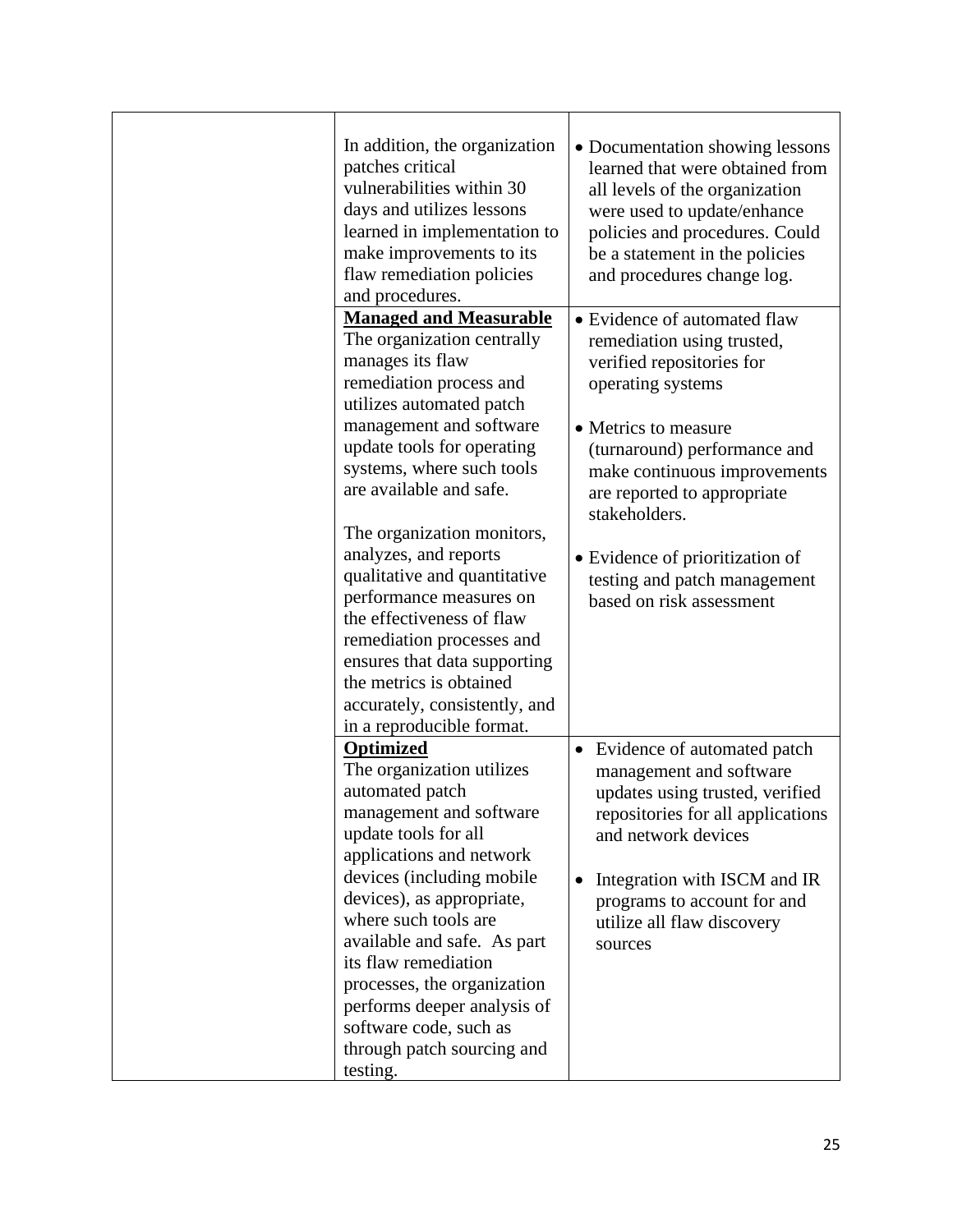| | | |
|---|---|---|
| | In addition, the organization patches critical vulnerabilities within 30 days and utilizes lessons learned in implementation to make improvements to its flaw remediation policies and procedures. | • Documentation showing lessons learned that were obtained from all levels of the organization were used to update/enhance policies and procedures. Could be a statement in the policies and procedures change log. |
| | **Managed and Measurable**<br>The organization centrally manages its flaw remediation process and utilizes automated patch management and software update tools for operating systems, where such tools are available and safe.<br><br>The organization monitors, analyzes, and reports qualitative and quantitative performance measures on the effectiveness of flaw remediation processes and ensures that data supporting the metrics is obtained accurately, consistently, and in a reproducible format. | • Evidence of automated flaw remediation using trusted, verified repositories for operating systems<br><br>• Metrics to measure (turnaround) performance and make continuous improvements are reported to appropriate stakeholders.<br><br>• Evidence of prioritization of testing and patch management based on risk assessment |
| | **Optimized**<br>The organization utilizes automated patch management and software update tools for all applications and network devices (including mobile devices), as appropriate, where such tools are available and safe. As part its flaw remediation processes, the organization performs deeper analysis of software code, such as through patch sourcing and testing. | • Evidence of automated patch management and software updates using trusted, verified repositories for all applications and network devices<br><br>• Integration with ISCM and IR programs to account for and utilize all flaw discovery sources |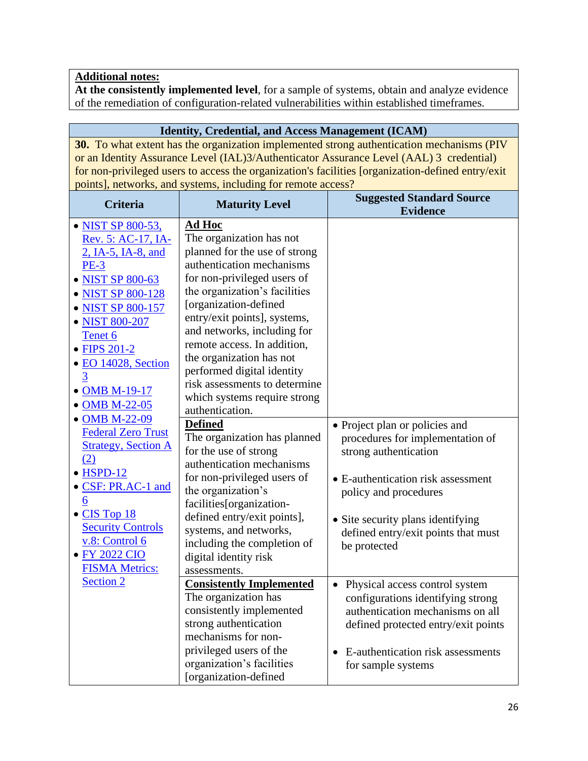| **Additional notes:** |
|---|
| **At the consistently implemented level**, for a sample of systems, obtain and analyze evidence of the remediation of configuration-related vulnerabilities within established timeframes. |

| **Identity, Credential, and Access Management (ICAM)** | | |
|---|---|---|
| **30.** To what extent has the organization implemented strong authentication mechanisms (PIV or an Identity Assurance Level (IAL)3/Authenticator Assurance Level (AAL) 3 credential) for non-privileged users to access the organization's facilities [organization-defined entry/exit points], networks, and systems, including for remote access? | | |
| **Criteria** | **Maturity Level** | **Suggested Standard Source Evidence** |
| • NIST SP 800-53, Rev. 5: AC-17, IA-2, IA-5, IA-8, and PE-3<br>• NIST SP 800-63<br>• NIST SP 800-128<br>• NIST SP 800-157<br>• NIST 800-207 Tenet 6<br>• FIPS 201-2<br>• EO 14028, Section 3<br>• OMB M-19-17<br>• OMB M-22-05<br>• OMB M-22-09 Federal Zero Trust Strategy, Section A (2)<br>• HSPD-12<br>• CSF: PR.AC-1 and 6<br>• CIS Top 18 Security Controls v.8: Control 6<br>• FY 2022 CIO FISMA Metrics: Section 2 | **Ad Hoc**<br>The organization has not planned for the use of strong authentication mechanisms for non-privileged users of the organization's facilities [organization-defined entry/exit points], systems, and networks, including for remote access. In addition, the organization has not performed digital identity risk assessments to determine which systems require strong authentication. | |
| | **Defined**<br>The organization has planned for the use of strong authentication mechanisms for non-privileged users of the organization's facilities[organization-defined entry/exit points], systems, and networks, including the completion of digital identity risk assessments. | • Project plan or policies and procedures for implementation of strong authentication<br>• E-authentication risk assessment policy and procedures<br>• Site security plans identifying defined entry/exit points that must be protected |
| | **Consistently Implemented**<br>The organization has consistently implemented strong authentication mechanisms for non-privileged users of the organization's facilities [organization-defined | • Physical access control system configurations identifying strong authentication mechanisms on all defined protected entry/exit points<br>• E-authentication risk assessments for sample systems |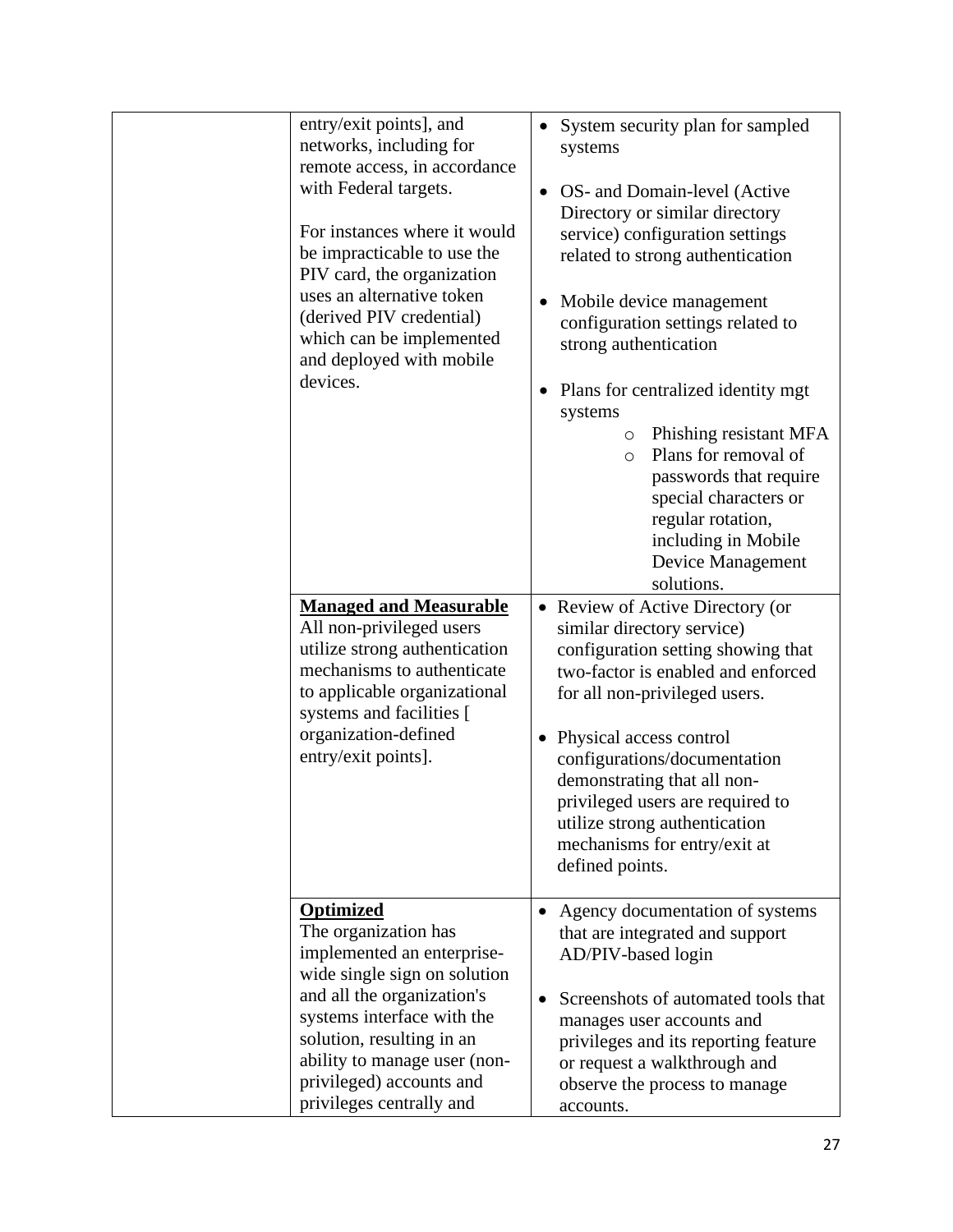| | | |
|---|---|---|
| | entry/exit points], and networks, including for remote access, in accordance with Federal targets.<br><br>For instances where it would be impracticable to use the PIV card, the organization uses an alternative token (derived PIV credential) which can be implemented and deployed with mobile devices. | • System security plan for sampled systems<br><br>• OS- and Domain-level (Active Directory or similar directory service) configuration settings related to strong authentication<br><br>• Mobile device management configuration settings related to strong authentication<br><br>• Plans for centralized identity mgt systems<br>  ○ Phishing resistant MFA<br>  ○ Plans for removal of passwords that require special characters or regular rotation, including in Mobile Device Management solutions. |
| | **Managed and Measurable**<br>All non-privileged users utilize strong authentication mechanisms to authenticate to applicable organizational systems and facilities [ organization-defined entry/exit points]. | • Review of Active Directory (or similar directory service) configuration setting showing that two-factor is enabled and enforced for all non-privileged users.<br><br>• Physical access control configurations/documentation demonstrating that all non-privileged users are required to utilize strong authentication mechanisms for entry/exit at defined points. |
| | **Optimized**<br>The organization has implemented an enterprise-wide single sign on solution and all the organization's systems interface with the solution, resulting in an ability to manage user (non-privileged) accounts and privileges centrally and | • Agency documentation of systems that are integrated and support AD/PIV-based login<br><br>• Screenshots of automated tools that manages user accounts and privileges and its reporting feature or request a walkthrough and observe the process to manage accounts. |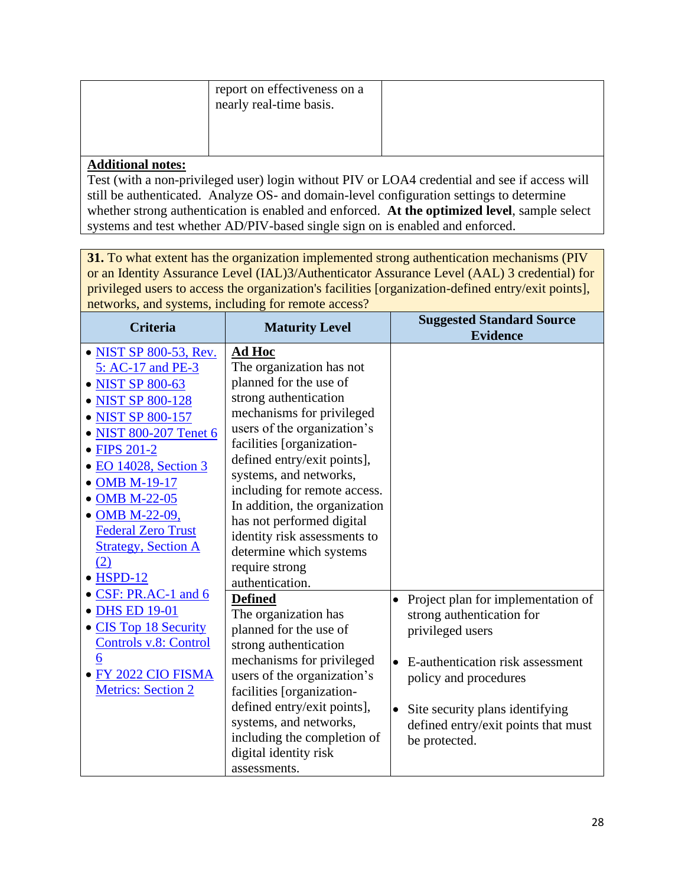| | report on effectiveness on a nearly real-time basis. | |
|---|---|---|

**Additional notes:**
Test (with a non-privileged user) login without PIV or LOA4 credential and see if access will still be authenticated. Analyze OS- and domain-level configuration settings to determine whether strong authentication is enabled and enforced. **At the optimized level**, sample select systems and test whether AD/PIV-based single sign on is enabled and enforced.

**31.** To what extent has the organization implemented strong authentication mechanisms (PIV or an Identity Assurance Level (IAL)3/Authenticator Assurance Level (AAL) 3 credential) for privileged users to access the organization's facilities [organization-defined entry/exit points], networks, and systems, including for remote access?

| Criteria | Maturity Level | Suggested Standard Source Evidence |
|---|---|---|
| • NIST SP 800-53, Rev. 5: AC-17 and PE-3<br>• NIST SP 800-63<br>• NIST SP 800-128<br>• NIST SP 800-157<br>• NIST 800-207 Tenet 6<br>• FIPS 201-2<br>• EO 14028, Section 3<br>• OMB M-19-17<br>• OMB M-22-05<br>• OMB M-22-09, Federal Zero Trust Strategy, Section A (2)<br>• HSPD-12<br>• CSF: PR.AC-1 and 6<br>• DHS ED 19-01<br>• CIS Top 18 Security Controls v.8: Control 6<br>• FY 2022 CIO FISMA Metrics: Section 2 | **Ad Hoc**<br>The organization has not planned for the use of strong authentication mechanisms for privileged users of the organization's facilities [organization-defined entry/exit points], systems, and networks, including for remote access. In addition, the organization has not performed digital identity risk assessments to determine which systems require strong authentication. | |
| | **Defined**<br>The organization has planned for the use of strong authentication mechanisms for privileged users of the organization's facilities [organization-defined entry/exit points], systems, and networks, including the completion of digital identity risk assessments. | • Project plan for implementation of strong authentication for privileged users<br>• E-authentication risk assessment policy and procedures<br>• Site security plans identifying defined entry/exit points that must be protected. |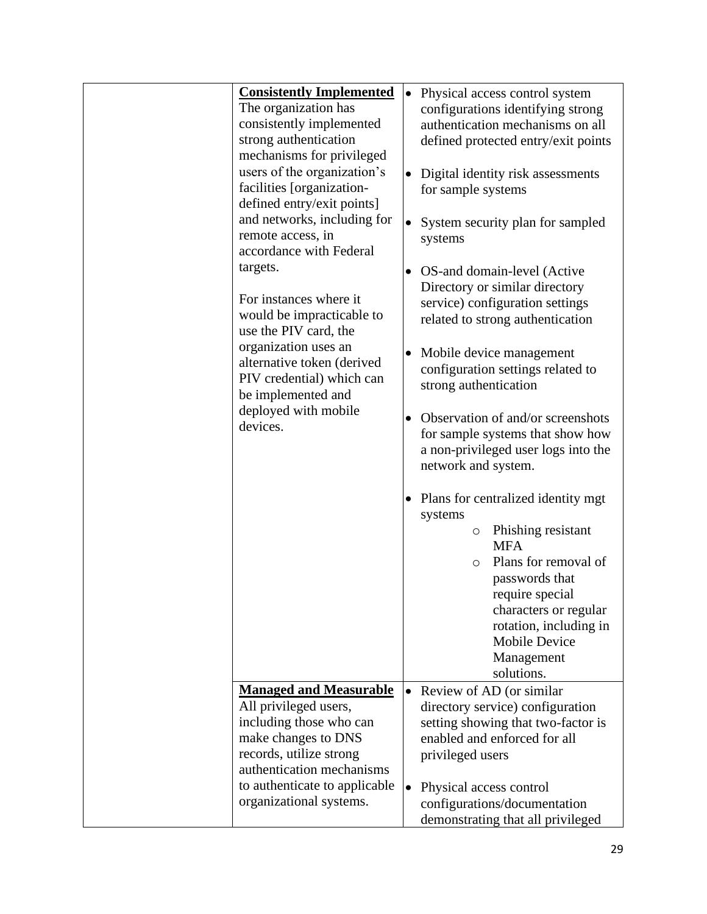|  |  |  |
|---|---|---|
|  | **<u>Consistently Implemented</u>**<br>The organization has consistently implemented strong authentication mechanisms for privileged users of the organization's facilities [organization-defined entry/exit points] and networks, including for remote access, in accordance with Federal targets.<br><br>For instances where it would be impracticable to use the PIV card, the organization uses an alternative token (derived PIV credential) which can be implemented and deployed with mobile devices. | • Physical access control system configurations identifying strong authentication mechanisms on all defined protected entry/exit points<br><br>• Digital identity risk assessments for sample systems<br><br>• System security plan for sampled systems<br><br>• OS-and domain-level (Active Directory or similar directory service) configuration settings related to strong authentication<br><br>• Mobile device management configuration settings related to strong authentication<br><br>• Observation of and/or screenshots for sample systems that show how a non-privileged user logs into the network and system.<br><br>• Plans for centralized identity mgt systems<br>&nbsp;&nbsp;&nbsp;&nbsp;○ Phishing resistant MFA<br>&nbsp;&nbsp;&nbsp;&nbsp;○ Plans for removal of passwords that require special characters or regular rotation, including in Mobile Device Management solutions. |
|  | **<u>Managed and Measurable</u>**<br>All privileged users, including those who can make changes to DNS records, utilize strong authentication mechanisms to authenticate to applicable organizational systems. | • Review of AD (or similar directory service) configuration setting showing that two-factor is enabled and enforced for all privileged users<br><br>• Physical access control configurations/documentation demonstrating that all privileged |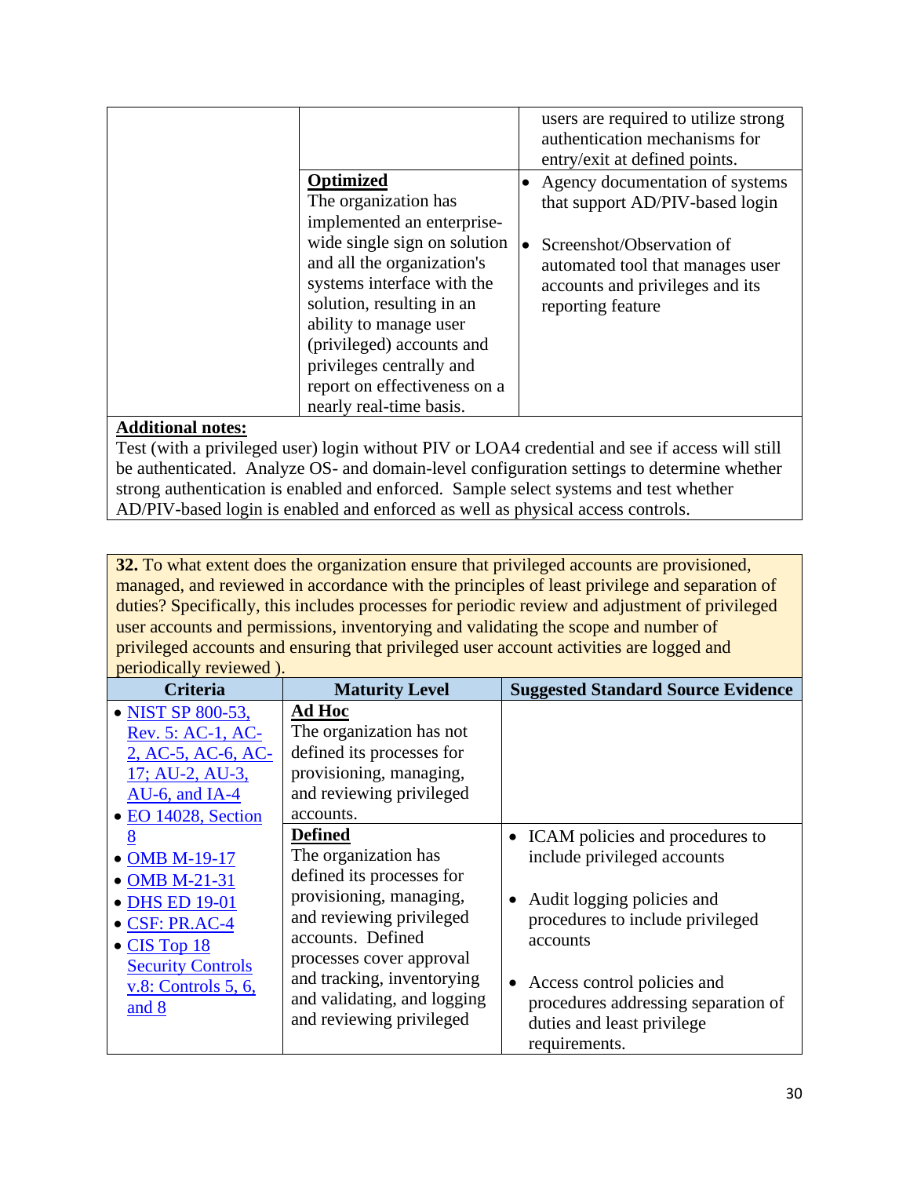| | | |
|---|---|---|
| | | users are required to utilize strong authentication mechanisms for entry/exit at defined points. |
| | **Optimized**<br>The organization has implemented an enterprise-wide single sign on solution and all the organization's systems interface with the solution, resulting in an ability to manage user (privileged) accounts and privileges centrally and report on effectiveness on a nearly real-time basis. | • Agency documentation of systems that support AD/PIV-based login<br><br>• Screenshot/Observation of automated tool that manages user accounts and privileges and its reporting feature |

**Additional notes:**
Test (with a privileged user) login without PIV or LOA4 credential and see if access will still be authenticated. Analyze OS- and domain-level configuration settings to determine whether strong authentication is enabled and enforced. Sample select systems and test whether AD/PIV-based login is enabled and enforced as well as physical access controls.

**32.** To what extent does the organization ensure that privileged accounts are provisioned, managed, and reviewed in accordance with the principles of least privilege and separation of duties? Specifically, this includes processes for periodic review and adjustment of privileged user accounts and permissions, inventorying and validating the scope and number of privileged accounts and ensuring that privileged user account activities are logged and periodically reviewed ).

| Criteria | Maturity Level | Suggested Standard Source Evidence |
|---|---|---|
| • NIST SP 800-53, Rev. 5: AC-1, AC-2, AC-5, AC-6, AC-17; AU-2, AU-3, AU-6, and IA-4<br>• EO 14028, Section 8<br>• OMB M-19-17<br>• OMB M-21-31<br>• DHS ED 19-01<br>• CSF: PR.AC-4<br>• CIS Top 18 Security Controls v.8: Controls 5, 6, and 8 | **Ad Hoc**<br>The organization has not defined its processes for provisioning, managing, and reviewing privileged accounts. | |
| | **Defined**<br>The organization has defined its processes for provisioning, managing, and reviewing privileged accounts. Defined processes cover approval and tracking, inventorying and validating, and logging and reviewing privileged | • ICAM policies and procedures to include privileged accounts<br><br>• Audit logging policies and procedures to include privileged accounts<br><br>• Access control policies and procedures addressing separation of duties and least privilege requirements. |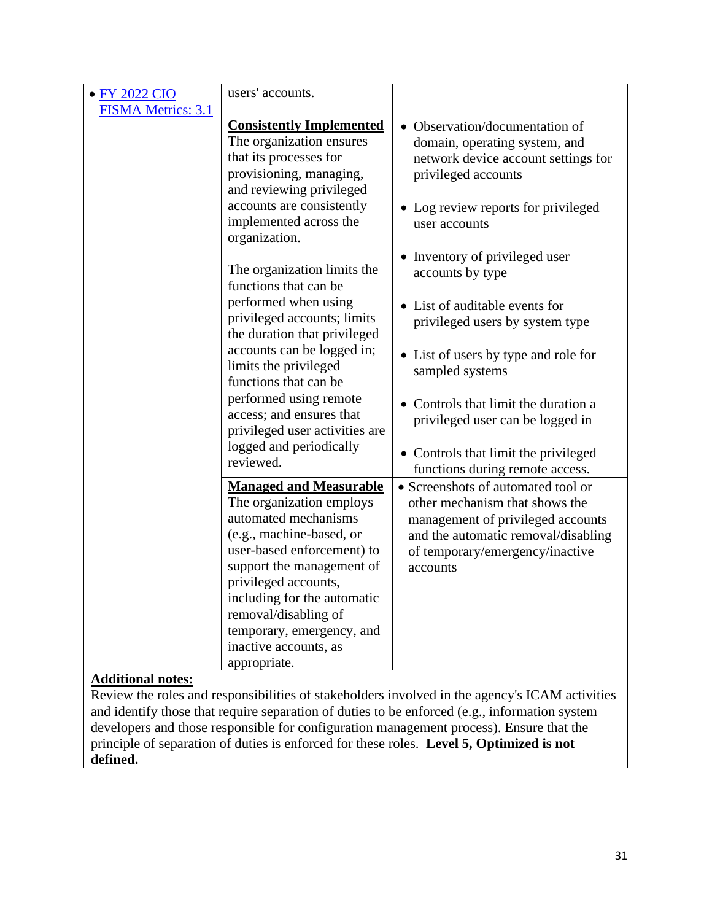| | | |
|---|---|---|
| • [FY 2022 CIO FISMA Metrics: 3.1]() | users' accounts. | |
| | **Consistently Implemented**<br>The organization ensures that its processes for provisioning, managing, and reviewing privileged accounts are consistently implemented across the organization.<br><br>The organization limits the functions that can be performed when using privileged accounts; limits the duration that privileged accounts can be logged in; limits the privileged functions that can be performed using remote access; and ensures that privileged user activities are logged and periodically reviewed. | • Observation/documentation of domain, operating system, and network device account settings for privileged accounts<br>• Log review reports for privileged user accounts<br>• Inventory of privileged user accounts by type<br>• List of auditable events for privileged users by system type<br>• List of users by type and role for sampled systems<br>• Controls that limit the duration a privileged user can be logged in<br>• Controls that limit the privileged functions during remote access. |
| | **Managed and Measurable**<br>The organization employs automated mechanisms (e.g., machine-based, or user-based enforcement) to support the management of privileged accounts, including for the automatic removal/disabling of temporary, emergency, and inactive accounts, as appropriate. | • Screenshots of automated tool or other mechanism that shows the management of privileged accounts and the automatic removal/disabling of temporary/emergency/inactive accounts |

**Additional notes:**
Review the roles and responsibilities of stakeholders involved in the agency's ICAM activities and identify those that require separation of duties to be enforced (e.g., information system developers and those responsible for configuration management process). Ensure that the principle of separation of duties is enforced for these roles. **Level 5, Optimized is not defined.**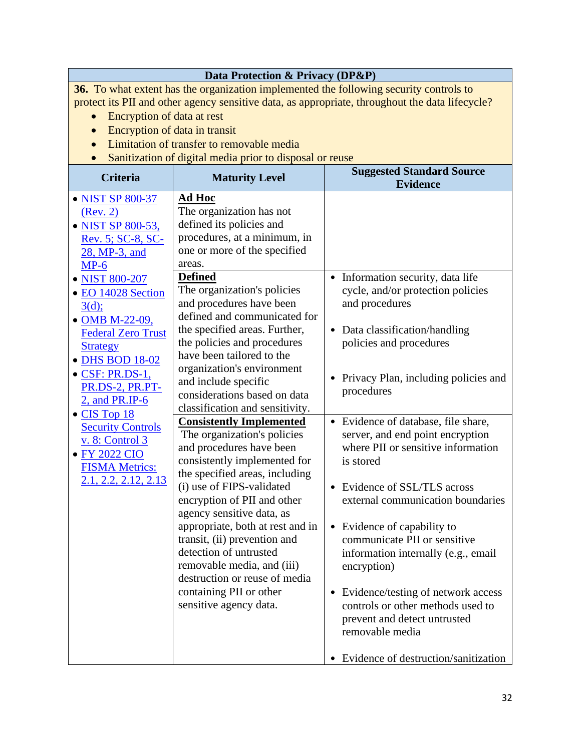| Data Protection & Privacy (DP&P) | | |
|---|---|---|
| **36.** To what extent has the organization implemented the following security controls to protect its PII and other agency sensitive data, as appropriate, throughout the data lifecycle?<br>• Encryption of data at rest<br>• Encryption of data in transit<br>• Limitation of transfer to removable media<br>• Sanitization of digital media prior to disposal or reuse | | |
| **Criteria** | **Maturity Level** | **Suggested Standard Source Evidence** |
| • NIST SP 800-37 (Rev. 2)<br>• NIST SP 800-53, Rev. 5; SC-8, SC-28, MP-3, and MP-6<br>• NIST 800-207<br>• EO 14028 Section 3(d);<br>• OMB M-22-09, Federal Zero Trust Strategy<br>• DHS BOD 18-02<br>• CSF: PR.DS-1, PR.DS-2, PR.PT-2, and PR.IP-6<br>• CIS Top 18 Security Controls v. 8: Control 3<br>• FY 2022 CIO FISMA Metrics: 2.1, 2.2, 2.12, 2.13 | **Ad Hoc**<br>The organization has not defined its policies and procedures, at a minimum, in one or more of the specified areas. | |
| | **Defined**<br>The organization's policies and procedures have been defined and communicated for the specified areas. Further, the policies and procedures have been tailored to the organization's environment and include specific considerations based on data classification and sensitivity. | • Information security, data life cycle, and/or protection policies and procedures<br>• Data classification/handling policies and procedures<br>• Privacy Plan, including policies and procedures |
| | **Consistently Implemented**<br>The organization's policies and procedures have been consistently implemented for the specified areas, including (i) use of FIPS-validated encryption of PII and other agency sensitive data, as appropriate, both at rest and in transit, (ii) prevention and detection of untrusted removable media, and (iii) destruction or reuse of media containing PII or other sensitive agency data. | • Evidence of database, file share, server, and end point encryption where PII or sensitive information is stored<br>• Evidence of SSL/TLS across external communication boundaries<br>• Evidence of capability to communicate PII or sensitive information internally (e.g., email encryption)<br>• Evidence/testing of network access controls or other methods used to prevent and detect untrusted removable media<br>• Evidence of destruction/sanitization |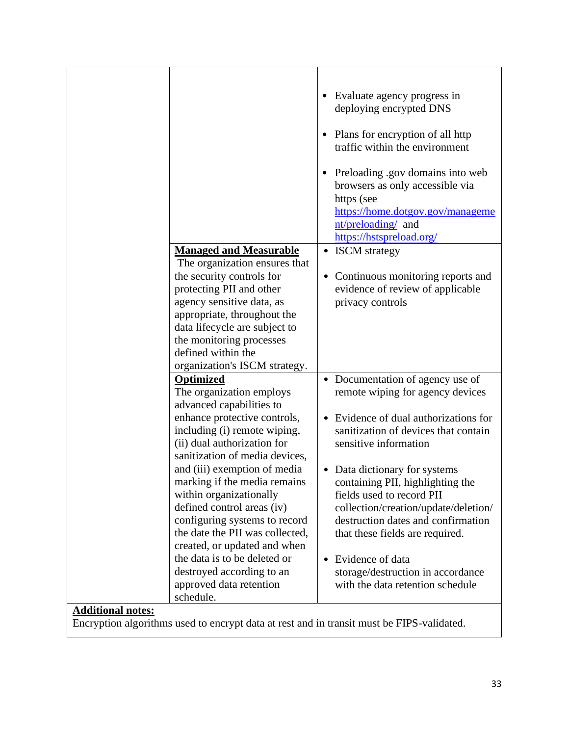| | | |
|---|---|---|
| | | • Evaluate agency progress in deploying encrypted DNS<br><br>• Plans for encryption of all http traffic within the environment<br><br>• Preloading .gov domains into web browsers as only accessible via https (see [https://home.dotgov.gov/management/preloading/](https://home.dotgov.gov/management/preloading/) and [https://hstspreload.org/](https://hstspreload.org/) |
| | **Managed and Measurable**<br>The organization ensures that the security controls for protecting PII and other agency sensitive data, as appropriate, throughout the data lifecycle are subject to the monitoring processes defined within the organization's ISCM strategy. | • ISCM strategy<br><br>• Continuous monitoring reports and evidence of review of applicable privacy controls |
| | **Optimized**<br>The organization employs advanced capabilities to enhance protective controls, including (i) remote wiping, (ii) dual authorization for sanitization of media devices, and (iii) exemption of media marking if the media remains within organizationally defined control areas (iv) configuring systems to record the date the PII was collected, created, or updated and when the data is to be deleted or destroyed according to an approved data retention schedule. | • Documentation of agency use of remote wiping for agency devices<br><br>• Evidence of dual authorizations for sanitization of devices that contain sensitive information<br><br>• Data dictionary for systems containing PII, highlighting the fields used to record PII collection/creation/update/deletion/destruction dates and confirmation that these fields are required.<br><br>• Evidence of data storage/destruction in accordance with the data retention schedule |
| **Additional notes:**<br>Encryption algorithms used to encrypt data at rest and in transit must be FIPS-validated. | | |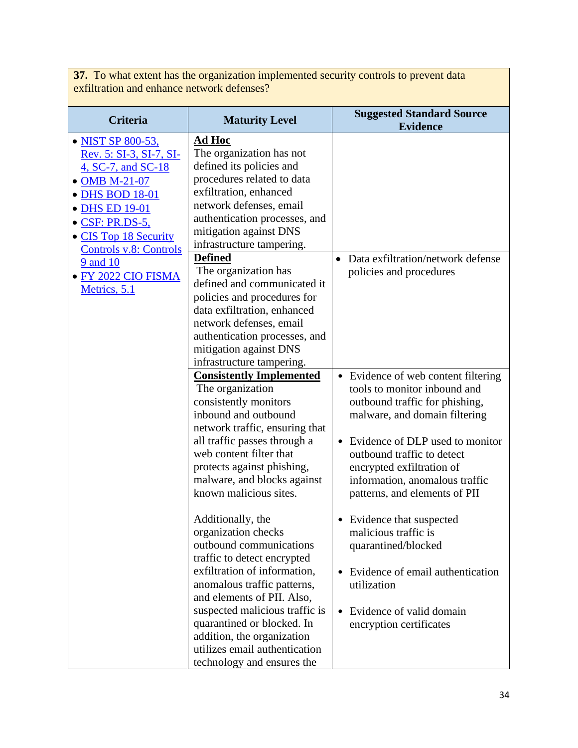| **37.** To what extent has the organization implemented security controls to prevent data exfiltration and enhance network defenses? | | |
|---|---|---|
| **Criteria** | **Maturity Level** | **Suggested Standard Source Evidence** |
| • NIST SP 800-53, Rev. 5: SI-3, SI-7, SI-4, SC-7, and SC-18<br>• OMB M-21-07<br>• DHS BOD 18-01<br>• DHS ED 19-01<br>• CSF: PR.DS-5,<br>• CIS Top 18 Security Controls v.8: Controls 9 and 10<br>• FY 2022 CIO FISMA Metrics, 5.1 | **<u>Ad Hoc</u>**<br>The organization has not defined its policies and procedures related to data exfiltration, enhanced network defenses, email authentication processes, and mitigation against DNS infrastructure tampering. | |
| | **<u>Defined</u>**<br>The organization has defined and communicated it policies and procedures for data exfiltration, enhanced network defenses, email authentication processes, and mitigation against DNS infrastructure tampering. | • Data exfiltration/network defense policies and procedures |
| | **<u>Consistently Implemented</u>**<br>The organization consistently monitors inbound and outbound network traffic, ensuring that all traffic passes through a web content filter that protects against phishing, malware, and blocks against known malicious sites.<br><br>Additionally, the organization checks outbound communications traffic to detect encrypted exfiltration of information, anomalous traffic patterns, and elements of PII. Also, suspected malicious traffic is quarantined or blocked. In addition, the organization utilizes email authentication technology and ensures the | • Evidence of web content filtering tools to monitor inbound and outbound traffic for phishing, malware, and domain filtering<br><br>• Evidence of DLP used to monitor outbound traffic to detect encrypted exfiltration of information, anomalous traffic patterns, and elements of PII<br><br>• Evidence that suspected malicious traffic is quarantined/blocked<br><br>• Evidence of email authentication utilization<br><br>• Evidence of valid domain encryption certificates |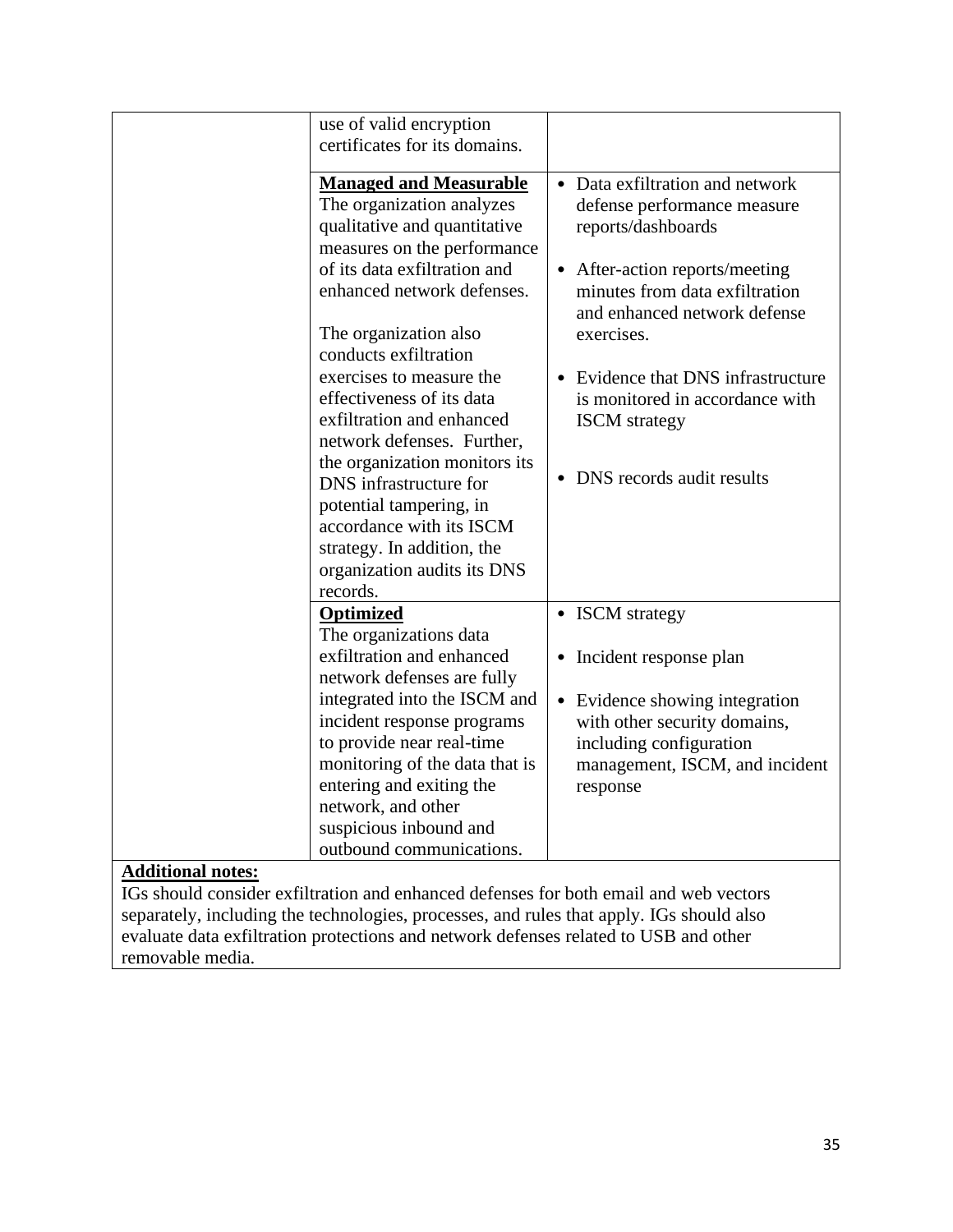| | | |
|---|---|---|
| | use of valid encryption certificates for its domains. | |
| | **Managed and Measurable**<br>The organization analyzes qualitative and quantitative measures on the performance of its data exfiltration and enhanced network defenses.<br><br>The organization also conducts exfiltration exercises to measure the effectiveness of its data exfiltration and enhanced network defenses. Further, the organization monitors its DNS infrastructure for potential tampering, in accordance with its ISCM strategy. In addition, the organization audits its DNS records. | • Data exfiltration and network defense performance measure reports/dashboards<br><br>• After-action reports/meeting minutes from data exfiltration and enhanced network defense exercises.<br><br>• Evidence that DNS infrastructure is monitored in accordance with ISCM strategy<br><br>• DNS records audit results |
| | **Optimized**<br>The organizations data exfiltration and enhanced network defenses are fully integrated into the ISCM and incident response programs to provide near real-time monitoring of the data that is entering and exiting the network, and other suspicious inbound and outbound communications. | • ISCM strategy<br><br>• Incident response plan<br><br>• Evidence showing integration with other security domains, including configuration management, ISCM, and incident response |

**Additional notes:**
IGs should consider exfiltration and enhanced defenses for both email and web vectors separately, including the technologies, processes, and rules that apply. IGs should also evaluate data exfiltration protections and network defenses related to USB and other removable media.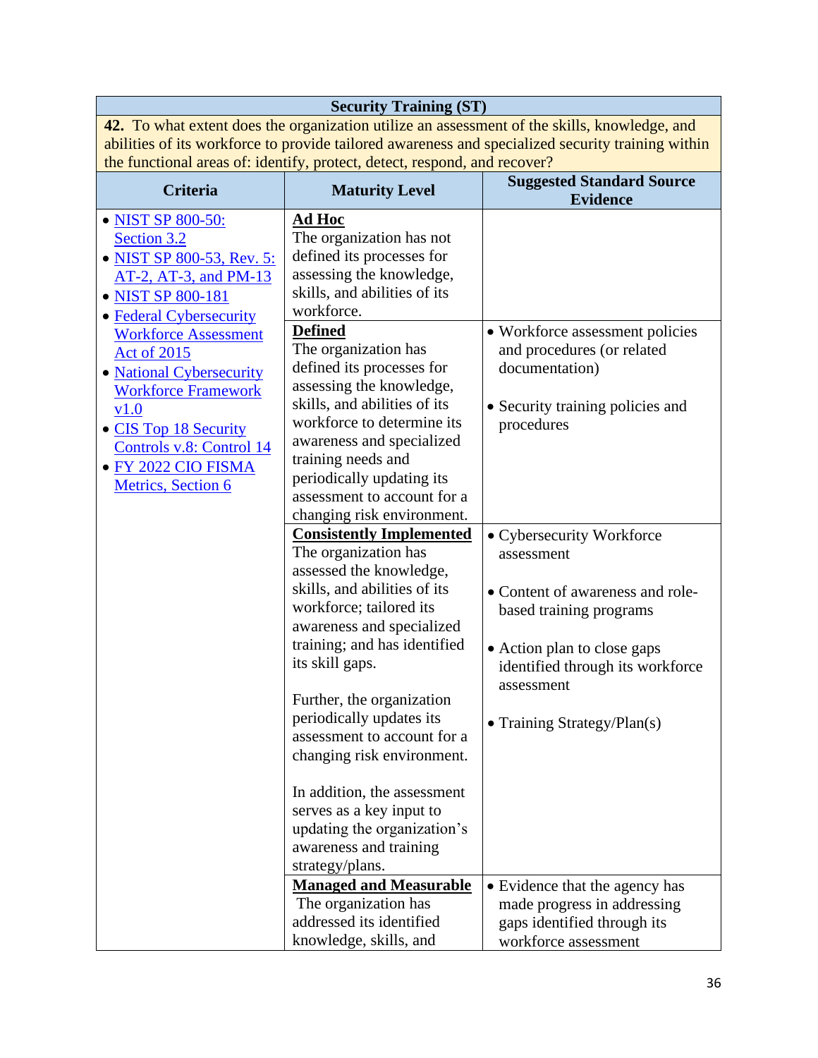| Security Training (ST) | | |
|---|---|---|
| **42.** To what extent does the organization utilize an assessment of the skills, knowledge, and abilities of its workforce to provide tailored awareness and specialized security training within the functional areas of: identify, protect, detect, respond, and recover? | | |
| **Criteria** | **Maturity Level** | **Suggested Standard Source Evidence** |
| • NIST SP 800-50: Section 3.2<br>• NIST SP 800-53, Rev. 5: AT-2, AT-3, and PM-13<br>• NIST SP 800-181<br>• Federal Cybersecurity Workforce Assessment Act of 2015<br>• National Cybersecurity Workforce Framework v1.0<br>• CIS Top 18 Security Controls v.8: Control 14<br>• FY 2022 CIO FISMA Metrics, Section 6 | **Ad Hoc**<br>The organization has not defined its processes for assessing the knowledge, skills, and abilities of its workforce. | |
| | **Defined**<br>The organization has defined its processes for assessing the knowledge, skills, and abilities of its workforce to determine its awareness and specialized training needs and periodically updating its assessment to account for a changing risk environment. | • Workforce assessment policies and procedures (or related documentation)<br><br>• Security training policies and procedures |
| | **Consistently Implemented**<br>The organization has assessed the knowledge, skills, and abilities of its workforce; tailored its awareness and specialized training; and has identified its skill gaps.<br><br>Further, the organization periodically updates its assessment to account for a changing risk environment.<br><br>In addition, the assessment serves as a key input to updating the organization's awareness and training strategy/plans. | • Cybersecurity Workforce assessment<br><br>• Content of awareness and role-based training programs<br><br>• Action plan to close gaps identified through its workforce assessment<br><br>• Training Strategy/Plan(s) |
| | **Managed and Measurable**<br>The organization has addressed its identified knowledge, skills, and | • Evidence that the agency has made progress in addressing gaps identified through its workforce assessment |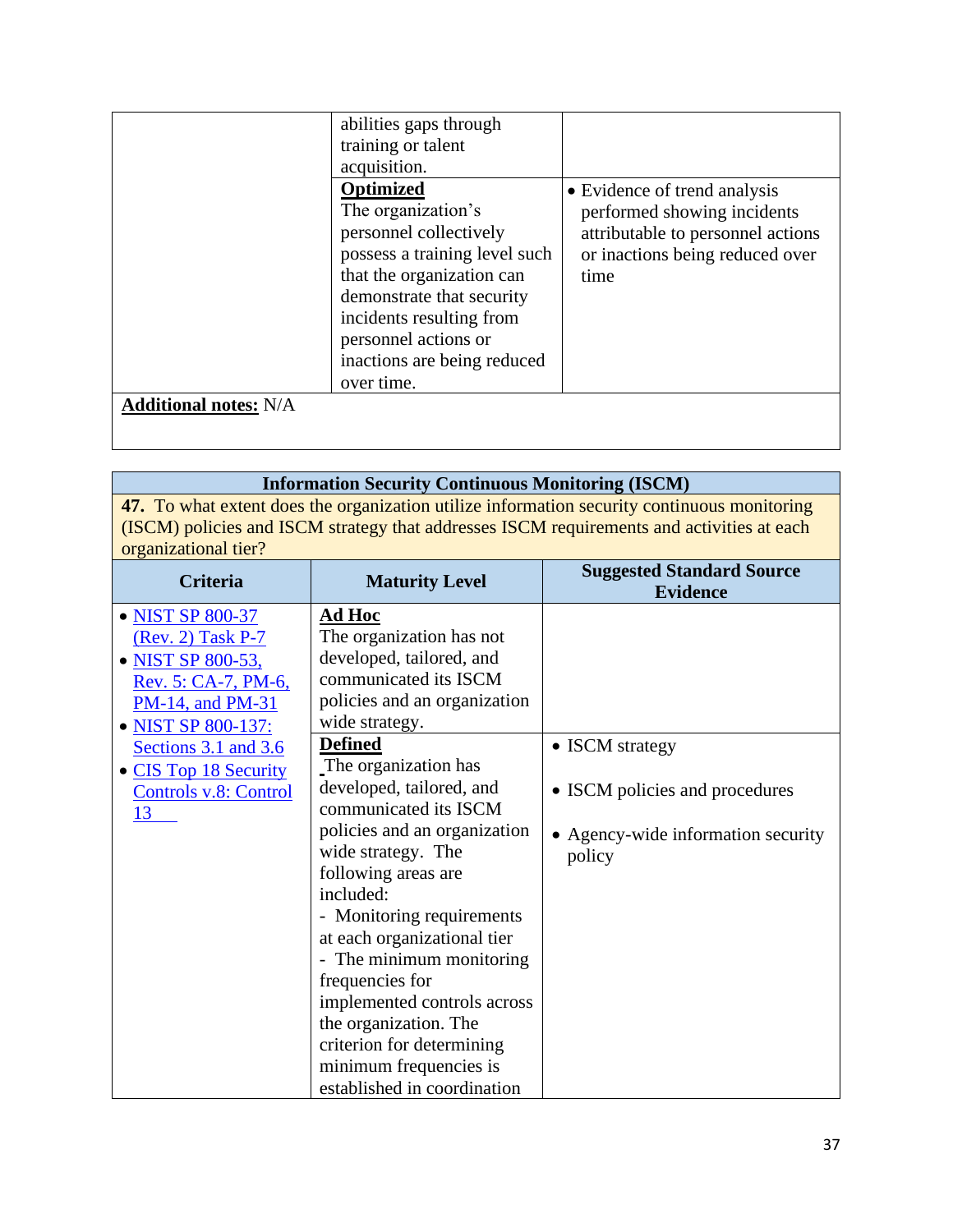| | | |
|---|---|---|
| | abilities gaps through training or talent acquisition. | |
| | **Optimized**<br>The organization's personnel collectively possess a training level such that the organization can demonstrate that security incidents resulting from personnel actions or inactions are being reduced over time. | • Evidence of trend analysis performed showing incidents attributable to personnel actions or inactions being reduced over time |

**Additional notes:** N/A

| **Information Security Continuous Monitoring (ISCM)** | | |
|---|---|---|
| **47.** To what extent does the organization utilize information security continuous monitoring (ISCM) policies and ISCM strategy that addresses ISCM requirements and activities at each organizational tier? | | |
| **Criteria** | **Maturity Level** | **Suggested Standard Source Evidence** |
| • NIST SP 800-37 (Rev. 2) Task P-7<br>• NIST SP 800-53, Rev. 5: CA-7, PM-6, PM-14, and PM-31<br>• NIST SP 800-137: Sections 3.1 and 3.6<br>• CIS Top 18 Security Controls v.8: Control 13 | **Ad Hoc**<br>The organization has not developed, tailored, and communicated its ISCM policies and an organization wide strategy. | |
| | **Defined**<br>The organization has developed, tailored, and communicated its ISCM policies and an organization wide strategy. The following areas are included:<br>- Monitoring requirements at each organizational tier<br>- The minimum monitoring frequencies for implemented controls across the organization. The criterion for determining minimum frequencies is established in coordination | • ISCM strategy<br>• ISCM policies and procedures<br>• Agency-wide information security policy |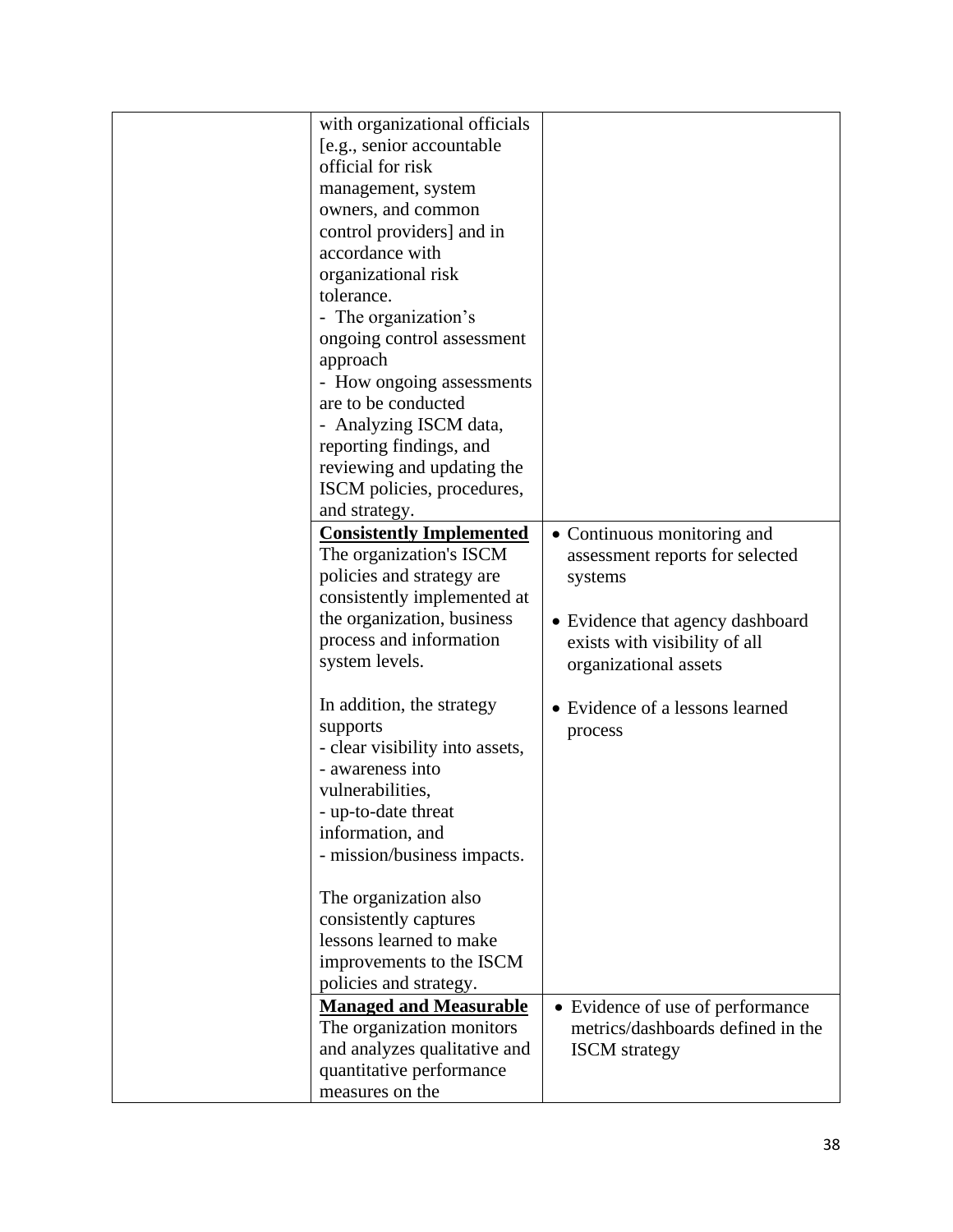| | | |
|---|---|---|
| | with organizational officials [e.g., senior accountable official for risk management, system owners, and common control providers] and in accordance with organizational risk tolerance.<br>- The organization's ongoing control assessment approach<br>- How ongoing assessments are to be conducted<br>- Analyzing ISCM data, reporting findings, and reviewing and updating the ISCM policies, procedures, and strategy. | |
| | **Consistently Implemented**<br>The organization's ISCM policies and strategy are consistently implemented at the organization, business process and information system levels.<br><br>In addition, the strategy supports<br>- clear visibility into assets,<br>- awareness into vulnerabilities,<br>- up-to-date threat information, and<br>- mission/business impacts.<br><br>The organization also consistently captures lessons learned to make improvements to the ISCM policies and strategy. | • Continuous monitoring and assessment reports for selected systems<br><br>• Evidence that agency dashboard exists with visibility of all organizational assets<br><br>• Evidence of a lessons learned process |
| | **Managed and Measurable**<br>The organization monitors and analyzes qualitative and quantitative performance measures on the | • Evidence of use of performance metrics/dashboards defined in the ISCM strategy |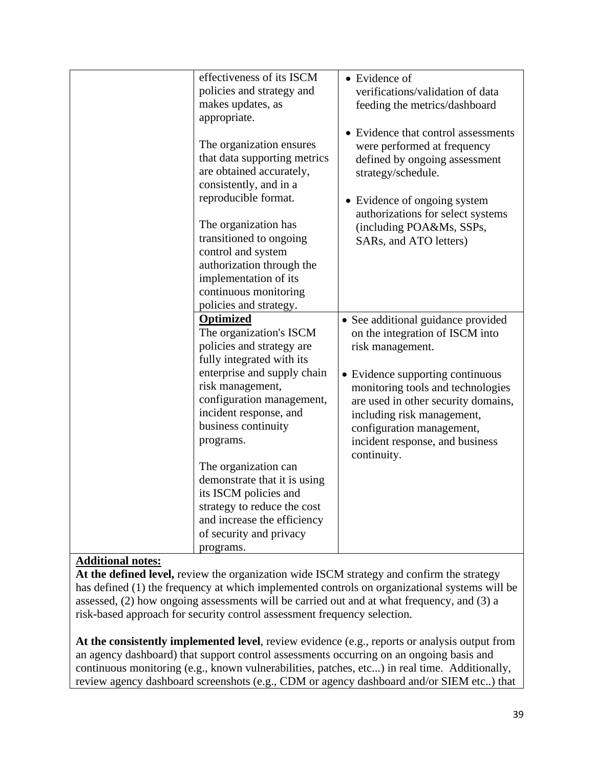| | | |
|---|---|---|
| | effectiveness of its ISCM policies and strategy and makes updates, as appropriate.<br><br>The organization ensures that data supporting metrics are obtained accurately, consistently, and in a reproducible format.<br><br>The organization has transitioned to ongoing control and system authorization through the implementation of its continuous monitoring policies and strategy. | • Evidence of verifications/validation of data feeding the metrics/dashboard<br><br>• Evidence that control assessments were performed at frequency defined by ongoing assessment strategy/schedule.<br><br>• Evidence of ongoing system authorizations for select systems (including POA&Ms, SSPs, SARs, and ATO letters) |
| | **Optimized**<br>The organization's ISCM policies and strategy are fully integrated with its enterprise and supply chain risk management, configuration management, incident response, and business continuity programs.<br><br>The organization can demonstrate that it is using its ISCM policies and strategy to reduce the cost and increase the efficiency of security and privacy programs. | • See additional guidance provided on the integration of ISCM into risk management.<br><br>• Evidence supporting continuous monitoring tools and technologies are used in other security domains, including risk management, configuration management, incident response, and business continuity. |

**Additional notes:**

**At the defined level,** review the organization wide ISCM strategy and confirm the strategy has defined (1) the frequency at which implemented controls on organizational systems will be assessed, (2) how ongoing assessments will be carried out and at what frequency, and (3) a risk-based approach for security control assessment frequency selection.

**At the consistently implemented level**, review evidence (e.g., reports or analysis output from an agency dashboard) that support control assessments occurring on an ongoing basis and continuous monitoring (e.g., known vulnerabilities, patches, etc...) in real time. Additionally, review agency dashboard screenshots (e.g., CDM or agency dashboard and/or SIEM etc..) that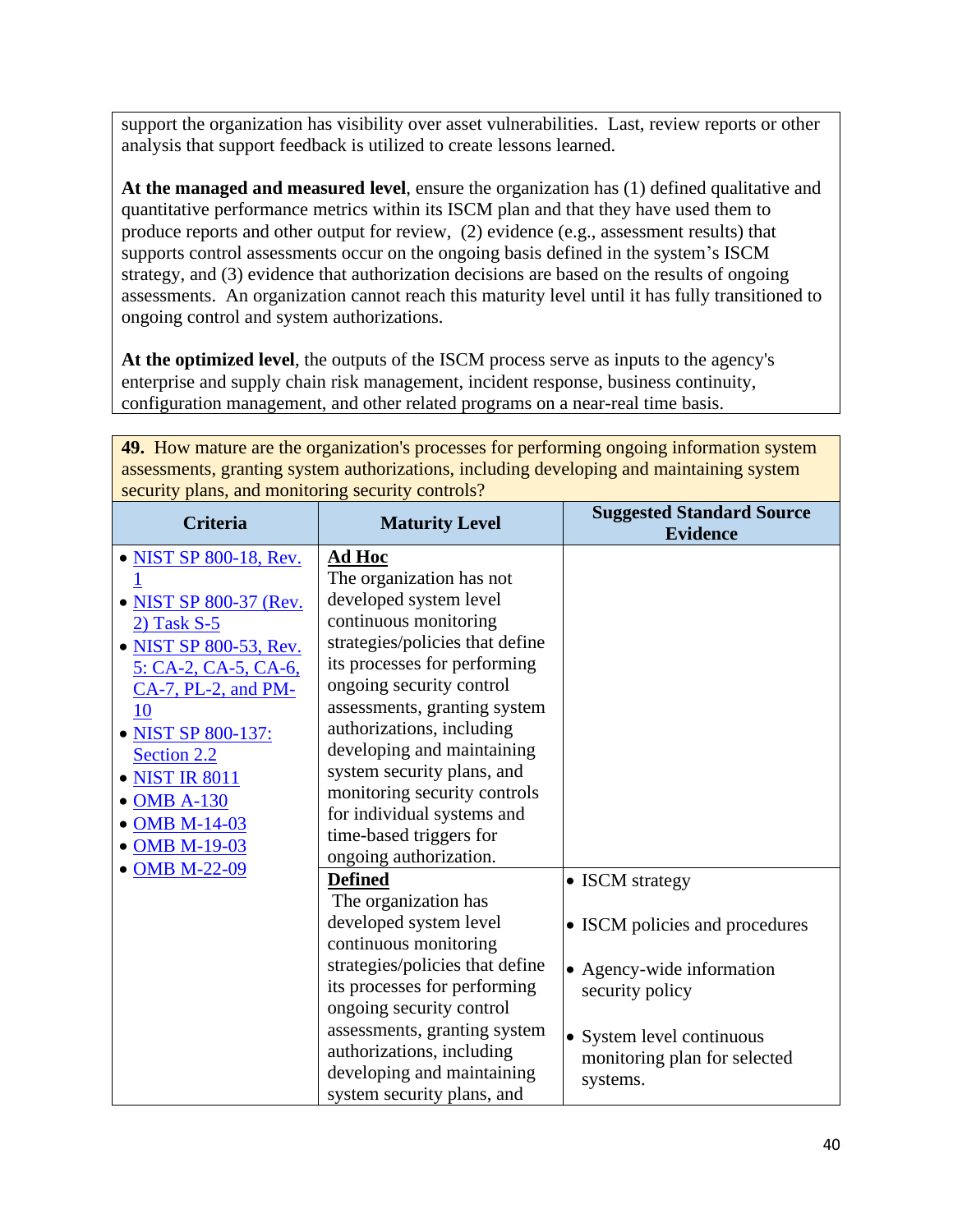support the organization has visibility over asset vulnerabilities. Last, review reports or other analysis that support feedback is utilized to create lessons learned.

**At the managed and measured level**, ensure the organization has (1) defined qualitative and quantitative performance metrics within its ISCM plan and that they have used them to produce reports and other output for review, (2) evidence (e.g., assessment results) that supports control assessments occur on the ongoing basis defined in the system's ISCM strategy, and (3) evidence that authorization decisions are based on the results of ongoing assessments. An organization cannot reach this maturity level until it has fully transitioned to ongoing control and system authorizations.

**At the optimized level**, the outputs of the ISCM process serve as inputs to the agency's enterprise and supply chain risk management, incident response, business continuity, configuration management, and other related programs on a near-real time basis.

**49.** How mature are the organization's processes for performing ongoing information system assessments, granting system authorizations, including developing and maintaining system security plans, and monitoring security controls?

| Criteria | Maturity Level | Suggested Standard Source Evidence |
|---|---|---|
| • NIST SP 800-18, Rev. 1<br>• NIST SP 800-37 (Rev. 2) Task S-5<br>• NIST SP 800-53, Rev. 5: CA-2, CA-5, CA-6, CA-7, PL-2, and PM-10<br>• NIST SP 800-137: Section 2.2<br>• NIST IR 8011<br>• OMB A-130<br>• OMB M-14-03<br>• OMB M-19-03<br>• OMB M-22-09 | **Ad Hoc**<br>The organization has not developed system level continuous monitoring strategies/policies that define its processes for performing ongoing security control assessments, granting system authorizations, including developing and maintaining system security plans, and monitoring security controls for individual systems and time-based triggers for ongoing authorization. | |
| | **Defined**<br>The organization has developed system level continuous monitoring strategies/policies that define its processes for performing ongoing security control assessments, granting system authorizations, including developing and maintaining system security plans, and | • ISCM strategy<br>• ISCM policies and procedures<br>• Agency-wide information security policy<br>• System level continuous monitoring plan for selected systems. |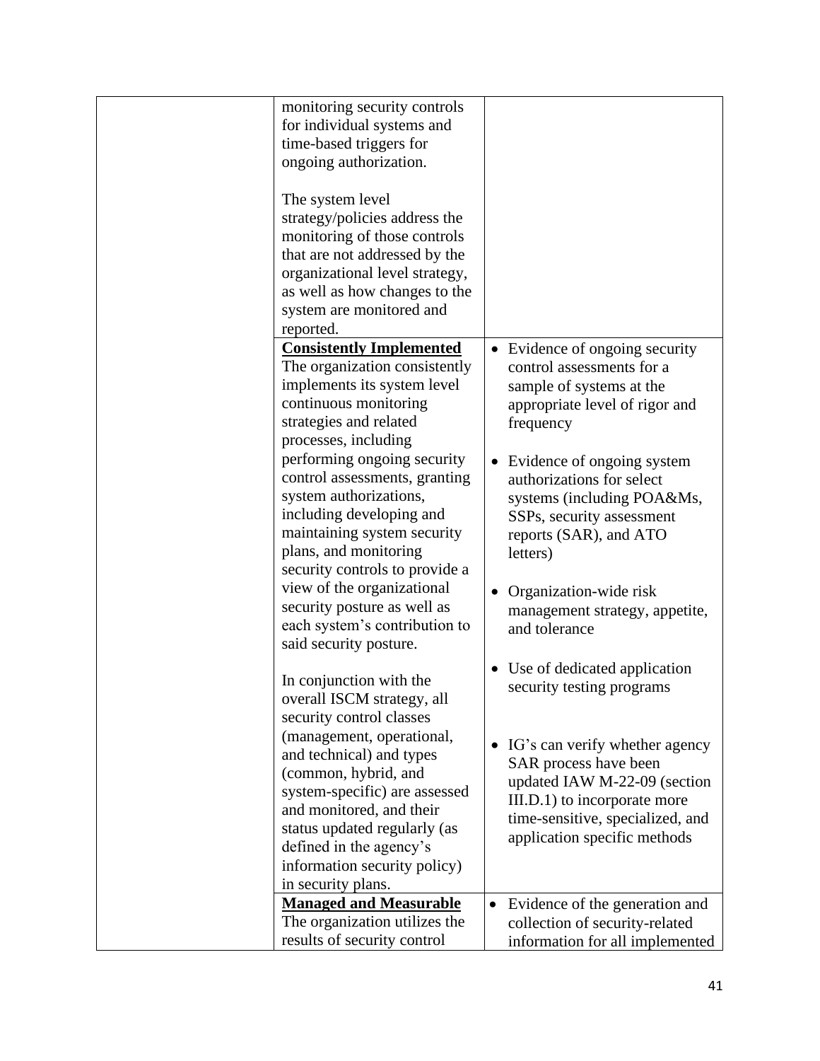| | | |
|---|---|---|
| | monitoring security controls for individual systems and time-based triggers for ongoing authorization.<br><br>The system level strategy/policies address the monitoring of those controls that are not addressed by the organizational level strategy, as well as how changes to the system are monitored and reported. | |
| | **Consistently Implemented**<br>The organization consistently implements its system level continuous monitoring strategies and related processes, including performing ongoing security control assessments, granting system authorizations, including developing and maintaining system security plans, and monitoring security controls to provide a view of the organizational security posture as well as each system's contribution to said security posture.<br><br>In conjunction with the overall ISCM strategy, all security control classes (management, operational, and technical) and types (common, hybrid, and system-specific) are assessed and monitored, and their status updated regularly (as defined in the agency's information security policy) in security plans. | • Evidence of ongoing security control assessments for a sample of systems at the appropriate level of rigor and frequency<br><br>• Evidence of ongoing system authorizations for select systems (including POA&Ms, SSPs, security assessment reports (SAR), and ATO letters)<br><br>• Organization-wide risk management strategy, appetite, and tolerance<br><br>• Use of dedicated application security testing programs<br><br>• IG's can verify whether agency SAR process have been updated IAW M-22-09 (section III.D.1) to incorporate more time-sensitive, specialized, and application specific methods |
| | **Managed and Measurable**<br>The organization utilizes the results of security control | • Evidence of the generation and collection of security-related information for all implemented |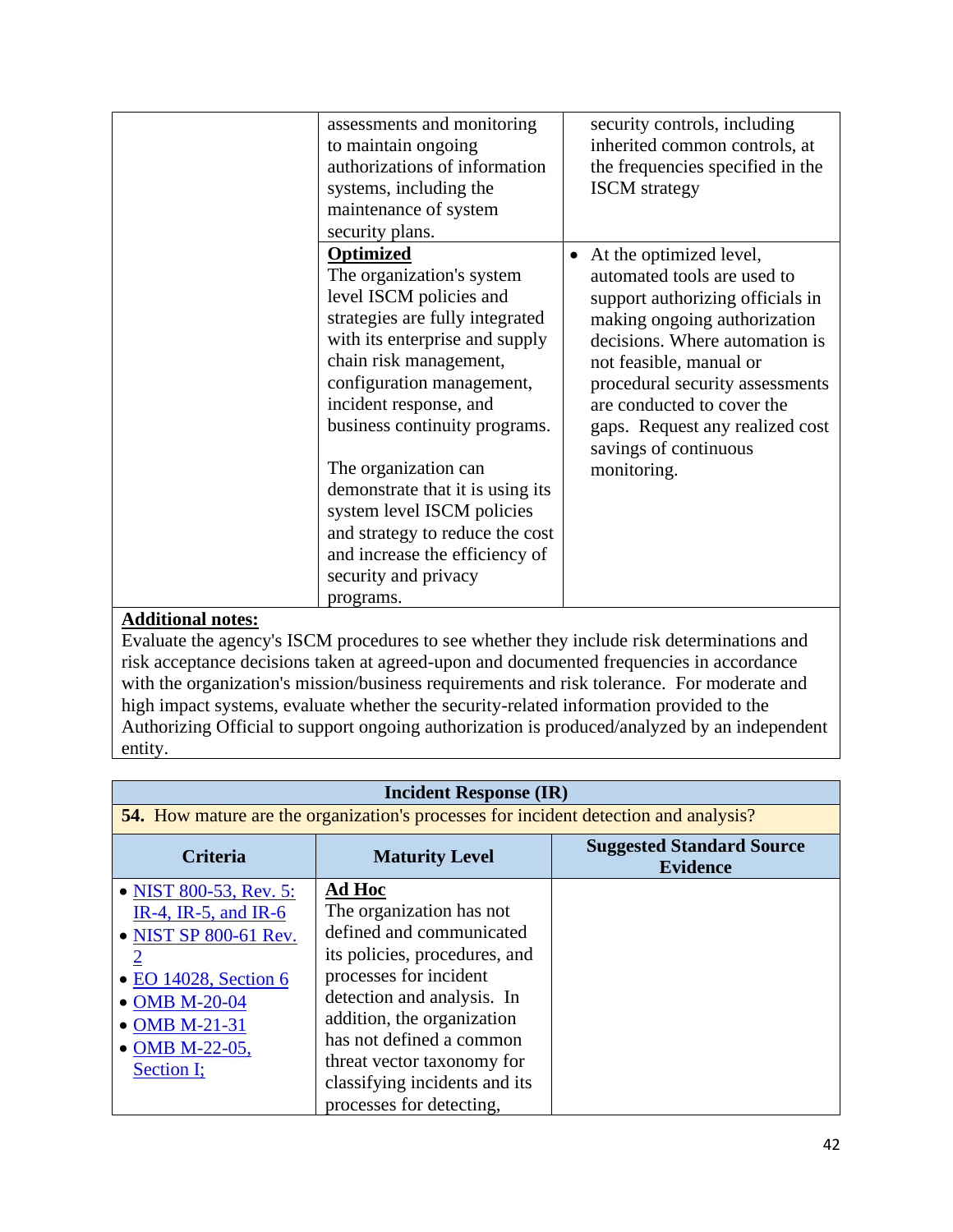| | | |
|---|---|---|
| | assessments and monitoring to maintain ongoing authorizations of information systems, including the maintenance of system security plans. | security controls, including inherited common controls, at the frequencies specified in the ISCM strategy |
| | **Optimized**<br>The organization's system level ISCM policies and strategies are fully integrated with its enterprise and supply chain risk management, configuration management, incident response, and business continuity programs.<br><br>The organization can demonstrate that it is using its system level ISCM policies and strategy to reduce the cost and increase the efficiency of security and privacy programs. | • At the optimized level, automated tools are used to support authorizing officials in making ongoing authorization decisions. Where automation is not feasible, manual or procedural security assessments are conducted to cover the gaps. Request any realized cost savings of continuous monitoring. |

**Additional notes:**
Evaluate the agency's ISCM procedures to see whether they include risk determinations and risk acceptance decisions taken at agreed-upon and documented frequencies in accordance with the organization's mission/business requirements and risk tolerance. For moderate and high impact systems, evaluate whether the security-related information provided to the Authorizing Official to support ongoing authorization is produced/analyzed by an independent entity.

**Incident Response (IR)**

**54.** How mature are the organization's processes for incident detection and analysis?

| Criteria | Maturity Level | Suggested Standard Source Evidence |
|---|---|---|
| • NIST 800-53, Rev. 5: IR-4, IR-5, and IR-6<br>• NIST SP 800-61 Rev. 2<br>• EO 14028, Section 6<br>• OMB M-20-04<br>• OMB M-21-31<br>• OMB M-22-05, Section I; | **Ad Hoc**<br>The organization has not defined and communicated its policies, procedures, and processes for incident detection and analysis. In addition, the organization has not defined a common threat vector taxonomy for classifying incidents and its processes for detecting, | |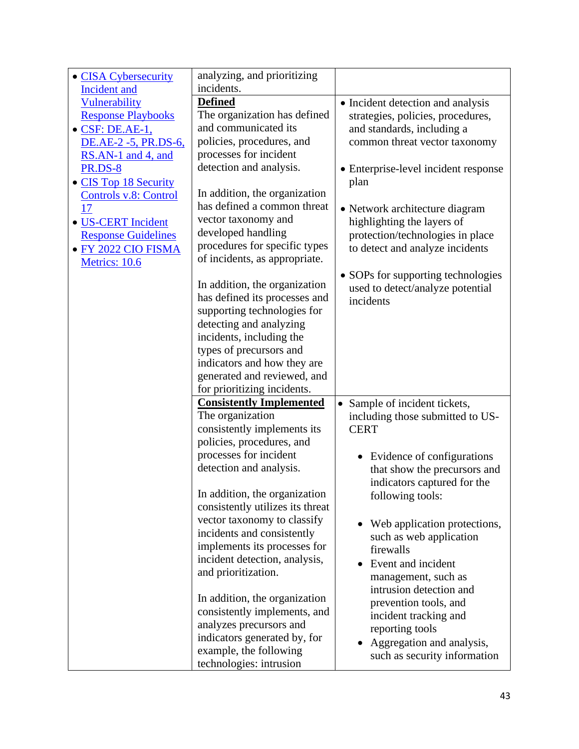| | | |
|---|---|---|
| • CISA Cybersecurity Incident and Vulnerability Response Playbooks<br>• CSF: DE.AE-1, DE.AE-2 -5, PR.DS-6, RS.AN-1 and 4, and PR.DS-8<br>• CIS Top 18 Security Controls v.8: Control 17<br>• US-CERT Incident Response Guidelines<br>• FY 2022 CIO FISMA Metrics: 10.6 | analyzing, and prioritizing incidents. | |
| | **Defined**<br>The organization has defined and communicated its policies, procedures, and processes for incident detection and analysis.<br><br>In addition, the organization has defined a common threat vector taxonomy and developed handling procedures for specific types of incidents, as appropriate.<br><br>In addition, the organization has defined its processes and supporting technologies for detecting and analyzing incidents, including the types of precursors and indicators and how they are generated and reviewed, and for prioritizing incidents. | • Incident detection and analysis strategies, policies, procedures, and standards, including a common threat vector taxonomy<br><br>• Enterprise-level incident response plan<br><br>• Network architecture diagram highlighting the layers of protection/technologies in place to detect and analyze incidents<br><br>• SOPs for supporting technologies used to detect/analyze potential incidents |
| | **Consistently Implemented**<br>The organization consistently implements its policies, procedures, and processes for incident detection and analysis.<br><br>In addition, the organization consistently utilizes its threat vector taxonomy to classify incidents and consistently implements its processes for incident detection, analysis, and prioritization.<br><br>In addition, the organization consistently implements, and analyzes precursors and indicators generated by, for example, the following technologies: intrusion | • Sample of incident tickets, including those submitted to US-CERT<br><br>• Evidence of configurations that show the precursors and indicators captured for the following tools:<br><br>• Web application protections, such as web application firewalls<br>• Event and incident management, such as intrusion detection and prevention tools, and incident tracking and reporting tools<br>• Aggregation and analysis, such as security information |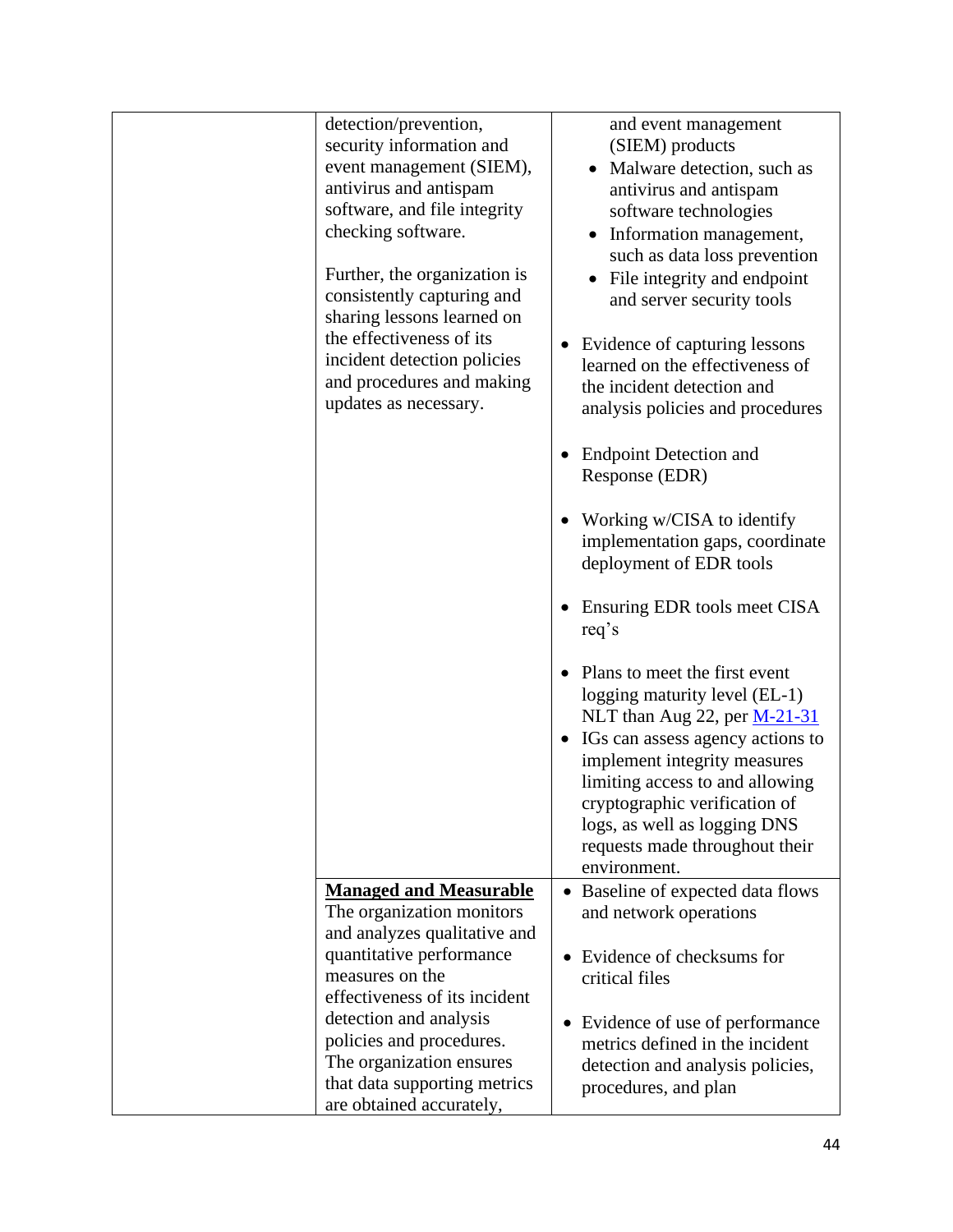|  |  |  |
|---|---|---|
|  | detection/prevention, security information and event management (SIEM), antivirus and antispam software, and file integrity checking software.<br><br>Further, the organization is consistently capturing and sharing lessons learned on the effectiveness of its incident detection policies and procedures and making updates as necessary. | and event management (SIEM) products<br>• Malware detection, such as antivirus and antispam software technologies<br>• Information management, such as data loss prevention<br>• File integrity and endpoint and server security tools<br><br>• Evidence of capturing lessons learned on the effectiveness of the incident detection and analysis policies and procedures<br><br>• Endpoint Detection and Response (EDR)<br><br>• Working w/CISA to identify implementation gaps, coordinate deployment of EDR tools<br><br>• Ensuring EDR tools meet CISA req's<br><br>• Plans to meet the first event logging maturity level (EL-1) NLT than Aug 22, per [M-21-31](M-21-31)<br>• IGs can assess agency actions to implement integrity measures limiting access to and allowing cryptographic verification of logs, as well as logging DNS requests made throughout their environment. |
|  | <u>**Managed and Measurable**</u><br>The organization monitors and analyzes qualitative and quantitative performance measures on the effectiveness of its incident detection and analysis policies and procedures. The organization ensures that data supporting metrics are obtained accurately, | • Baseline of expected data flows and network operations<br><br>• Evidence of checksums for critical files<br><br>• Evidence of use of performance metrics defined in the incident detection and analysis policies, procedures, and plan |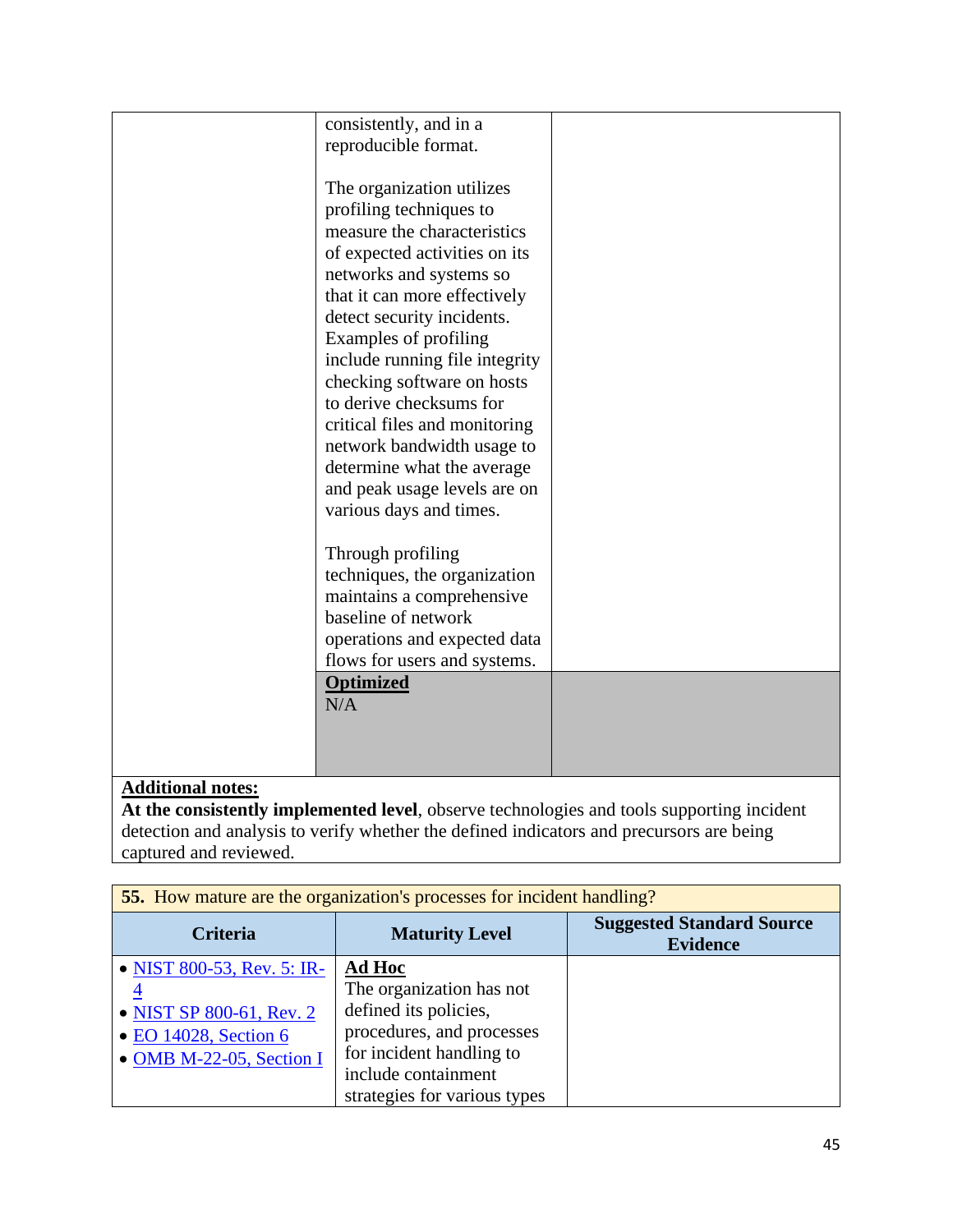| Criteria | Maturity Level | Suggested Standard Source Evidence |
|---|---|---|
| | consistently, and in a reproducible format.<br><br>The organization utilizes profiling techniques to measure the characteristics of expected activities on its networks and systems so that it can more effectively detect security incidents. Examples of profiling include running file integrity checking software on hosts to derive checksums for critical files and monitoring network bandwidth usage to determine what the average and peak usage levels are on various days and times.<br><br>Through profiling techniques, the organization maintains a comprehensive baseline of network operations and expected data flows for users and systems. | |
| | **Optimized**<br>N/A | |

**Additional notes:**
**At the consistently implemented level**, observe technologies and tools supporting incident detection and analysis to verify whether the defined indicators and precursors are being captured and reviewed.

**55.** How mature are the organization's processes for incident handling?

| Criteria | Maturity Level | Suggested Standard Source Evidence |
|---|---|---|
| • NIST 800-53, Rev. 5: IR-4<br>• NIST SP 800-61, Rev. 2<br>• EO 14028, Section 6<br>• OMB M-22-05, Section I | **Ad Hoc**<br>The organization has not defined its policies, procedures, and processes for incident handling to include containment strategies for various types | |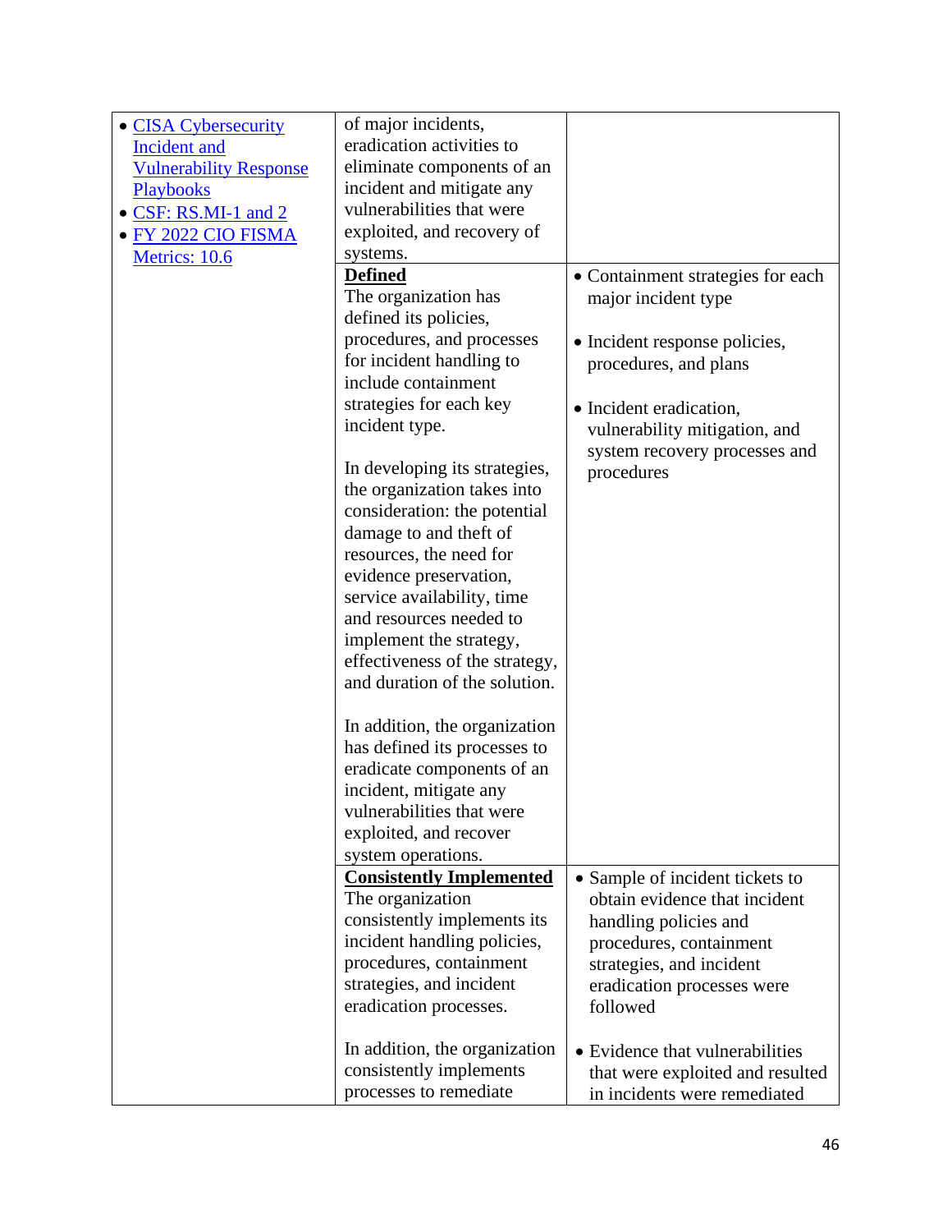| | | |
|---|---|---|
| • CISA Cybersecurity Incident and Vulnerability Response Playbooks<br>• CSF: RS.MI-1 and 2<br>• FY 2022 CIO FISMA Metrics: 10.6 | of major incidents, eradication activities to eliminate components of an incident and mitigate any vulnerabilities that were exploited, and recovery of systems. | |
| | **Defined**<br>The organization has defined its policies, procedures, and processes for incident handling to include containment strategies for each key incident type.<br><br>In developing its strategies, the organization takes into consideration: the potential damage to and theft of resources, the need for evidence preservation, service availability, time and resources needed to implement the strategy, effectiveness of the strategy, and duration of the solution.<br><br>In addition, the organization has defined its processes to eradicate components of an incident, mitigate any vulnerabilities that were exploited, and recover system operations. | • Containment strategies for each major incident type<br><br>• Incident response policies, procedures, and plans<br><br>• Incident eradication, vulnerability mitigation, and system recovery processes and procedures |
| | **Consistently Implemented**<br>The organization consistently implements its incident handling policies, procedures, containment strategies, and incident eradication processes.<br><br>In addition, the organization consistently implements processes to remediate | • Sample of incident tickets to obtain evidence that incident handling policies and procedures, containment strategies, and incident eradication processes were followed<br><br>• Evidence that vulnerabilities that were exploited and resulted in incidents were remediated |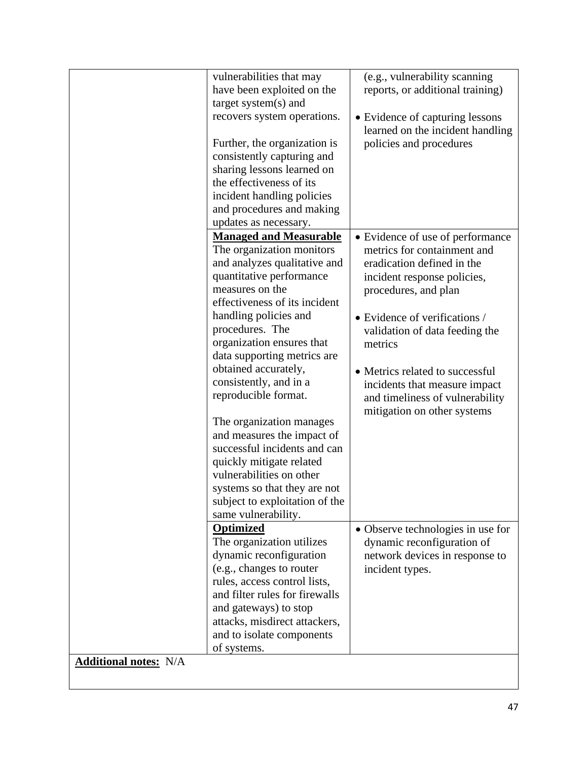| | | |
|---|---|---|
| | vulnerabilities that may have been exploited on the target system(s) and recovers system operations.<br><br>Further, the organization is consistently capturing and sharing lessons learned on the effectiveness of its incident handling policies and procedures and making updates as necessary. | (e.g., vulnerability scanning reports, or additional training)<br><br>• Evidence of capturing lessons learned on the incident handling policies and procedures |
| | **Managed and Measurable**<br>The organization monitors and analyzes qualitative and quantitative performance measures on the effectiveness of its incident handling policies and procedures. The organization ensures that data supporting metrics are obtained accurately, consistently, and in a reproducible format.<br><br>The organization manages and measures the impact of successful incidents and can quickly mitigate related vulnerabilities on other systems so that they are not subject to exploitation of the same vulnerability. | • Evidence of use of performance metrics for containment and eradication defined in the incident response policies, procedures, and plan<br><br>• Evidence of verifications / validation of data feeding the metrics<br><br>• Metrics related to successful incidents that measure impact and timeliness of vulnerability mitigation on other systems |
| | **Optimized**<br>The organization utilizes dynamic reconfiguration (e.g., changes to router rules, access control lists, and filter rules for firewalls and gateways) to stop attacks, misdirect attackers, and to isolate components of systems. | • Observe technologies in use for dynamic reconfiguration of network devices in response to incident types. |
| **Additional notes:** N/A | | |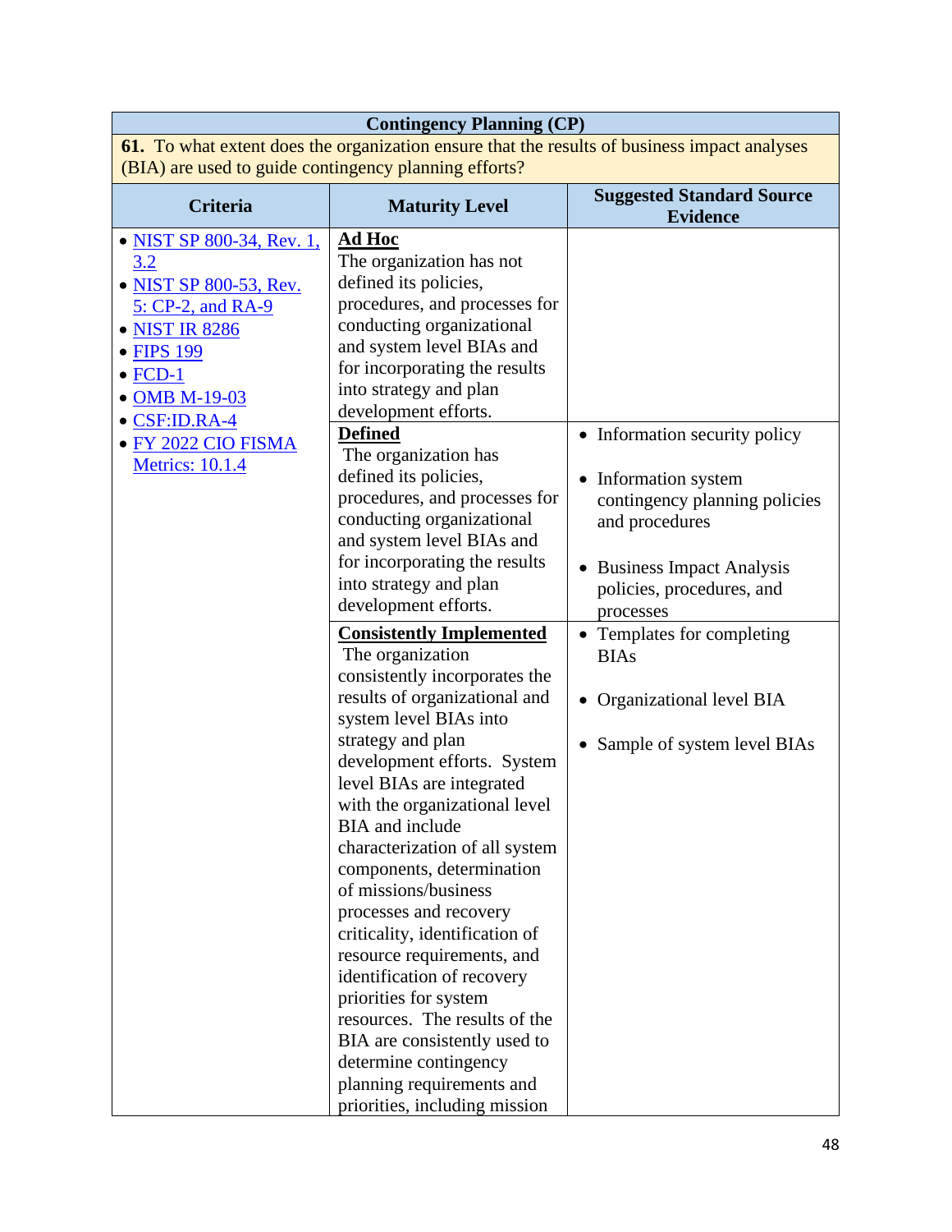| Contingency Planning (CP) | | |
|---|---|---|
| **61.** To what extent does the organization ensure that the results of business impact analyses (BIA) are used to guide contingency planning efforts? | | |
| **Criteria** | **Maturity Level** | **Suggested Standard Source Evidence** |
| • NIST SP 800-34, Rev. 1, 3.2<br>• NIST SP 800-53, Rev. 5: CP-2, and RA-9<br>• NIST IR 8286<br>• FIPS 199<br>• FCD-1<br>• OMB M-19-03<br>• CSF:ID.RA-4<br>• FY 2022 CIO FISMA Metrics: 10.1.4 | **Ad Hoc**<br>The organization has not defined its policies, procedures, and processes for conducting organizational and system level BIAs and for incorporating the results into strategy and plan development efforts. | |
| | **Defined**<br>The organization has defined its policies, procedures, and processes for conducting organizational and system level BIAs and for incorporating the results into strategy and plan development efforts. | • Information security policy<br>• Information system contingency planning policies and procedures<br>• Business Impact Analysis policies, procedures, and processes |
| | **Consistently Implemented**<br>The organization consistently incorporates the results of organizational and system level BIAs into strategy and plan development efforts. System level BIAs are integrated with the organizational level BIA and include characterization of all system components, determination of missions/business processes and recovery criticality, identification of resource requirements, and identification of recovery priorities for system resources. The results of the BIA are consistently used to determine contingency planning requirements and priorities, including mission | • Templates for completing BIAs<br>• Organizational level BIA<br>• Sample of system level BIAs |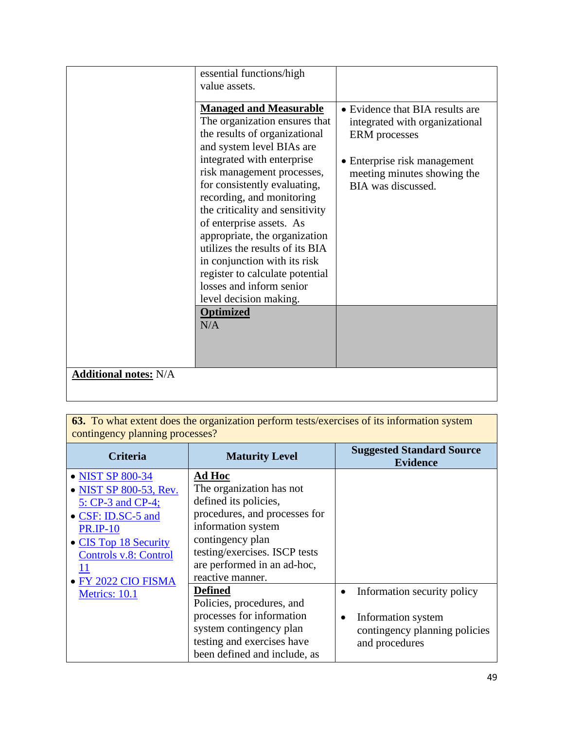| | | |
|---|---|---|
| | essential functions/high value assets. | |
| | **Managed and Measurable**<br>The organization ensures that the results of organizational and system level BIAs are integrated with enterprise risk management processes, for consistently evaluating, recording, and monitoring the criticality and sensitivity of enterprise assets. As appropriate, the organization utilizes the results of its BIA in conjunction with its risk register to calculate potential losses and inform senior level decision making. | • Evidence that BIA results are integrated with organizational ERM processes<br>• Enterprise risk management meeting minutes showing the BIA was discussed. |
| | **Optimized**<br>N/A | |
| **Additional notes:** N/A | | |

| **63.** To what extent does the organization perform tests/exercises of its information system contingency planning processes? | | |
|---|---|---|
| **Criteria** | **Maturity Level** | **Suggested Standard Source Evidence** |
| • NIST SP 800-34<br>• NIST SP 800-53, Rev. 5: CP-3 and CP-4;<br>• CSF: ID.SC-5 and PR.IP-10<br>• CIS Top 18 Security Controls v.8: Control 11<br>• FY 2022 CIO FISMA Metrics: 10.1 | **Ad Hoc**<br>The organization has not defined its policies, procedures, and processes for information system contingency plan testing/exercises. ISCP tests are performed in an ad-hoc, reactive manner. | |
| | **Defined**<br>Policies, procedures, and processes for information system contingency plan testing and exercises have been defined and include, as | • Information security policy<br>• Information system contingency planning policies and procedures |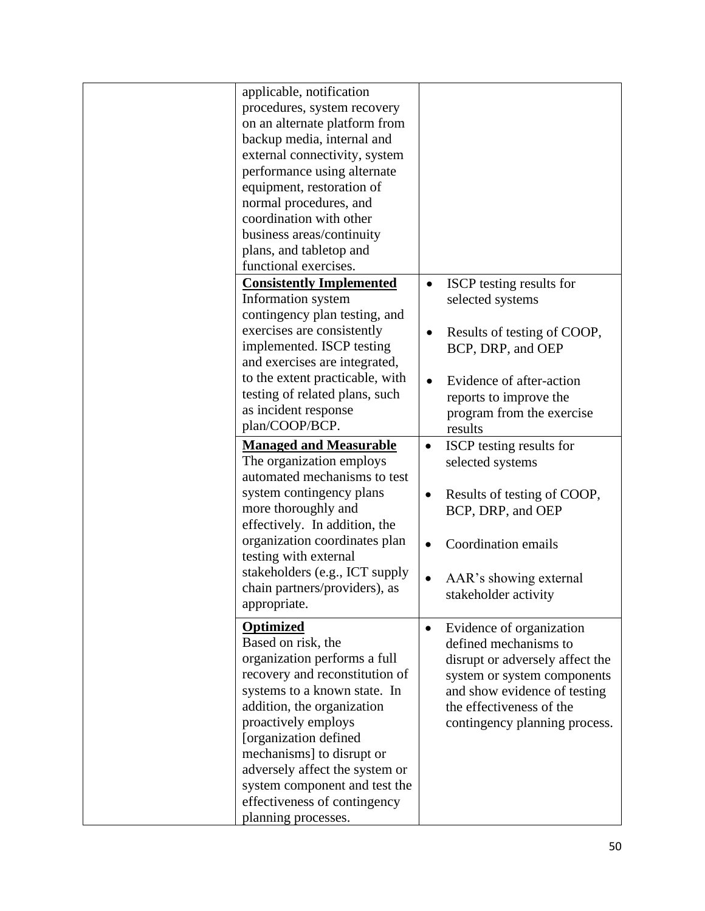| | | |
|---|---|---|
| | applicable, notification procedures, system recovery on an alternate platform from backup media, internal and external connectivity, system performance using alternate equipment, restoration of normal procedures, and coordination with other business areas/continuity plans, and tabletop and functional exercises. | |
| | **Consistently Implemented**<br>Information system contingency plan testing, and exercises are consistently implemented. ISCP testing and exercises are integrated, to the extent practicable, with testing of related plans, such as incident response plan/COOP/BCP. | • ISCP testing results for selected systems<br>• Results of testing of COOP, BCP, DRP, and OEP<br>• Evidence of after-action reports to improve the program from the exercise results |
| | **Managed and Measurable**<br>The organization employs automated mechanisms to test system contingency plans more thoroughly and effectively. In addition, the organization coordinates plan testing with external stakeholders (e.g., ICT supply chain partners/providers), as appropriate. | • ISCP testing results for selected systems<br>• Results of testing of COOP, BCP, DRP, and OEP<br>• Coordination emails<br>• AAR's showing external stakeholder activity |
| | **Optimized**<br>Based on risk, the organization performs a full recovery and reconstitution of systems to a known state. In addition, the organization proactively employs [organization defined mechanisms] to disrupt or adversely affect the system or system component and test the effectiveness of contingency planning processes. | • Evidence of organization defined mechanisms to disrupt or adversely affect the system or system components and show evidence of testing the effectiveness of the contingency planning process. |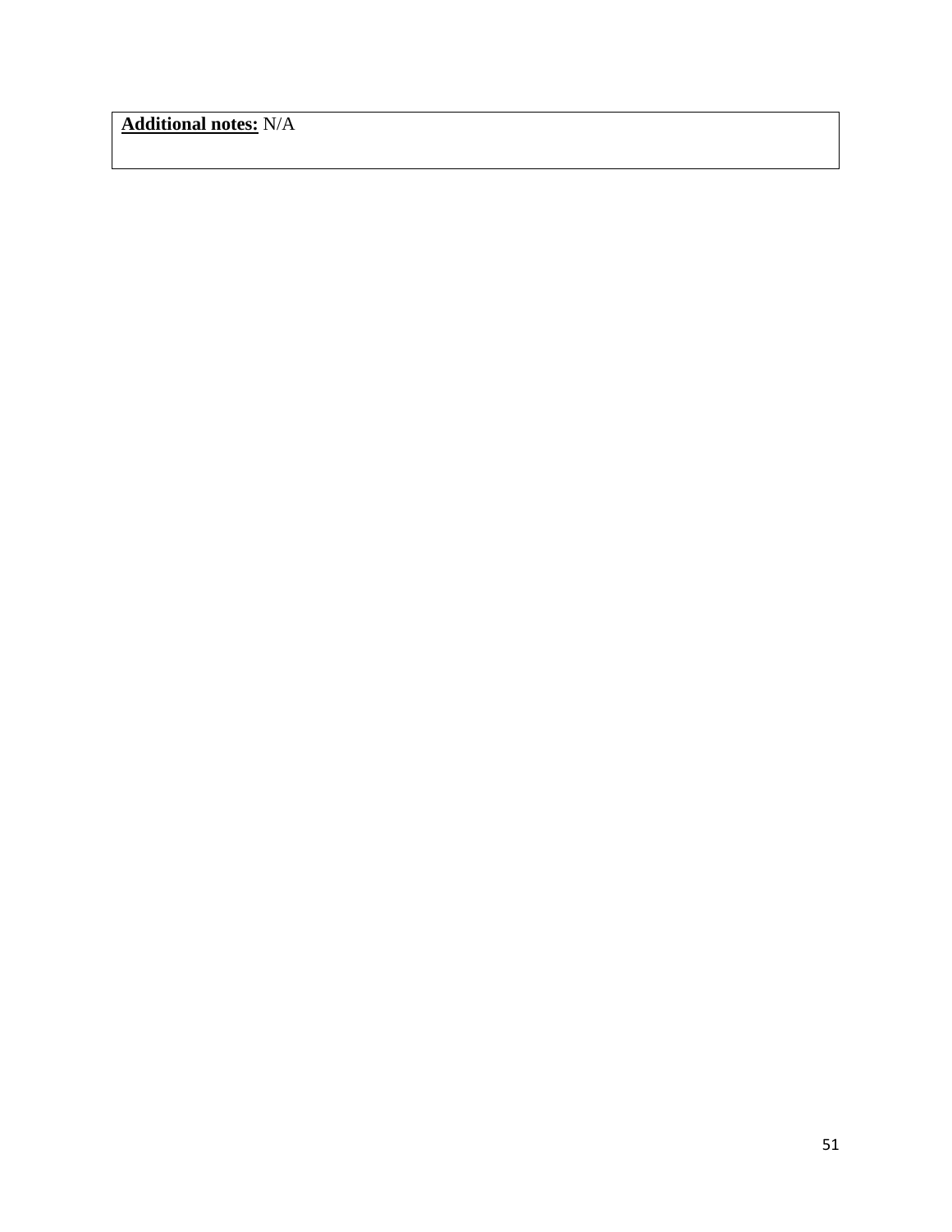**Additional notes:** N/A